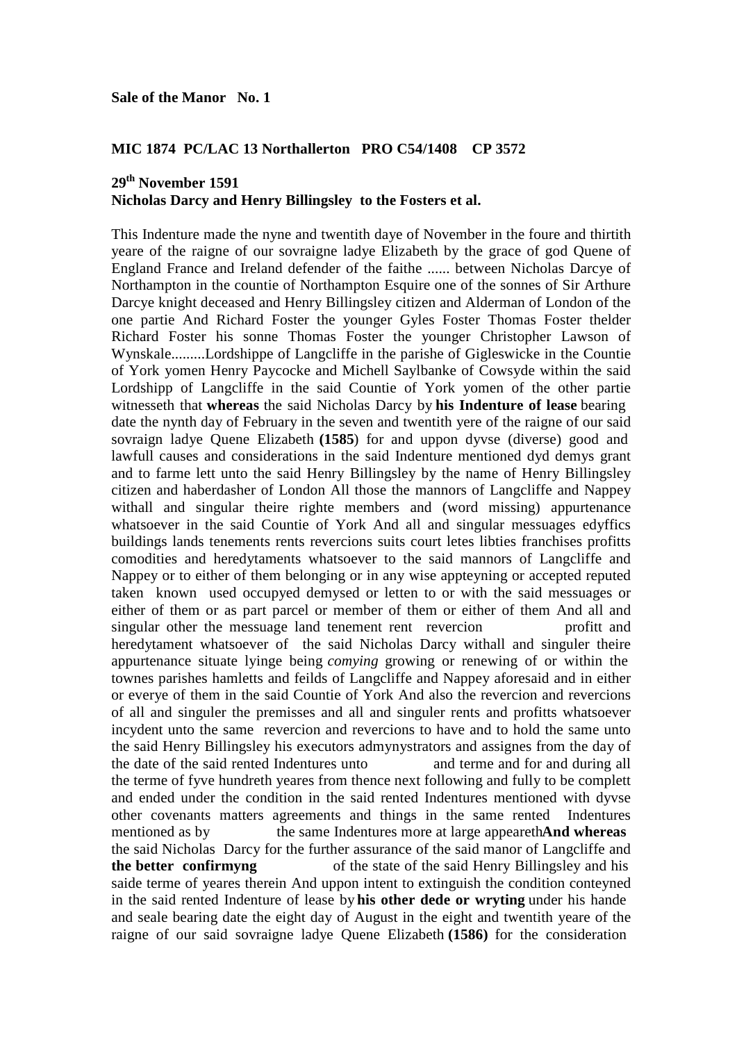**Sale of the Manor No. 1**

**MIC 1874 PC/LAC 13 Northallerton PRO C54/1408 CP 3572**

**29th November 1591**
**Nicholas Darcy and Henry Billingsley to the Fosters et al.**

This Indenture made the nyne and twentith daye of November in the foure and thirtith yeare of the raigne of our sovraigne ladye Elizabeth by the grace of god Quene of England France and Ireland defender of the faithe ...... between Nicholas Darcye of Northampton in the countie of Northampton Esquire one of the sonnes of Sir Arthure Darcye knight deceased and Henry Billingsley citizen and Alderman of London of the one partie And Richard Foster the younger Gyles Foster Thomas Foster thelder Richard Foster his sonne Thomas Foster the younger Christopher Lawson of Wynskale.........Lordshippe of Langcliffe in the parishe of Gigleswicke in the Countie of York yomen Henry Paycocke and Michell Saylbanke of Cowsyde within the said Lordshipp of Langcliffe in the said Countie of York yomen of the other partie witnesseth that **whereas** the said Nicholas Darcy by **his Indenture of lease** bearing date the nynth day of February in the seven and twentith yere of the raigne of our said sovraign ladye Quene Elizabeth **(1585**) for and uppon dyvse (diverse) good and lawfull causes and considerations in the said Indenture mentioned dyd demys grant and to farme lett unto the said Henry Billingsley by the name of Henry Billingsley citizen and haberdasher of London All those the mannors of Langcliffe and Nappey withall and singular theire righte members and (word missing) appurtenance whatsoever in the said Countie of York And all and singular messuages edyffics buildings lands tenements rents revercions suits court letes libties franchises profitts comodities and heredytaments whatsoever to the said mannors of Langcliffe and Nappey or to either of them belonging or in any wise appteyning or accepted reputed taken known used occupyed demysed or letten to or with the said messuages or either of them or as part parcel or member of them or either of them And all and singular other the messuage land tenement rent revercion profitt and heredytament whatsoever of the said Nicholas Darcy withall and singuler theire appurtenance situate lyinge being *comying* growing or renewing of or within the townes parishes hamletts and feilds of Langcliffe and Nappey aforesaid and in either or everye of them in the said Countie of York And also the revercion and revercions of all and singuler the premisses and all and singuler rents and profitts whatsoever incydent unto the same revercion and revercions to have and to hold the same unto the said Henry Billingsley his executors admynystrators and assignes from the day of the date of the said rented Indentures unto and terme and for and during all the terme of fyve hundreth yeares from thence next following and fully to be complett and ended under the condition in the said rented Indentures mentioned with dyvse other covenants matters agreements and things in the same rented Indentures mentioned as by the same Indentures more at large appeareth **And whereas** the said Nicholas Darcy for the further assurance of the said manor of Langcliffe and **the better confirmyng** of the state of the said Henry Billingsley and his saide terme of yeares therein And uppon intent to extinguish the condition conteyned in the said rented Indenture of lease by **his other dede or wryting** under his hande and seale bearing date the eight day of August in the eight and twentith yeare of the raigne of our said sovraigne ladye Quene Elizabeth **(1586)** for the consideration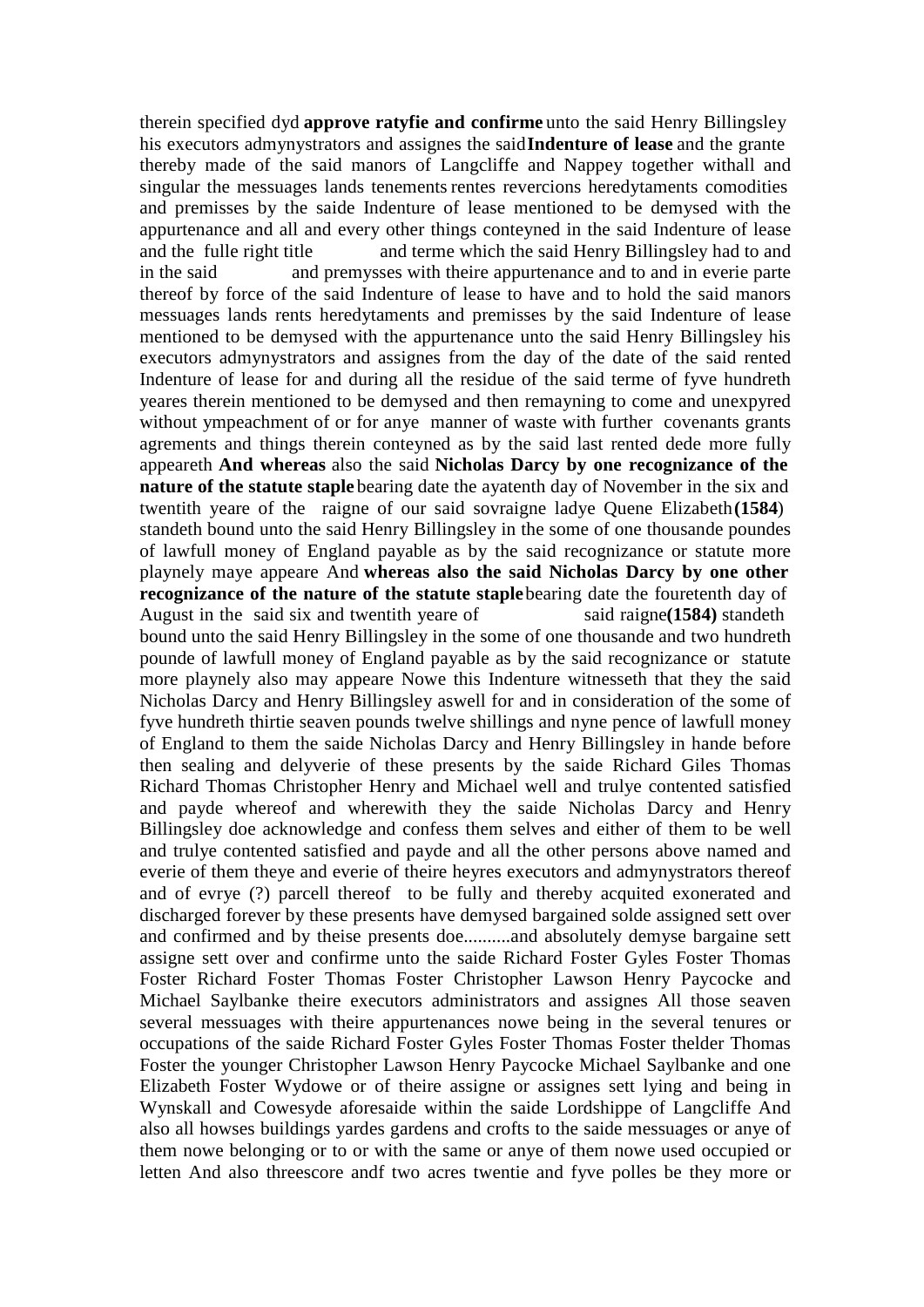therein specified dyd **approve ratyfie and confirme** unto the said Henry Billingsley his executors admynystrators and assignes the said **Indenture of lease** and the grante thereby made of the said manors of Langcliffe and Nappey together withall and singular the messuages lands tenements rentes revercions heredytaments comodities and premisses by the saide Indenture of lease mentioned to be demysed with the appurtenance and all and every other things conteyned in the said Indenture of lease and the fulle right title and terme which the said Henry Billingsley had to and in the said and premysses with theire appurtenance and to and in everie parte thereof by force of the said Indenture of lease to have and to hold the said manors messuages lands rents heredytaments and premisses by the said Indenture of lease mentioned to be demysed with the appurtenance unto the said Henry Billingsley his executors admynystrators and assignes from the day of the date of the said rented Indenture of lease for and during all the residue of the said terme of fyve hundreth yeares therein mentioned to be demysed and then remayning to come and unexpyred without ympeachment of or for anye manner of waste with further covenants grants agrements and things therein conteyned as by the said last rented dede more fully appeareth **And whereas** also the said **Nicholas Darcy by one recognizance of the nature of the statute staple** bearing date the ayatenth day of November in the six and twentith yeare of the raigne of our said sovraigne ladye Quene Elizabeth **(1584**) standeth bound unto the said Henry Billingsley in the some of one thousande poundes of lawfull money of England payable as by the said recognizance or statute more playnely maye appeare And **whereas also the said Nicholas Darcy by one other recognizance of the nature of the statute staple** bearing date the fouretenth day of August in the said six and twentith yeare of said raigne **(1584)** standeth bound unto the said Henry Billingsley in the some of one thousande and two hundreth pounde of lawfull money of England payable as by the said recognizance or statute more playnely also may appeare Nowe this Indenture witnesseth that they the said Nicholas Darcy and Henry Billingsley aswell for and in consideration of the some of fyve hundreth thirtie seaven pounds twelve shillings and nyne pence of lawfull money of England to them the saide Nicholas Darcy and Henry Billingsley in hande before then sealing and delyverie of these presents by the saide Richard Giles Thomas Richard Thomas Christopher Henry and Michael well and trulye contented satisfied and payde whereof and wherewith they the saide Nicholas Darcy and Henry Billingsley doe acknowledge and confess them selves and either of them to be well and trulye contented satisfied and payde and all the other persons above named and everie of them theye and everie of theire heyres executors and admynystrators thereof and of evrye (?) parcell thereof to be fully and thereby acquited exonerated and discharged forever by these presents have demysed bargained solde assigned sett over and confirmed and by theise presents doe..........and absolutely demyse bargaine sett assigne sett over and confirme unto the saide Richard Foster Gyles Foster Thomas Foster Richard Foster Thomas Foster Christopher Lawson Henry Paycocke and Michael Saylbanke theire executors administrators and assignes All those seaven several messuages with theire appurtenances nowe being in the several tenures or occupations of the saide Richard Foster Gyles Foster Thomas Foster thelder Thomas Foster the younger Christopher Lawson Henry Paycocke Michael Saylbanke and one Elizabeth Foster Wydowe or of theire assigne or assignes sett lying and being in Wynskall and Cowesyde aforesaide within the saide Lordshippe of Langcliffe And also all howses buildings yardes gardens and crofts to the saide messuages or anye of them nowe belonging or to or with the same or anye of them nowe used occupied or letten And also threescore andf two acres twentie and fyve polles be they more or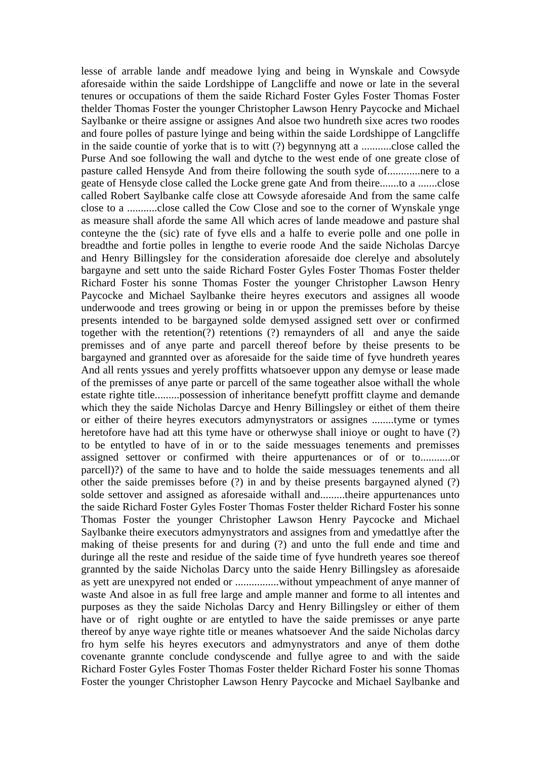lesse of arrable lande andf meadowe lying and being in Wynskale and Cowsyde aforesaide within the saide Lordshippe of Langcliffe and nowe or late in the several tenures or occupations of them the saide Richard Foster Gyles Foster Thomas Foster thelder Thomas Foster the younger Christopher Lawson Henry Paycocke and Michael Saylbanke or theire assigne or assignes And alsoe two hundreth sixe acres two roodes and foure polles of pasture lyinge and being within the saide Lordshippe of Langcliffe in the saide countie of yorke that is to witt (?) begynnyng att a ...........close called the Purse And soe following the wall and dytche to the west ende of one greate close of pasture called Hensyde And from theire following the south syde of............nere to a geate of Hensyde close called the Locke grene gate And from theire.......to a .......close called Robert Saylbanke calfe close att Cowsyde aforesaide And from the same calfe close to a ...........close called the Cow Close and soe to the corner of Wynskale ynge as measure shall aforde the same All which acres of lande meadowe and pasture shal conteyne the the (sic) rate of fyve ells and a halfe to everie polle and one polle in breadthe and fortie polles in lengthe to everie roode And the saide Nicholas Darcye and Henry Billingsley for the consideration aforesaide doe clerelye and absolutely bargayne and sett unto the saide Richard Foster Gyles Foster Thomas Foster thelder Richard Foster his sonne Thomas Foster the younger Christopher Lawson Henry Paycocke and Michael Saylbanke theire heyres executors and assignes all woode underwoode and trees growing or being in or uppon the premisses before by theise presents intended to be bargayned solde demysed assigned sett over or confirmed together with the retention(?) retentions (?) remaynders of all and anye the saide premisses and of anye parte and parcell thereof before by theise presents to be bargayned and grannted over as aforesaide for the saide time of fyve hundreth yeares And all rents yssues and yerely proffitts whatsoever uppon any demyse or lease made of the premisses of anye parte or parcell of the same togeather alsoe withall the whole estate righte title.........possession of inheritance benefytt proffitt clayme and demande which they the saide Nicholas Darcye and Henry Billingsley or eithet of them theire or either of theire heyres executors admynystrators or assignes ........tyme or tymes heretofore have had att this tyme have or otherwyse shall inioye or ought to have (?) to be entytled to have of in or to the saide messuages tenements and premisses assigned settover or confirmed with theire appurtenances or of or to...........or parcell)?) of the same to have and to holde the saide messuages tenements and all other the saide premisses before (?) in and by theise presents bargayned alyned (?) solde settover and assigned as aforesaide withall and.........theire appurtenances unto the saide Richard Foster Gyles Foster Thomas Foster thelder Richard Foster his sonne Thomas Foster the younger Christopher Lawson Henry Paycocke and Michael Saylbanke theire executors admynystrators and assignes from and ymedattlye after the making of theise presents for and during (?) and unto the full ende and time and duringe all the reste and residue of the saide time of fyve hundreth yeares soe thereof grannted by the saide Nicholas Darcy unto the saide Henry Billingsley as aforesaide as yett are unexpyred not ended or ................without ympeachment of anye manner of waste And alsoe in as full free large and ample manner and forme to all intentes and purposes as they the saide Nicholas Darcy and Henry Billingsley or either of them have or of right oughte or are entytled to have the saide premisses or anye parte thereof by anye waye righte title or meanes whatsoever And the saide Nicholas darcy fro hym selfe his heyres executors and admynystrators and anye of them dothe covenante grannte conclude condyscende and fullye agree to and with the saide Richard Foster Gyles Foster Thomas Foster thelder Richard Foster his sonne Thomas Foster the younger Christopher Lawson Henry Paycocke and Michael Saylbanke and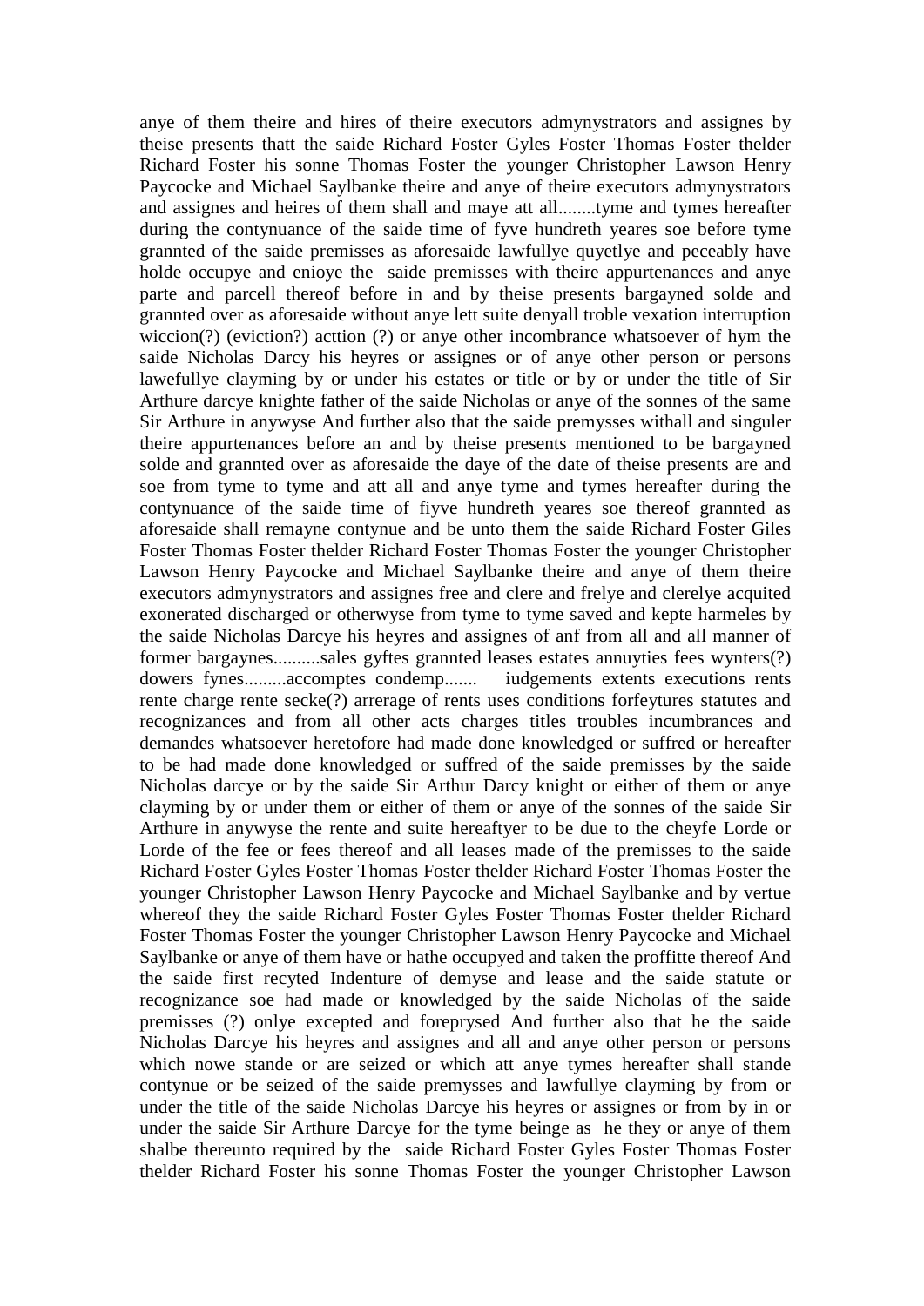anye of them theire and hires of theire executors admynystrators and assignes by theise presents thatt the saide Richard Foster Gyles Foster Thomas Foster thelder Richard Foster his sonne Thomas Foster the younger Christopher Lawson Henry Paycocke and Michael Saylbanke theire and anye of theire executors admynystrators and assignes and heires of them shall and maye att all........tyme and tymes hereafter during the contynuance of the saide time of fyve hundreth yeares soe before tyme grannted of the saide premisses as aforesaide lawfullye quyetlye and peceably have holde occupye and enioye the saide premisses with theire appurtenances and anye parte and parcell thereof before in and by theise presents bargayned solde and grannted over as aforesaide without anye lett suite denyall troble vexation interruption wiccion(?) (eviction?) acttion (?) or anye other incombrance whatsoever of hym the saide Nicholas Darcy his heyres or assignes or of anye other person or persons lawefullye clayming by or under his estates or title or by or under the title of Sir Arthure darcye knighte father of the saide Nicholas or anye of the sonnes of the same Sir Arthure in anywyse And further also that the saide premysses withall and singuler theire appurtenances before an and by theise presents mentioned to be bargayned solde and grannted over as aforesaide the daye of the date of theise presents are and soe from tyme to tyme and att all and anye tyme and tymes hereafter during the contynuance of the saide time of fiyve hundreth yeares soe thereof grannted as aforesaide shall remayne contynue and be unto them the saide Richard Foster Giles Foster Thomas Foster thelder Richard Foster Thomas Foster the younger Christopher Lawson Henry Paycocke and Michael Saylbanke theire and anye of them theire executors admynystrators and assignes free and clere and frelye and clerelye acquited exonerated discharged or otherwyse from tyme to tyme saved and kepte harmeles by the saide Nicholas Darcye his heyres and assignes of anf from all and all manner of former bargaynes..........sales gyftes grannted leases estates annuyties fees wynters(?) dowers fynes.........accomptes condemp....... iudgements extents executions rents rente charge rente secke(?) arrerage of rents uses conditions forfeytures statutes and recognizances and from all other acts charges titles troubles incumbrances and demandes whatsoever heretofore had made done knowledged or suffred or hereafter to be had made done knowledged or suffred of the saide premisses by the saide Nicholas darcye or by the saide Sir Arthur Darcy knight or either of them or anye clayming by or under them or either of them or anye of the sonnes of the saide Sir Arthure in anywyse the rente and suite hereaftyer to be due to the cheyfe Lorde or Lorde of the fee or fees thereof and all leases made of the premisses to the saide Richard Foster Gyles Foster Thomas Foster thelder Richard Foster Thomas Foster the younger Christopher Lawson Henry Paycocke and Michael Saylbanke and by vertue whereof they the saide Richard Foster Gyles Foster Thomas Foster thelder Richard Foster Thomas Foster the younger Christopher Lawson Henry Paycocke and Michael Saylbanke or anye of them have or hathe occupyed and taken the proffitte thereof And the saide first recyted Indenture of demyse and lease and the saide statute or recognizance soe had made or knowledged by the saide Nicholas of the saide premisses (?) onlye excepted and foreprysed And further also that he the saide Nicholas Darcye his heyres and assignes and all and anye other person or persons which nowe stande or are seized or which att anye tymes hereafter shall stande contynue or be seized of the saide premysses and lawfullye clayming by from or under the title of the saide Nicholas Darcye his heyres or assignes or from by in or under the saide Sir Arthure Darcye for the tyme beinge as he they or anye of them shalbe thereunto required by the saide Richard Foster Gyles Foster Thomas Foster thelder Richard Foster his sonne Thomas Foster the younger Christopher Lawson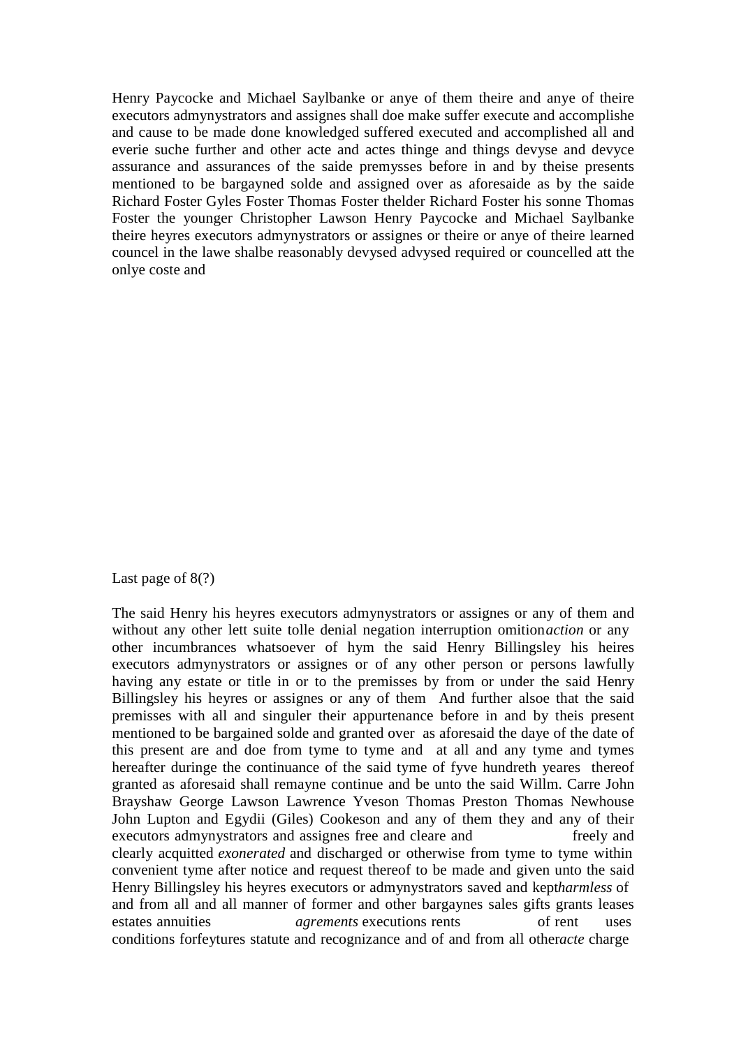Henry Paycocke and Michael Saylbanke or anye of them theire and anye of theire executors admynystrators and assignes shall doe make suffer execute and accomplishe and cause to be made done knowledged suffered executed and accomplished all and everie suche further and other acte and actes thinge and things devyse and devyce assurance and assurances of the saide premysses before in and by theise presents mentioned to be bargayned solde and assigned over as aforesaide as by the saide Richard Foster Gyles Foster Thomas Foster thelder Richard Foster his sonne Thomas Foster the younger Christopher Lawson Henry Paycocke and Michael Saylbanke theire heyres executors admynystrators or assignes or theire or anye of theire learned councel in the lawe shalbe reasonably devysed advysed required or councelled att the onlye coste and

Last page of 8(?)

The said Henry his heyres executors admynystrators or assignes or any of them and without any other lett suite tolle denial negation interruption omition *action* or any other incumbrances whatsoever of hym the said Henry Billingsley his heires executors admynystrators or assignes or of any other person or persons lawfully having any estate or title in or to the premisses by from or under the said Henry Billingsley his heyres or assignes or any of them And further alsoe that the said premisses with all and singuler their appurtenance before in and by theis present mentioned to be bargained solde and granted over as aforesaid the daye of the date of this present are and doe from tyme to tyme and at all and any tyme and tymes hereafter duringe the continuance of the said tyme of fyve hundreth yeares thereof granted as aforesaid shall remayne continue and be unto the said Willm. Carre John Brayshaw George Lawson Lawrence Yveson Thomas Preston Thomas Newhouse John Lupton and Egydii (Giles) Cookeson and any of them they and any of their executors admynystrators and assignes free and cleare and freely and clearly acquitted *exonerated* and discharged or otherwise from tyme to tyme within convenient tyme after notice and request thereof to be made and given unto the said Henry Billingsley his heyres executors or admynystrators saved and kept *harmless* of and from all and all manner of former and other bargaynes sales gifts grants leases estates annuities *agrements* executions rents of rent uses conditions forfeytures statute and recognizance and of and from all other *acte* charge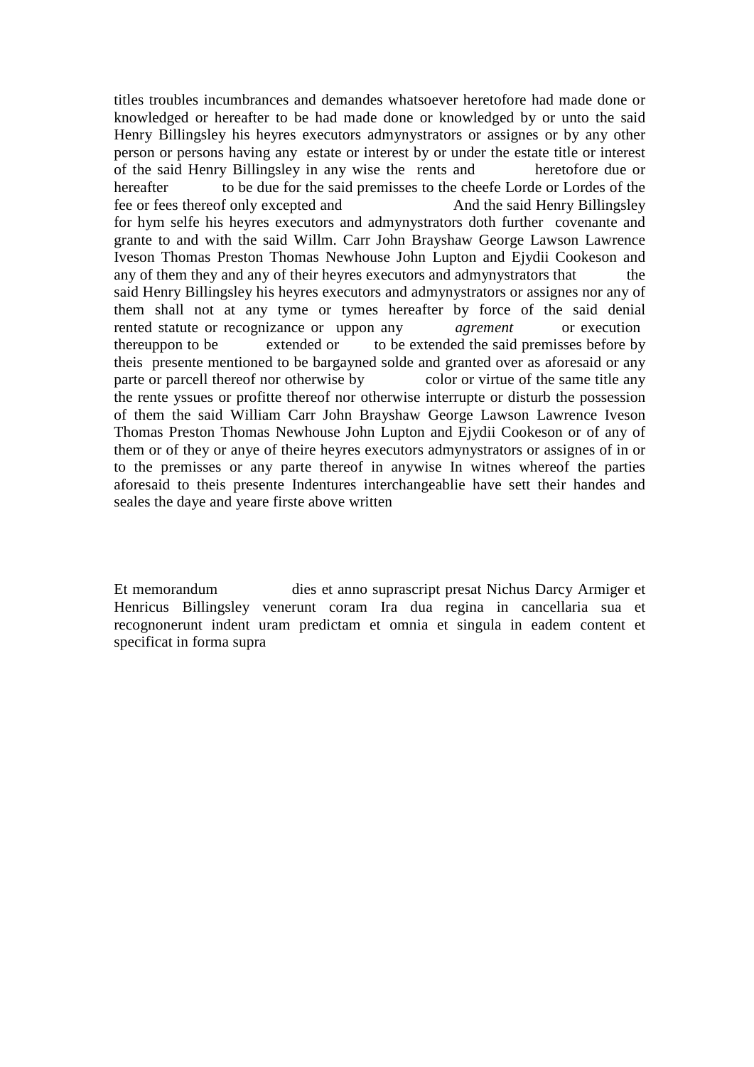titles troubles incumbrances and demandes whatsoever heretofore had made done or knowledged or hereafter to be had made done or knowledged by or unto the said Henry Billingsley his heyres executors admynystrators or assignes or by any other person or persons having any estate or interest by or under the estate title or interest of the said Henry Billingsley in any wise the rents and heretofore due or hereafter to be due for the said premisses to the cheefe Lorde or Lordes of the fee or fees thereof only excepted and And the said Henry Billingsley for hym selfe his heyres executors and admynystrators doth further covenante and grante to and with the said Willm. Carr John Brayshaw George Lawson Lawrence Iveson Thomas Preston Thomas Newhouse John Lupton and Ejydii Cookeson and any of them they and any of their heyres executors and admynystrators that the said Henry Billingsley his heyres executors and admynystrators or assignes nor any of them shall not at any tyme or tymes hereafter by force of the said denial rented statute or recognizance or uppon any *agrement* or execution thereuppon to be extended or to be extended the said premisses before by theis presente mentioned to be bargayned solde and granted over as aforesaid or any parte or parcell thereof nor otherwise by color or virtue of the same title any the rente yssues or profitte thereof nor otherwise interrupte or disturb the possession of them the said William Carr John Brayshaw George Lawson Lawrence Iveson Thomas Preston Thomas Newhouse John Lupton and Ejydii Cookeson or of any of them or of they or anye of theire heyres executors admynystrators or assignes of in or to the premisses or any parte thereof in anywise In witnes whereof the parties aforesaid to theis presente Indentures interchangeablie have sett their handes and seales the daye and yeare firste above written

Et memorandum dies et anno suprascript presat Nichus Darcy Armiger et Henricus Billingsley venerunt coram Ira dua regina in cancellaria sua et recognonerunt indent uram predictam et omnia et singula in eadem content et specificat in forma supra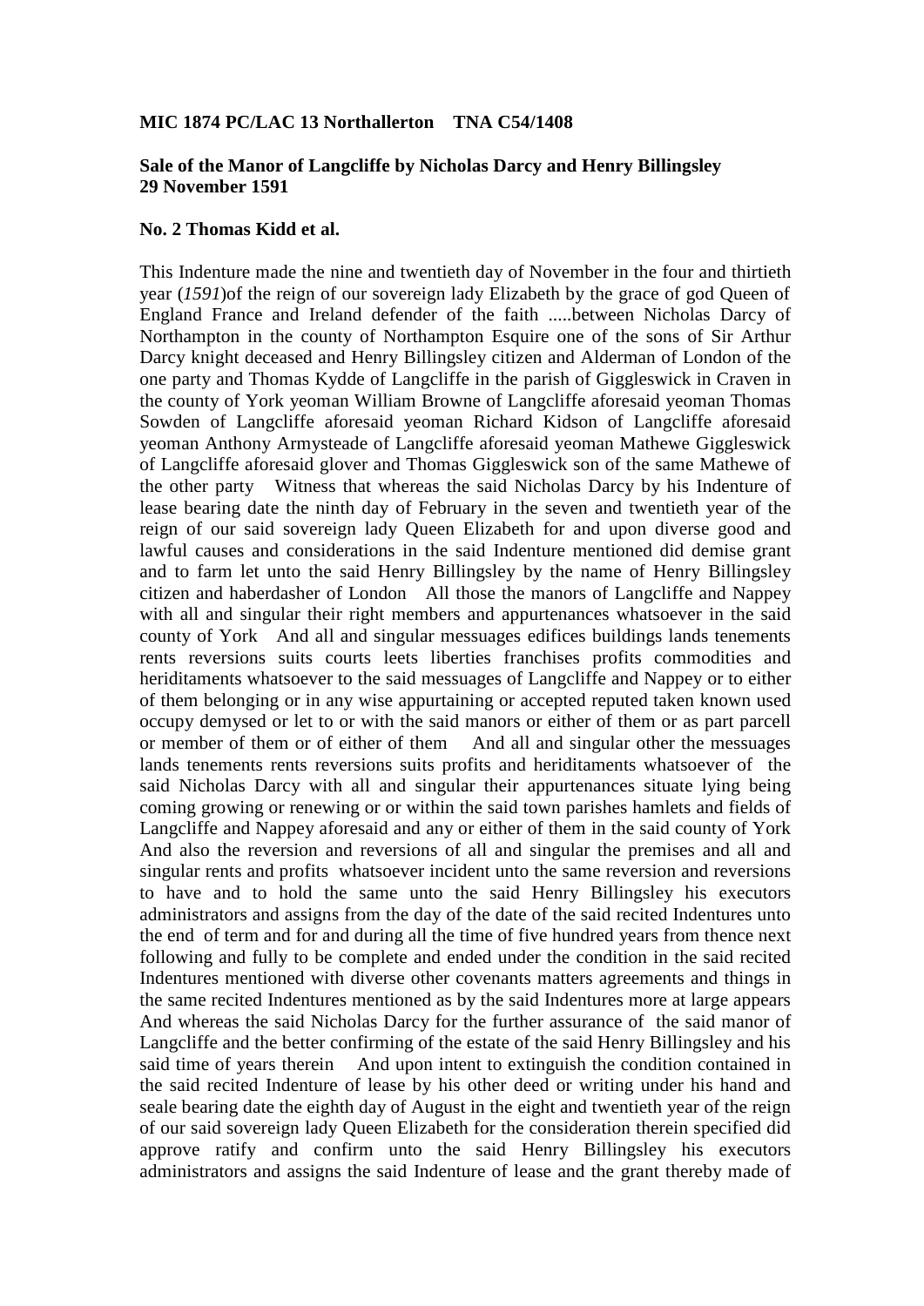**MIC 1874 PC/LAC 13 Northallerton TNA C54/1408**

**Sale of the Manor of Langcliffe by Nicholas Darcy and Henry Billingsley 29 November 1591**

**No. 2 Thomas Kidd et al.**

This Indenture made the nine and twentieth day of November in the four and thirtieth year (*1591*)of the reign of our sovereign lady Elizabeth by the grace of god Queen of England France and Ireland defender of the faith .....between Nicholas Darcy of Northampton in the county of Northampton Esquire one of the sons of Sir Arthur Darcy knight deceased and Henry Billingsley citizen and Alderman of London of the one party and Thomas Kydde of Langcliffe in the parish of Giggleswick in Craven in the county of York yeoman William Browne of Langcliffe aforesaid yeoman Thomas Sowden of Langcliffe aforesaid yeoman Richard Kidson of Langcliffe aforesaid yeoman Anthony Armysteade of Langcliffe aforesaid yeoman Mathewe Giggleswick of Langcliffe aforesaid glover and Thomas Giggleswick son of the same Mathewe of the other party Witness that whereas the said Nicholas Darcy by his Indenture of lease bearing date the ninth day of February in the seven and twentieth year of the reign of our said sovereign lady Queen Elizabeth for and upon diverse good and lawful causes and considerations in the said Indenture mentioned did demise grant and to farm let unto the said Henry Billingsley by the name of Henry Billingsley citizen and haberdasher of London All those the manors of Langcliffe and Nappey with all and singular their right members and appurtenances whatsoever in the said county of York And all and singular messuages edifices buildings lands tenements rents reversions suits courts leets liberties franchises profits commodities and heriditaments whatsoever to the said messuages of Langcliffe and Nappey or to either of them belonging or in any wise appurtaining or accepted reputed taken known used occupy demysed or let to or with the said manors or either of them or as part parcell or member of them or of either of them And all and singular other the messuages lands tenements rents reversions suits profits and heriditaments whatsoever of the said Nicholas Darcy with all and singular their appurtenances situate lying being coming growing or renewing or or within the said town parishes hamlets and fields of Langcliffe and Nappey aforesaid and any or either of them in the said county of York And also the reversion and reversions of all and singular the premises and all and singular rents and profits whatsoever incident unto the same reversion and reversions to have and to hold the same unto the said Henry Billingsley his executors administrators and assigns from the day of the date of the said recited Indentures unto the end of term and for and during all the time of five hundred years from thence next following and fully to be complete and ended under the condition in the said recited Indentures mentioned with diverse other covenants matters agreements and things in the same recited Indentures mentioned as by the said Indentures more at large appears And whereas the said Nicholas Darcy for the further assurance of the said manor of Langcliffe and the better confirming of the estate of the said Henry Billingsley and his said time of years therein And upon intent to extinguish the condition contained in the said recited Indenture of lease by his other deed or writing under his hand and seale bearing date the eighth day of August in the eight and twentieth year of the reign of our said sovereign lady Queen Elizabeth for the consideration therein specified did approve ratify and confirm unto the said Henry Billingsley his executors administrators and assigns the said Indenture of lease and the grant thereby made of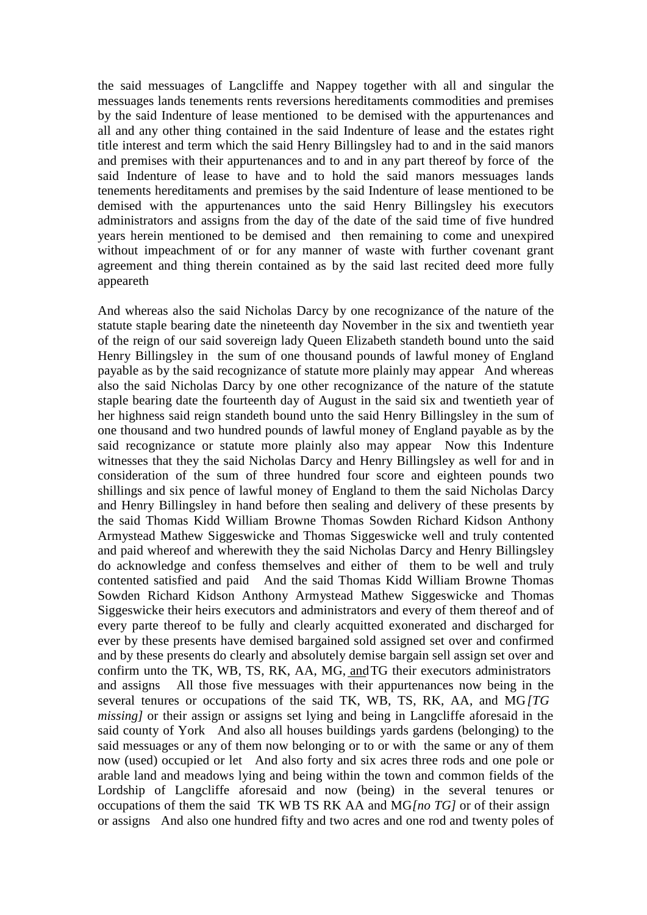the said messuages of Langcliffe and Nappey together with all and singular the messuages lands tenements rents reversions hereditaments commodities and premises by the said Indenture of lease mentioned to be demised with the appurtenances and all and any other thing contained in the said Indenture of lease and the estates right title interest and term which the said Henry Billingsley had to and in the said manors and premises with their appurtenances and to and in any part thereof by force of the said Indenture of lease to have and to hold the said manors messuages lands tenements hereditaments and premises by the said Indenture of lease mentioned to be demised with the appurtenances unto the said Henry Billingsley his executors administrators and assigns from the day of the date of the said time of five hundred years herein mentioned to be demised and then remaining to come and unexpired without impeachment of or for any manner of waste with further covenant grant agreement and thing therein contained as by the said last recited deed more fully appeareth

And whereas also the said Nicholas Darcy by one recognizance of the nature of the statute staple bearing date the nineteenth day November in the six and twentieth year of the reign of our said sovereign lady Queen Elizabeth standeth bound unto the said Henry Billingsley in the sum of one thousand pounds of lawful money of England payable as by the said recognizance of statute more plainly may appear And whereas also the said Nicholas Darcy by one other recognizance of the nature of the statute staple bearing date the fourteenth day of August in the said six and twentieth year of her highness said reign standeth bound unto the said Henry Billingsley in the sum of one thousand and two hundred pounds of lawful money of England payable as by the said recognizance or statute more plainly also may appear Now this Indenture witnesses that they the said Nicholas Darcy and Henry Billingsley as well for and in consideration of the sum of three hundred four score and eighteen pounds two shillings and six pence of lawful money of England to them the said Nicholas Darcy and Henry Billingsley in hand before then sealing and delivery of these presents by the said Thomas Kidd William Browne Thomas Sowden Richard Kidson Anthony Armystead Mathew Siggeswicke and Thomas Siggeswicke well and truly contented and paid whereof and wherewith they the said Nicholas Darcy and Henry Billingsley do acknowledge and confess themselves and either of them to be well and truly contented satisfied and paid And the said Thomas Kidd William Browne Thomas Sowden Richard Kidson Anthony Armystead Mathew Siggeswicke and Thomas Siggeswicke their heirs executors and administrators and every of them thereof and of every parte thereof to be fully and clearly acquitted exonerated and discharged for ever by these presents have demised bargained sold assigned set over and confirmed and by these presents do clearly and absolutely demise bargain sell assign set over and confirm unto the TK, WB, TS, RK, AA, MG, and TG their executors administrators and assigns All those five messuages with their appurtenances now being in the several tenures or occupations of the said TK, WB, TS, RK, AA, and MG *[TG missing]* or their assign or assigns set lying and being in Langcliffe aforesaid in the said county of York And also all houses buildings yards gardens (belonging) to the said messuages or any of them now belonging or to or with the same or any of them now (used) occupied or let And also forty and six acres three rods and one pole or arable land and meadows lying and being within the town and common fields of the Lordship of Langcliffe aforesaid and now (being) in the several tenures or occupations of them the said TK WB TS RK AA and MG *[no TG]* or of their assign or assigns And also one hundred fifty and two acres and one rod and twenty poles of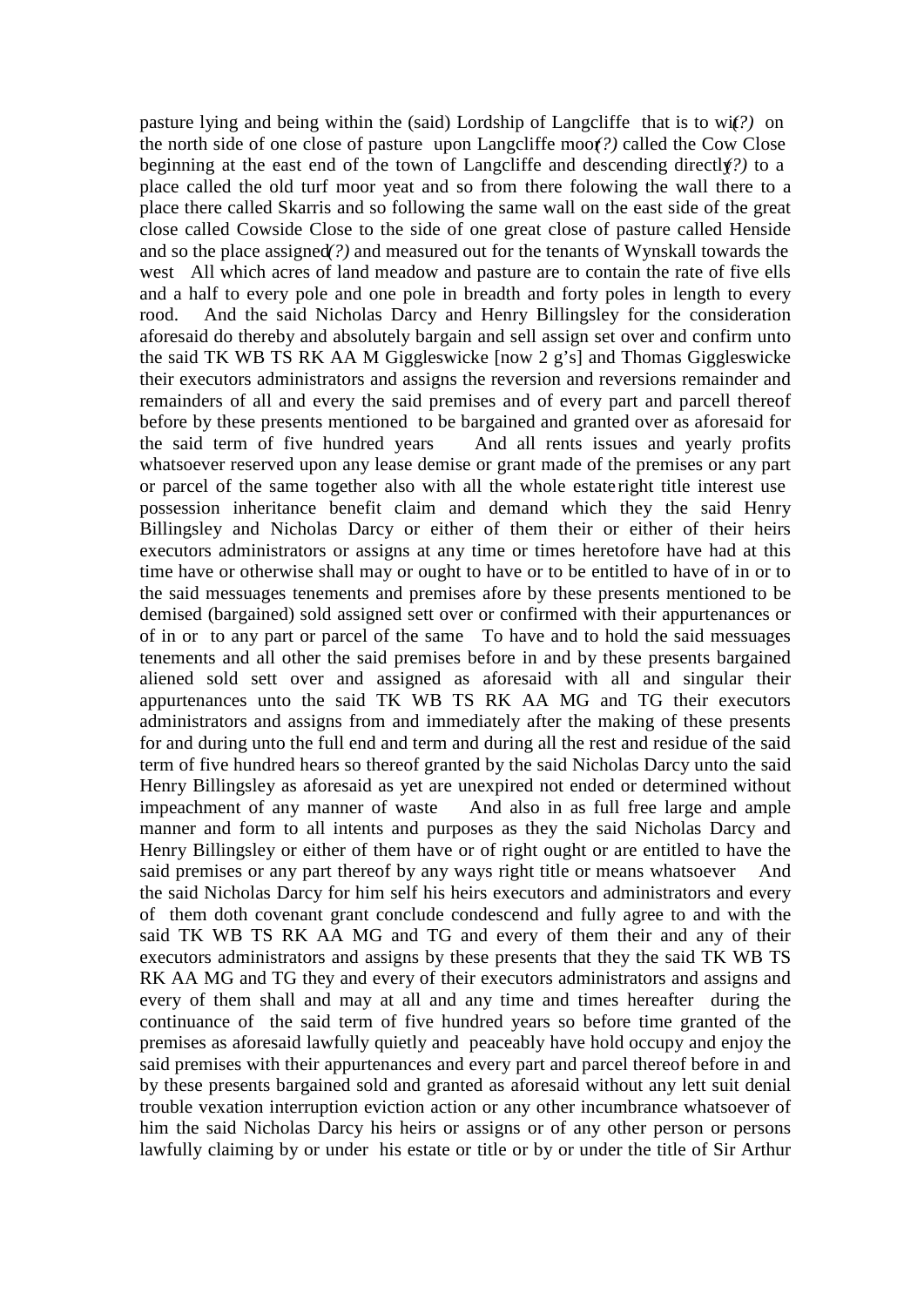pasture lying and being within the (said) Lordship of Langcliffe that is to wit *(?)* on the north side of one close of pasture upon Langcliffe moor *(?)* called the Cow Close beginning at the east end of the town of Langcliffe and descending directly *(?)* to a place called the old turf moor yeat and so from there folowing the wall there to a place there called Skarris and so following the same wall on the east side of the great close called Cowside Close to the side of one great close of pasture called Henside and so the place assigned *(?)* and measured out for the tenants of Wynskall towards the west All which acres of land meadow and pasture are to contain the rate of five ells and a half to every pole and one pole in breadth and forty poles in length to every rood. And the said Nicholas Darcy and Henry Billingsley for the consideration aforesaid do thereby and absolutely bargain and sell assign set over and confirm unto the said TK WB TS RK AA M Giggleswicke [now 2 g's] and Thomas Giggleswicke their executors administrators and assigns the reversion and reversions remainder and remainders of all and every the said premises and of every part and parcell thereof before by these presents mentioned to be bargained and granted over as aforesaid for the said term of five hundred years And all rents issues and yearly profits whatsoever reserved upon any lease demise or grant made of the premises or any part or parcel of the same together also with all the whole estate right title interest use possession inheritance benefit claim and demand which they the said Henry Billingsley and Nicholas Darcy or either of them their or either of their heirs executors administrators or assigns at any time or times heretofore have had at this time have or otherwise shall may or ought to have or to be entitled to have of in or to the said messuages tenements and premises afore by these presents mentioned to be demised (bargained) sold assigned sett over or confirmed with their appurtenances or of in or to any part or parcel of the same To have and to hold the said messuages tenements and all other the said premises before in and by these presents bargained aliened sold sett over and assigned as aforesaid with all and singular their appurtenances unto the said TK WB TS RK AA MG and TG their executors administrators and assigns from and immediately after the making of these presents for and during unto the full end and term and during all the rest and residue of the said term of five hundred hears so thereof granted by the said Nicholas Darcy unto the said Henry Billingsley as aforesaid as yet are unexpired not ended or determined without impeachment of any manner of waste And also in as full free large and ample manner and form to all intents and purposes as they the said Nicholas Darcy and Henry Billingsley or either of them have or of right ought or are entitled to have the said premises or any part thereof by any ways right title or means whatsoever And the said Nicholas Darcy for him self his heirs executors and administrators and every of them doth covenant grant conclude condescend and fully agree to and with the said TK WB TS RK AA MG and TG and every of them their and any of their executors administrators and assigns by these presents that they the said TK WB TS RK AA MG and TG they and every of their executors administrators and assigns and every of them shall and may at all and any time and times hereafter during the continuance of the said term of five hundred years so before time granted of the premises as aforesaid lawfully quietly and peaceably have hold occupy and enjoy the said premises with their appurtenances and every part and parcel thereof before in and by these presents bargained sold and granted as aforesaid without any lett suit denial trouble vexation interruption eviction action or any other incumbrance whatsoever of him the said Nicholas Darcy his heirs or assigns or of any other person or persons lawfully claiming by or under his estate or title or by or under the title of Sir Arthur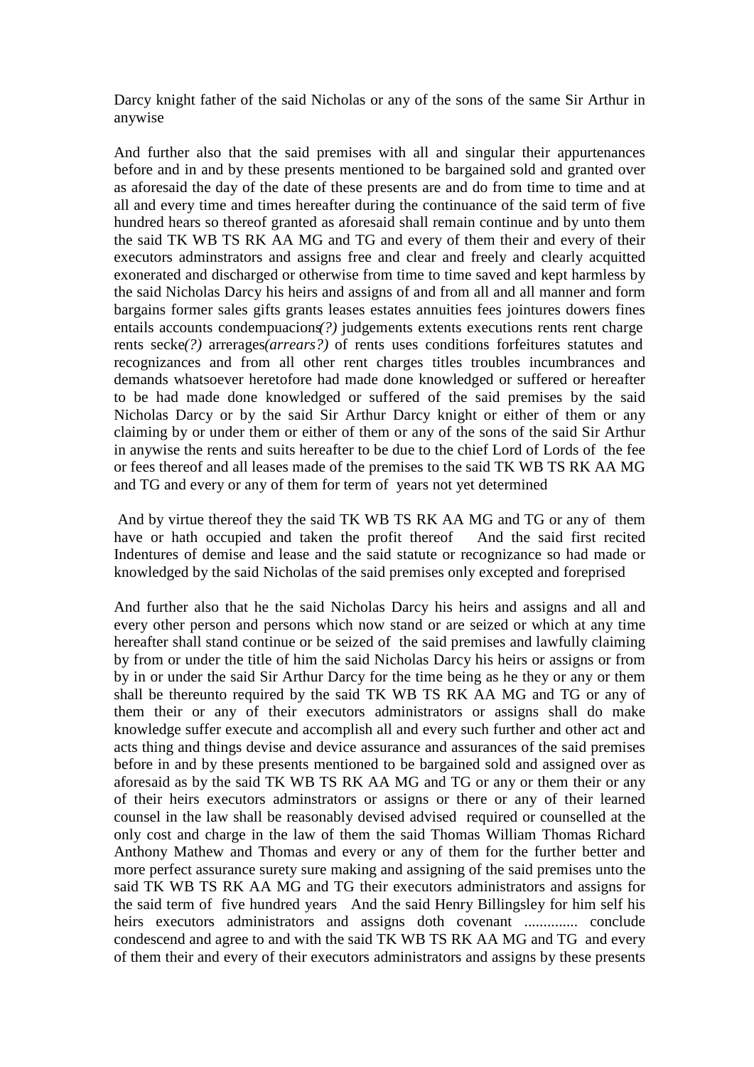Darcy knight father of the said Nicholas or any of the sons of the same Sir Arthur in anywise

And further also that the said premises with all and singular their appurtenances before and in and by these presents mentioned to be bargained sold and granted over as aforesaid the day of the date of these presents are and do from time to time and at all and every time and times hereafter during the continuance of the said term of five hundred hears so thereof granted as aforesaid shall remain continue and by unto them the said TK WB TS RK AA MG and TG and every of them their and every of their executors adminstrators and assigns free and clear and freely and clearly acquitted exonerated and discharged or otherwise from time to time saved and kept harmless by the said Nicholas Darcy his heirs and assigns of and from all and all manner and form bargains former sales gifts grants leases estates annuities fees jointures dowers fines entails accounts condempuacions*(?)* judgements extents executions rents rent charge rents secke*(?)* arrerages*(arrears?)* of rents uses conditions forfeitures statutes and recognizances and from all other rent charges titles troubles incumbrances and demands whatsoever heretofore had made done knowledged or suffered or hereafter to be had made done knowledged or suffered of the said premises by the said Nicholas Darcy or by the said Sir Arthur Darcy knight or either of them or any claiming by or under them or either of them or any of the sons of the said Sir Arthur in anywise the rents and suits hereafter to be due to the chief Lord of Lords of the fee or fees thereof and all leases made of the premises to the said TK WB TS RK AA MG and TG and every or any of them for term of years not yet determined

And by virtue thereof they the said TK WB TS RK AA MG and TG or any of them have or hath occupied and taken the profit thereof And the said first recited Indentures of demise and lease and the said statute or recognizance so had made or knowledged by the said Nicholas of the said premises only excepted and foreprised

And further also that he the said Nicholas Darcy his heirs and assigns and all and every other person and persons which now stand or are seized or which at any time hereafter shall stand continue or be seized of the said premises and lawfully claiming by from or under the title of him the said Nicholas Darcy his heirs or assigns or from by in or under the said Sir Arthur Darcy for the time being as he they or any or them shall be thereunto required by the said TK WB TS RK AA MG and TG or any of them their or any of their executors administrators or assigns shall do make knowledge suffer execute and accomplish all and every such further and other act and acts thing and things devise and device assurance and assurances of the said premises before in and by these presents mentioned to be bargained sold and assigned over as aforesaid as by the said TK WB TS RK AA MG and TG or any or them their or any of their heirs executors adminstrators or assigns or there or any of their learned counsel in the law shall be reasonably devised advised required or counselled at the only cost and charge in the law of them the said Thomas William Thomas Richard Anthony Mathew and Thomas and every or any of them for the further better and more perfect assurance surety sure making and assigning of the said premises unto the said TK WB TS RK AA MG and TG their executors administrators and assigns for the said term of five hundred years And the said Henry Billingsley for him self his heirs executors administrators and assigns doth covenant .............. conclude condescend and agree to and with the said TK WB TS RK AA MG and TG and every of them their and every of their executors administrators and assigns by these presents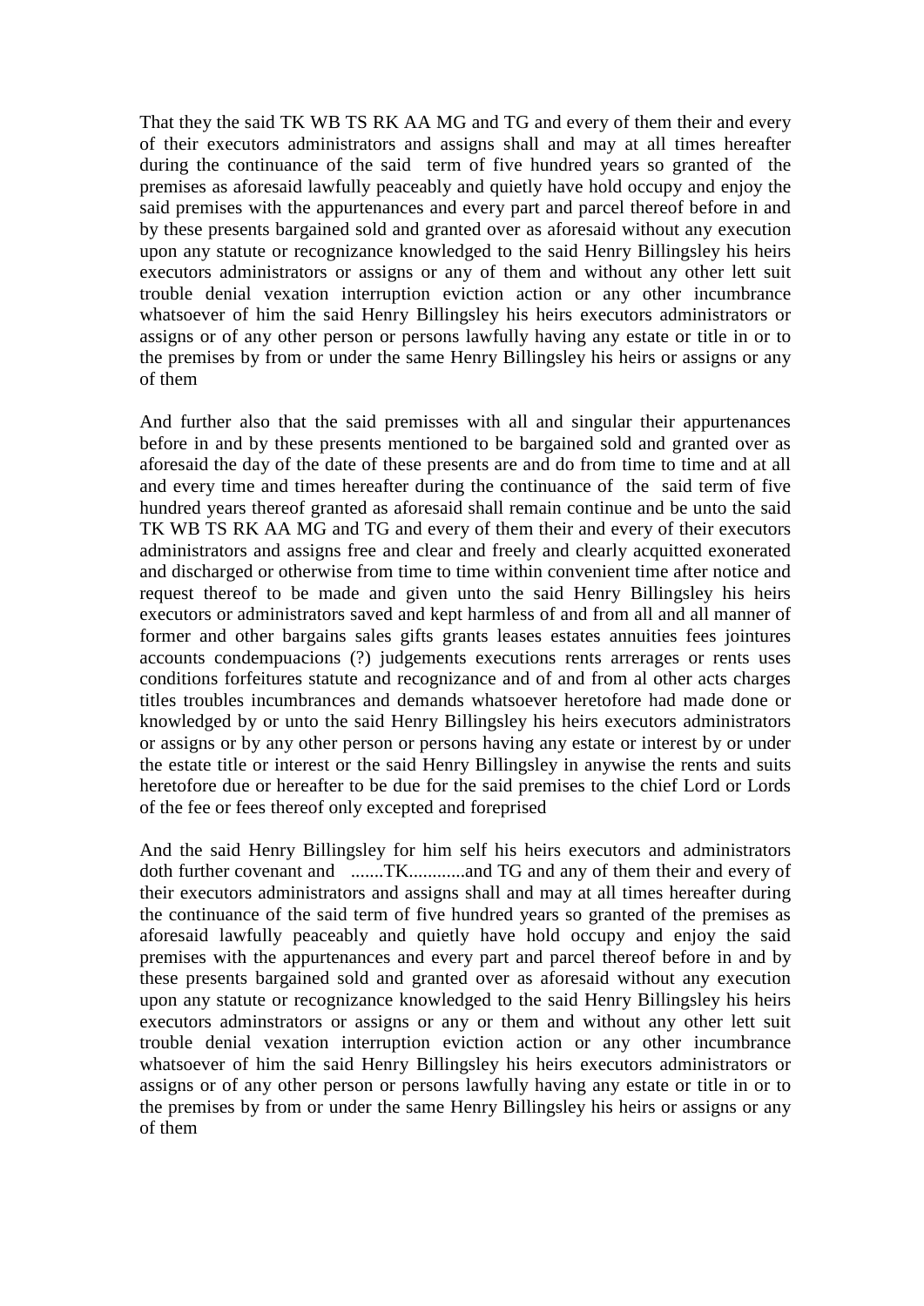That they the said TK WB TS RK AA MG and TG and every of them their and every of their executors administrators and assigns shall and may at all times hereafter during the continuance of the said term of five hundred years so granted of the premises as aforesaid lawfully peaceably and quietly have hold occupy and enjoy the said premises with the appurtenances and every part and parcel thereof before in and by these presents bargained sold and granted over as aforesaid without any execution upon any statute or recognizance knowledged to the said Henry Billingsley his heirs executors administrators or assigns or any of them and without any other lett suit trouble denial vexation interruption eviction action or any other incumbrance whatsoever of him the said Henry Billingsley his heirs executors administrators or assigns or of any other person or persons lawfully having any estate or title in or to the premises by from or under the same Henry Billingsley his heirs or assigns or any of them

And further also that the said premisses with all and singular their appurtenances before in and by these presents mentioned to be bargained sold and granted over as aforesaid the day of the date of these presents are and do from time to time and at all and every time and times hereafter during the continuance of the said term of five hundred years thereof granted as aforesaid shall remain continue and be unto the said TK WB TS RK AA MG and TG and every of them their and every of their executors administrators and assigns free and clear and freely and clearly acquitted exonerated and discharged or otherwise from time to time within convenient time after notice and request thereof to be made and given unto the said Henry Billingsley his heirs executors or administrators saved and kept harmless of and from all and all manner of former and other bargains sales gifts grants leases estates annuities fees jointures accounts condempuacions (?) judgements executions rents arrerages or rents uses conditions forfeitures statute and recognizance and of and from al other acts charges titles troubles incumbrances and demands whatsoever heretofore had made done or knowledged by or unto the said Henry Billingsley his heirs executors administrators or assigns or by any other person or persons having any estate or interest by or under the estate title or interest or the said Henry Billingsley in anywise the rents and suits heretofore due or hereafter to be due for the said premises to the chief Lord or Lords of the fee or fees thereof only excepted and foreprised

And the said Henry Billingsley for him self his heirs executors and administrators doth further covenant and .......TK............and TG and any of them their and every of their executors administrators and assigns shall and may at all times hereafter during the continuance of the said term of five hundred years so granted of the premises as aforesaid lawfully peaceably and quietly have hold occupy and enjoy the said premises with the appurtenances and every part and parcel thereof before in and by these presents bargained sold and granted over as aforesaid without any execution upon any statute or recognizance knowledged to the said Henry Billingsley his heirs executors adminstrators or assigns or any or them and without any other lett suit trouble denial vexation interruption eviction action or any other incumbrance whatsoever of him the said Henry Billingsley his heirs executors administrators or assigns or of any other person or persons lawfully having any estate or title in or to the premises by from or under the same Henry Billingsley his heirs or assigns or any of them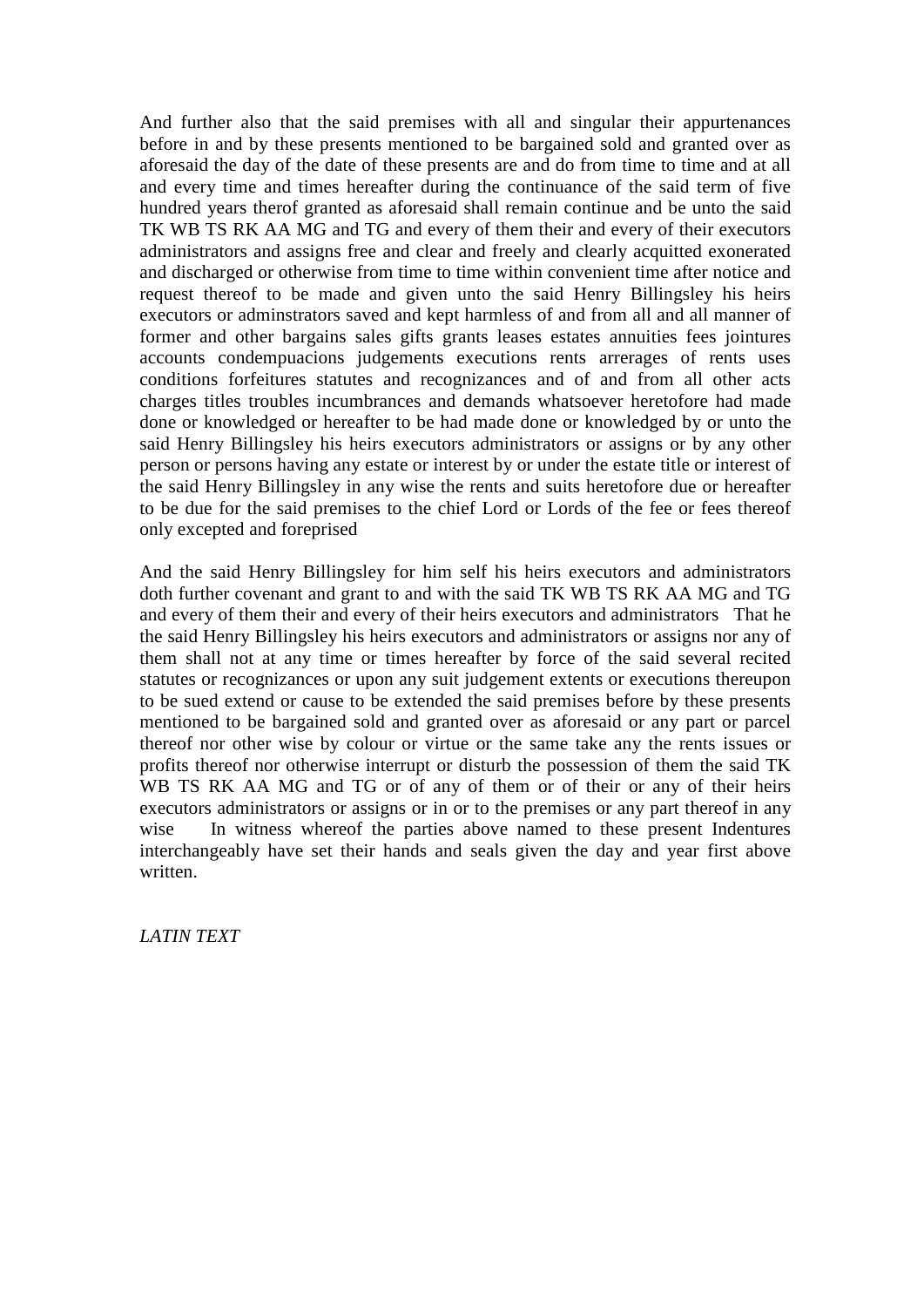And further also that the said premises with all and singular their appurtenances before in and by these presents mentioned to be bargained sold and granted over as aforesaid the day of the date of these presents are and do from time to time and at all and every time and times hereafter during the continuance of the said term of five hundred years therof granted as aforesaid shall remain continue and be unto the said TK WB TS RK AA MG and TG and every of them their and every of their executors administrators and assigns free and clear and freely and clearly acquitted exonerated and discharged or otherwise from time to time within convenient time after notice and request thereof to be made and given unto the said Henry Billingsley his heirs executors or adminstrators saved and kept harmless of and from all and all manner of former and other bargains sales gifts grants leases estates annuities fees jointures accounts condempuacions judgements executions rents arrerages of rents uses conditions forfeitures statutes and recognizances and of and from all other acts charges titles troubles incumbrances and demands whatsoever heretofore had made done or knowledged or hereafter to be had made done or knowledged by or unto the said Henry Billingsley his heirs executors administrators or assigns or by any other person or persons having any estate or interest by or under the estate title or interest of the said Henry Billingsley in any wise the rents and suits heretofore due or hereafter to be due for the said premises to the chief Lord or Lords of the fee or fees thereof only excepted and foreprised

And the said Henry Billingsley for him self his heirs executors and administrators doth further covenant and grant to and with the said TK WB TS RK AA MG and TG and every of them their and every of their heirs executors and administrators That he the said Henry Billingsley his heirs executors and administrators or assigns nor any of them shall not at any time or times hereafter by force of the said several recited statutes or recognizances or upon any suit judgement extents or executions thereupon to be sued extend or cause to be extended the said premises before by these presents mentioned to be bargained sold and granted over as aforesaid or any part or parcel thereof nor other wise by colour or virtue or the same take any the rents issues or profits thereof nor otherwise interrupt or disturb the possession of them the said TK WB TS RK AA MG and TG or of any of them or of their or any of their heirs executors administrators or assigns or in or to the premises or any part thereof in any wise In witness whereof the parties above named to these present Indentures interchangeably have set their hands and seals given the day and year first above written.

*LATIN TEXT*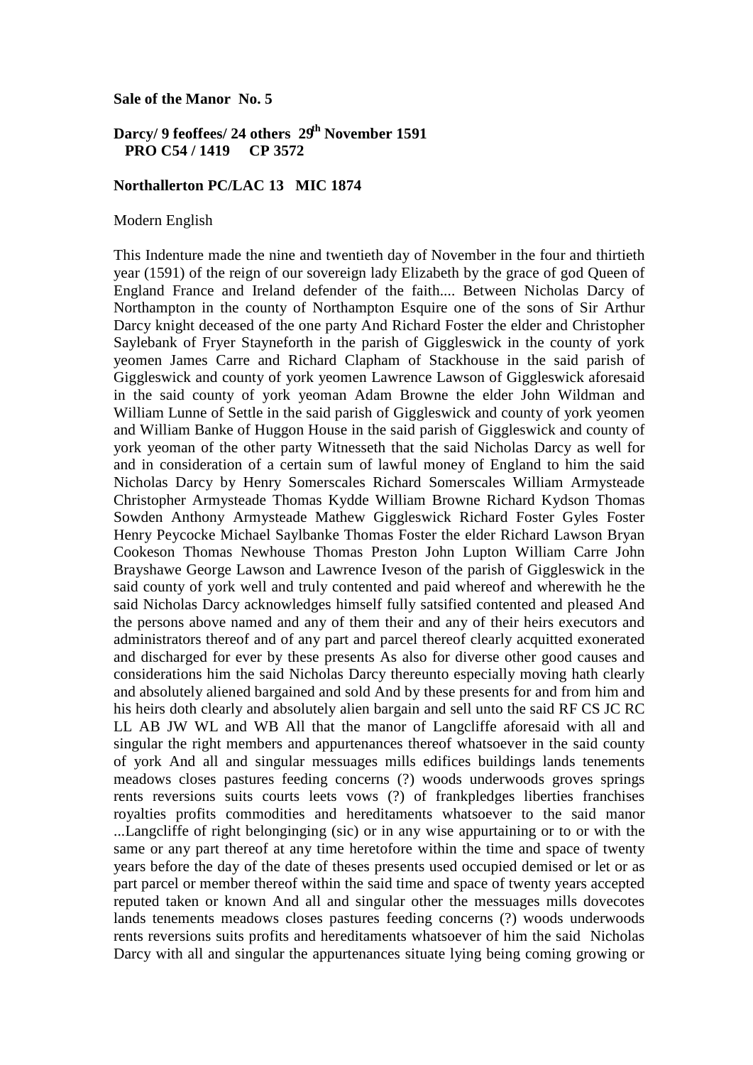**Sale of the Manor No. 5**

**Darcy/ 9 feoffees/ 24 others 29th November 1591**
**PRO C54 / 1419 CP 3572**

**Northallerton PC/LAC 13 MIC 1874**

Modern English

This Indenture made the nine and twentieth day of November in the four and thirtieth year (1591) of the reign of our sovereign lady Elizabeth by the grace of god Queen of England France and Ireland defender of the faith.... Between Nicholas Darcy of Northampton in the county of Northampton Esquire one of the sons of Sir Arthur Darcy knight deceased of the one party And Richard Foster the elder and Christopher Saylebank of Fryer Stayneforth in the parish of Giggleswick in the county of york yeomen James Carre and Richard Clapham of Stackhouse in the said parish of Giggleswick and county of york yeomen Lawrence Lawson of Giggleswick aforesaid in the said county of york yeoman Adam Browne the elder John Wildman and William Lunne of Settle in the said parish of Giggleswick and county of york yeomen and William Banke of Huggon House in the said parish of Giggleswick and county of york yeoman of the other party Witnesseth that the said Nicholas Darcy as well for and in consideration of a certain sum of lawful money of England to him the said Nicholas Darcy by Henry Somerscales Richard Somerscales William Armysteade Christopher Armysteade Thomas Kydde William Browne Richard Kydson Thomas Sowden Anthony Armysteade Mathew Giggleswick Richard Foster Gyles Foster Henry Peycocke Michael Saylbanke Thomas Foster the elder Richard Lawson Bryan Cookeson Thomas Newhouse Thomas Preston John Lupton William Carre John Brayshawe George Lawson and Lawrence Iveson of the parish of Giggleswick in the said county of york well and truly contented and paid whereof and wherewith he the said Nicholas Darcy acknowledges himself fully satsified contented and pleased And the persons above named and any of them their and any of their heirs executors and administrators thereof and of any part and parcel thereof clearly acquitted exonerated and discharged for ever by these presents As also for diverse other good causes and considerations him the said Nicholas Darcy thereunto especially moving hath clearly and absolutely aliened bargained and sold And by these presents for and from him and his heirs doth clearly and absolutely alien bargain and sell unto the said RF CS JC RC LL AB JW WL and WB All that the manor of Langcliffe aforesaid with all and singular the right members and appurtenances thereof whatsoever in the said county of york And all and singular messuages mills edifices buildings lands tenements meadows closes pastures feeding concerns (?) woods underwoods groves springs rents reversions suits courts leets vows (?) of frankpledges liberties franchises royalties profits commodities and hereditaments whatsoever to the said manor ...Langcliffe of right belongingings (sic) or in any wise appurtaining or to or with the same or any part thereof at any time heretofore within the time and space of twenty years before the day of the date of theses presents used occupied demised or let or as part parcel or member thereof within the said time and space of twenty years accepted reputed taken or known And all and singular other the messuages mills dovecotes lands tenements meadows closes pastures feeding concerns (?) woods underwoods rents reversions suits profits and hereditaments whatsoever of him the said Nicholas Darcy with all and singular the appurtenances situate lying being coming growing or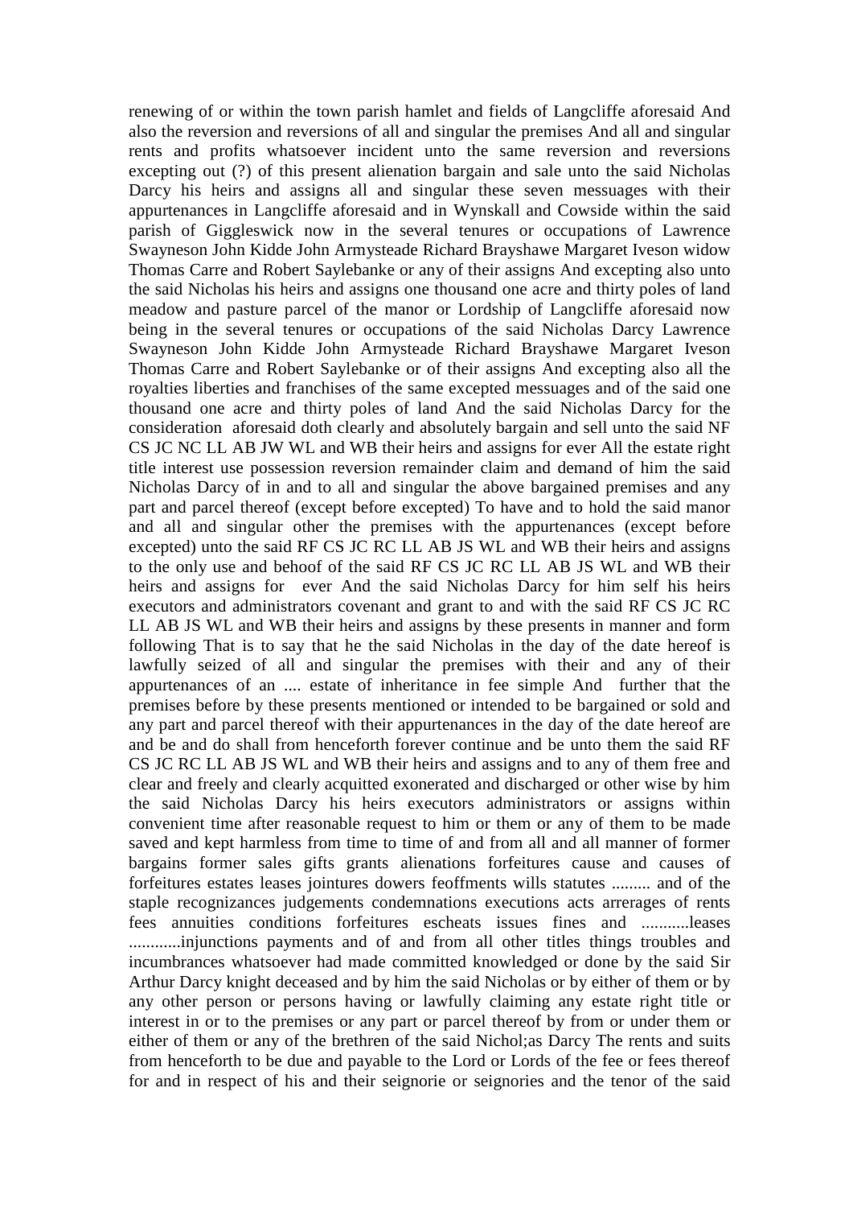renewing of or within the town parish hamlet and fields of Langcliffe aforesaid And also the reversion and reversions of all and singular the premises And all and singular rents and profits whatsoever incident unto the same reversion and reversions excepting out (?) of this present alienation bargain and sale unto the said Nicholas Darcy his heirs and assigns all and singular these seven messuages with their appurtenances in Langcliffe aforesaid and in Wynskall and Cowside within the said parish of Giggleswick now in the several tenures or occupations of Lawrence Swayneson John Kidde John Armysteade Richard Brayshawe Margaret Iveson widow Thomas Carre and Robert Saylebanke or any of their assigns And excepting also unto the said Nicholas his heirs and assigns one thousand one acre and thirty poles of land meadow and pasture parcel of the manor or Lordship of Langcliffe aforesaid now being in the several tenures or occupations of the said Nicholas Darcy Lawrence Swayneson John Kidde John Armysteade Richard Brayshawe Margaret Iveson Thomas Carre and Robert Saylebanke or of their assigns And excepting also all the royalties liberties and franchises of the same excepted messuages and of the said one thousand one acre and thirty poles of land And the said Nicholas Darcy for the consideration aforesaid doth clearly and absolutely bargain and sell unto the said NF CS JC NC LL AB JW WL and WB their heirs and assigns for ever All the estate right title interest use possession reversion remainder claim and demand of him the said Nicholas Darcy of in and to all and singular the above bargained premises and any part and parcel thereof (except before excepted) To have and to hold the said manor and all and singular other the premises with the appurtenances (except before excepted) unto the said RF CS JC RC LL AB JS WL and WB their heirs and assigns to the only use and behoof of the said RF CS JC RC LL AB JS WL and WB their heirs and assigns for ever And the said Nicholas Darcy for him self his heirs executors and administrators covenant and grant to and with the said RF CS JC RC LL AB JS WL and WB their heirs and assigns by these presents in manner and form following That is to say that he the said Nicholas in the day of the date hereof is lawfully seized of all and singular the premises with their and any of their appurtenances of an .... estate of inheritance in fee simple And further that the premises before by these presents mentioned or intended to be bargained or sold and any part and parcel thereof with their appurtenances in the day of the date hereof are and be and do shall from henceforth forever continue and be unto them the said RF CS JC RC LL AB JS WL and WB their heirs and assigns and to any of them free and clear and freely and clearly acquitted exonerated and discharged or other wise by him the said Nicholas Darcy his heirs executors administrators or assigns within convenient time after reasonable request to him or them or any of them to be made saved and kept harmless from time to time of and from all and all manner of former bargains former sales gifts grants alienations forfeitures cause and causes of forfeitures estates leases jointures dowers feoffments wills statutes ......... and of the staple recognizances judgements condemnations executions acts arrerages of rents fees annuities conditions forfeitures escheats issues fines and ...........leases ............injunctions payments and of and from all other titles things troubles and incumbrances whatsoever had made committed knowledged or done by the said Sir Arthur Darcy knight deceased and by him the said Nicholas or by either of them or by any other person or persons having or lawfully claiming any estate right title or interest in or to the premises or any part or parcel thereof by from or under them or either of them or any of the brethren of the said Nichol;as Darcy The rents and suits from henceforth to be due and payable to the Lord or Lords of the fee or fees thereof for and in respect of his and their seignorie or seignories and the tenor of the said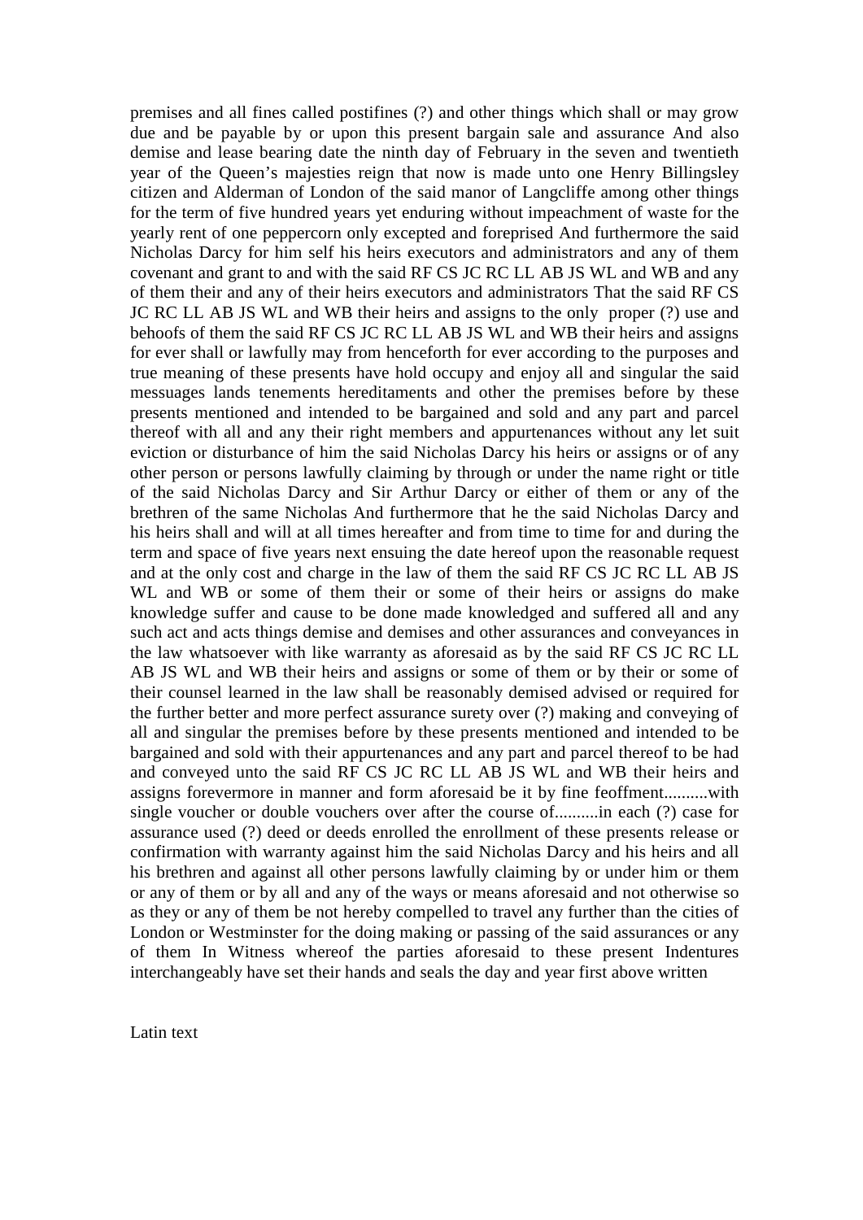premises and all fines called postifines (?) and other things which shall or may grow due and be payable by or upon this present bargain sale and assurance And also demise and lease bearing date the ninth day of February in the seven and twentieth year of the Queen's majesties reign that now is made unto one Henry Billingsley citizen and Alderman of London of the said manor of Langcliffe among other things for the term of five hundred years yet enduring without impeachment of waste for the yearly rent of one peppercorn only excepted and foreprised And furthermore the said Nicholas Darcy for him self his heirs executors and administrators and any of them covenant and grant to and with the said RF CS JC RC LL AB JS WL and WB and any of them their and any of their heirs executors and administrators That the said RF CS JC RC LL AB JS WL and WB their heirs and assigns to the only proper (?) use and behoofs of them the said RF CS JC RC LL AB JS WL and WB their heirs and assigns for ever shall or lawfully may from henceforth for ever according to the purposes and true meaning of these presents have hold occupy and enjoy all and singular the said messuages lands tenements hereditaments and other the premises before by these presents mentioned and intended to be bargained and sold and any part and parcel thereof with all and any their right members and appurtenances without any let suit eviction or disturbance of him the said Nicholas Darcy his heirs or assigns or of any other person or persons lawfully claiming by through or under the name right or title of the said Nicholas Darcy and Sir Arthur Darcy or either of them or any of the brethren of the same Nicholas And furthermore that he the said Nicholas Darcy and his heirs shall and will at all times hereafter and from time to time for and during the term and space of five years next ensuing the date hereof upon the reasonable request and at the only cost and charge in the law of them the said RF CS JC RC LL AB JS WL and WB or some of them their or some of their heirs or assigns do make knowledge suffer and cause to be done made knowledged and suffered all and any such act and acts things demise and demises and other assurances and conveyances in the law whatsoever with like warranty as aforesaid as by the said RF CS JC RC LL AB JS WL and WB their heirs and assigns or some of them or by their or some of their counsel learned in the law shall be reasonably demised advised or required for the further better and more perfect assurance surety over (?) making and conveying of all and singular the premises before by these presents mentioned and intended to be bargained and sold with their appurtenances and any part and parcel thereof to be had and conveyed unto the said RF CS JC RC LL AB JS WL and WB their heirs and assigns forevermore in manner and form aforesaid be it by fine feoffment..........with single voucher or double vouchers over after the course of..........in each (?) case for assurance used (?) deed or deeds enrolled the enrollment of these presents release or confirmation with warranty against him the said Nicholas Darcy and his heirs and all his brethren and against all other persons lawfully claiming by or under him or them or any of them or by all and any of the ways or means aforesaid and not otherwise so as they or any of them be not hereby compelled to travel any further than the cities of London or Westminster for the doing making or passing of the said assurances or any of them In Witness whereof the parties aforesaid to these present Indentures interchangeably have set their hands and seals the day and year first above written

Latin text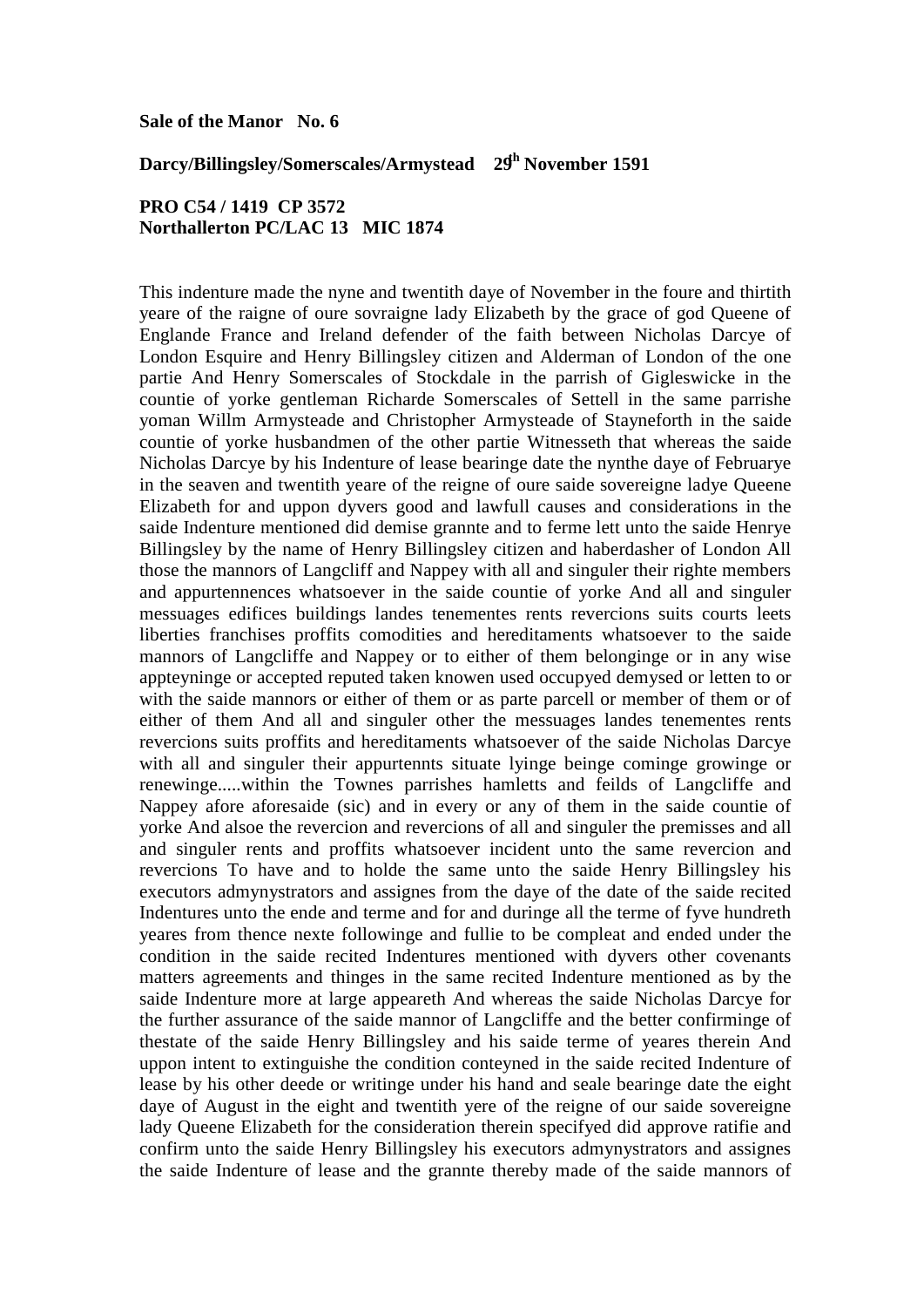**Sale of the Manor No. 6**

**Darcy/Billingsley/Somerscales/Armystead 29th November 1591**

**PRO C54 / 1419 CP 3572**
**Northallerton PC/LAC 13 MIC 1874**

This indenture made the nyne and twentith daye of November in the foure and thirtith yeare of the raigne of oure sovraigne lady Elizabeth by the grace of god Queene of Englande France and Ireland defender of the faith between Nicholas Darcye of London Esquire and Henry Billingsley citizen and Alderman of London of the one partie And Henry Somerscales of Stockdale in the parrish of Gigleswicke in the countie of yorke gentleman Richarde Somerscales of Settell in the same parrishe yoman Willm Armysteade and Christopher Armysteade of Stayneforth in the saide countie of yorke husbandmen of the other partie Witnesseth that whereas the saide Nicholas Darcye by his Indenture of lease bearinge date the nynthe daye of Februarye in the seaven and twentith yeare of the reigne of oure saide sovereigne ladye Queene Elizabeth for and uppon dyvers good and lawfull causes and considerations in the saide Indenture mentioned did demise grannte and to ferme lett unto the saide Henrye Billingsley by the name of Henry Billingsley citizen and haberdasher of London All those the mannors of Langcliff and Nappey with all and singuler their righte members and appurtennences whatsoever in the saide countie of yorke And all and singuler messuages edifices buildings landes tenementes rents revercions suits courts leets liberties franchises proffits comodities and hereditaments whatsoever to the saide mannors of Langcliffe and Nappey or to either of them belonginge or in any wise appteyninge or accepted reputed taken knowen used occupyed demysed or letten to or with the saide mannors or either of them or as parte parcell or member of them or of either of them And all and singuler other the messuages landes tenementes rents revercions suits proffits and hereditaments whatsoever of the saide Nicholas Darcye with all and singuler their appurtennts situate lyinge beinge cominge growinge or renewinge.....within the Townes parrishes hamletts and feilds of Langcliffe and Nappey afore aforesaide (sic) and in every or any of them in the saide countie of yorke And alsoe the revercion and revercions of all and singuler the premisses and all and singuler rents and proffits whatsoever incident unto the same revercion and revercions To have and to holde the same unto the saide Henry Billingsley his executors admynystrators and assignes from the daye of the date of the saide recited Indentures unto the ende and terme and for and duringe all the terme of fyve hundreth yeares from thence nexte followinge and fullie to be compleat and ended under the condition in the saide recited Indentures mentioned with dyvers other covenants matters agreements and thinges in the same recited Indenture mentioned as by the saide Indenture more at large appeareth And whereas the saide Nicholas Darcye for the further assurance of the saide mannor of Langcliffe and the better confirminge of thestate of the saide Henry Billingsley and his saide terme of yeares therein And uppon intent to extinguishe the condition conteyned in the saide recited Indenture of lease by his other deede or writinge under his hand and seale bearinge date the eight daye of August in the eight and twentith yere of the reigne of our saide sovereigne lady Queene Elizabeth for the consideration therein specifyed did approve ratifie and confirm unto the saide Henry Billingsley his executors admynystrators and assignes the saide Indenture of lease and the grannte thereby made of the saide mannors of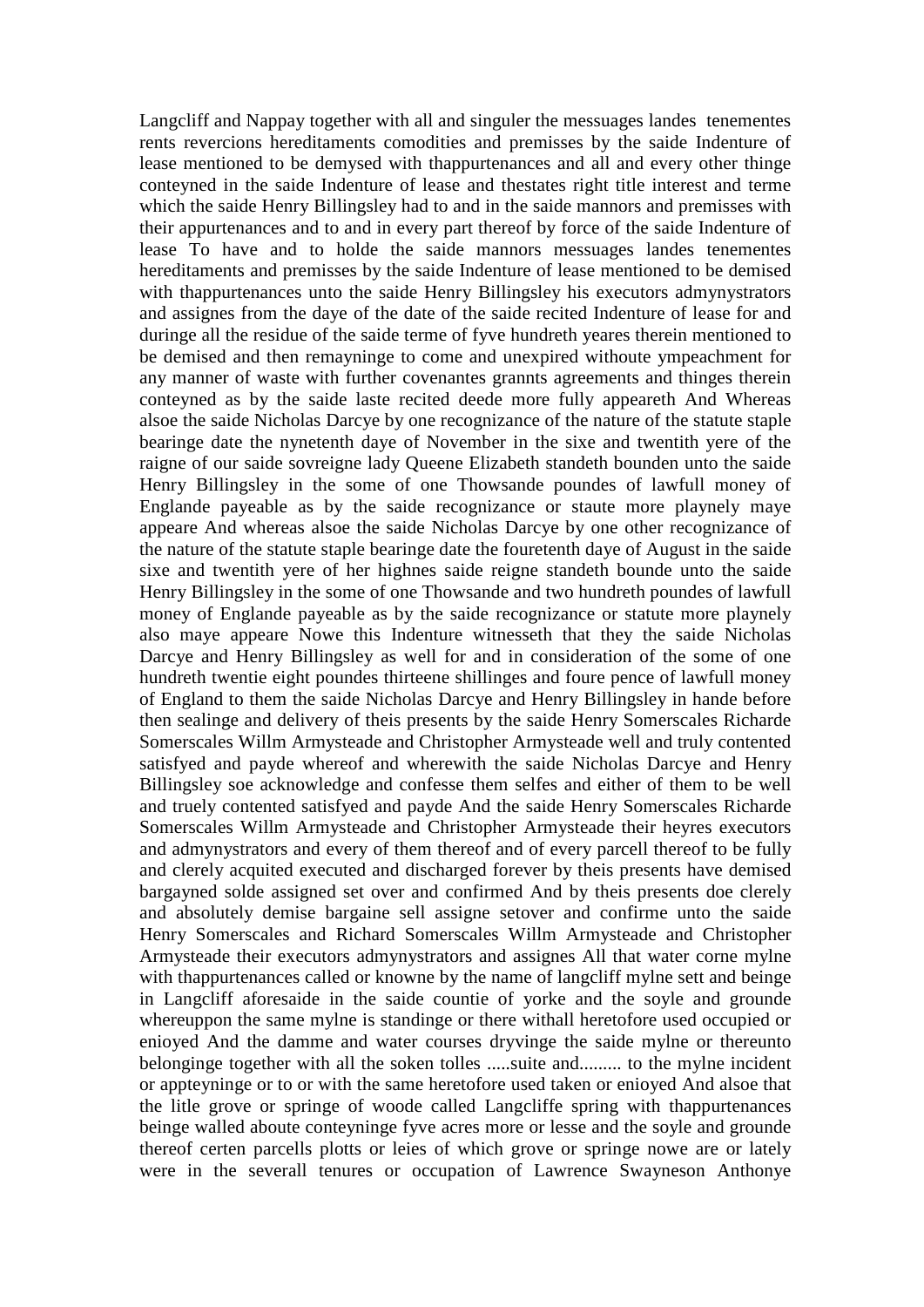Langcliff and Nappay together with all and singuler the messuages landes tenementes rents revercions hereditaments comodities and premisses by the saide Indenture of lease mentioned to be demysed with thappurtenances and all and every other thinge conteyned in the saide Indenture of lease and thestates right title interest and terme which the saide Henry Billingsley had to and in the saide mannors and premisses with their appurtenances and to and in every part thereof by force of the saide Indenture of lease To have and to holde the saide mannors messuages landes tenementes hereditaments and premisses by the saide Indenture of lease mentioned to be demised with thappurtenances unto the saide Henry Billingsley his executors admynystrators and assignes from the daye of the date of the saide recited Indenture of lease for and duringe all the residue of the saide terme of fyve hundreth yeares therein mentioned to be demised and then remayninge to come and unexpired withoute ympeachment for any manner of waste with further covenantes grannts agreements and thinges therein conteyned as by the saide laste recited deede more fully appeareth And Whereas alsoe the saide Nicholas Darcye by one recognizance of the nature of the statute staple bearinge date the nynetenth daye of November in the sixe and twentith yere of the raigne of our saide sovreigne lady Queene Elizabeth standeth bounden unto the saide Henry Billingsley in the some of one Thowsande poundes of lawfull money of Englande payeable as by the saide recognizance or staute more playnely maye appeare And whereas alsoe the saide Nicholas Darcye by one other recognizance of the nature of the statute staple bearinge date the fouretenth daye of August in the saide sixe and twentith yere of her highnes saide reigne standeth bounde unto the saide Henry Billingsley in the some of one Thowsande and two hundreth poundes of lawfull money of Englande payeable as by the saide recognizance or statute more playnely also maye appeare Nowe this Indenture witnesseth that they the saide Nicholas Darcye and Henry Billingsley as well for and in consideration of the some of one hundreth twentie eight poundes thirteene shillinges and foure pence of lawfull money of England to them the saide Nicholas Darcye and Henry Billingsley in hande before then sealinge and delivery of theis presents by the saide Henry Somerscales Richarde Somerscales Willm Armysteade and Christopher Armysteade well and truly contented satisfyed and payde whereof and wherewith the saide Nicholas Darcye and Henry Billingsley soe acknowledge and confesse them selfes and either of them to be well and truely contented satisfyed and payde And the saide Henry Somerscales Richarde Somerscales Willm Armysteade and Christopher Armysteade their heyres executors and admynystrators and every of them thereof and of every parcell thereof to be fully and clerely acquited executed and discharged forever by theis presents have demised bargayned solde assigned set over and confirmed And by theis presents doe clerely and absolutely demise bargaine sell assigne setover and confirme unto the saide Henry Somerscales and Richard Somerscales Willm Armysteade and Christopher Armysteade their executors admynystrators and assignes All that water corne mylne with thappurtenances called or knowne by the name of langcliff mylne sett and beinge in Langcliff aforesaide in the saide countie of yorke and the soyle and grounde whereuppon the same mylne is standinge or there withall heretofore used occupied or enioyed And the damme and water courses dryvinge the saide mylne or thereunto belonginge together with all the soken tolles .....suite and......... to the mylne incident or appteyninge or to or with the same heretofore used taken or enioyed And alsoe that the litle grove or springe of woode called Langcliffe spring with thappurtenances beinge walled aboute conteyninge fyve acres more or lesse and the soyle and grounde thereof certen parcells plotts or leies of which grove or springe nowe are or lately were in the severall tenures or occupation of Lawrence Swayneson Anthonye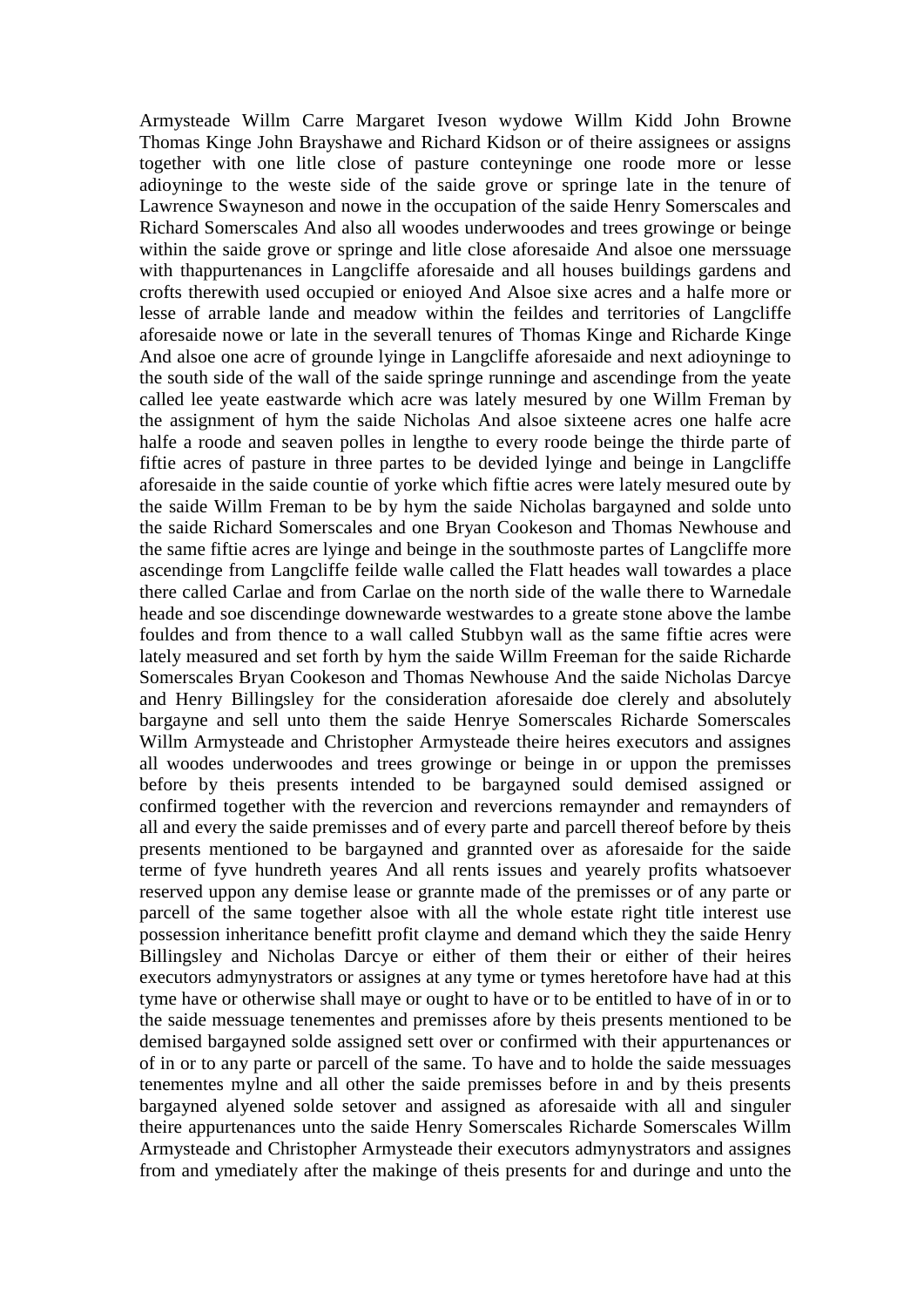Armysteade Willm Carre Margaret Iveson wydowe Willm Kidd John Browne Thomas Kinge John Brayshawe and Richard Kidson or of theire assignees or assigns together with one litle close of pasture conteyninge one roode more or lesse adioyninge to the weste side of the saide grove or springe late in the tenure of Lawrence Swayneson and nowe in the occupation of the saide Henry Somerscales and Richard Somerscales And also all woodes underwoodes and trees growinge or beinge within the saide grove or springe and litle close aforesaide And alsoe one merssuage with thappurtenances in Langcliffe aforesaide and all houses buildings gardens and crofts therewith used occupied or enioyed And Alsoe sixe acres and a halfe more or lesse of arrable lande and meadow within the feildes and territories of Langcliffe aforesaide nowe or late in the severall tenures of Thomas Kinge and Richarde Kinge And alsoe one acre of grounde lyinge in Langcliffe aforesaide and next adioyninge to the south side of the wall of the saide springe runninge and ascendinge from the yeate called lee yeate eastwarde which acre was lately mesured by one Willm Freman by the assignment of hym the saide Nicholas And alsoe sixteene acres one halfe acre halfe a roode and seaven polles in lengthe to every roode beinge the thirde parte of fiftie acres of pasture in three partes to be devided lyinge and beinge in Langcliffe aforesaide in the saide countie of yorke which fiftie acres were lately mesured oute by the saide Willm Freman to be by hym the saide Nicholas bargayned and solde unto the saide Richard Somerscales and one Bryan Cookeson and Thomas Newhouse and the same fiftie acres are lyinge and beinge in the southmoste partes of Langcliffe more ascendinge from Langcliffe feilde walle called the Flatt heades wall towardes a place there called Carlae and from Carlae on the north side of the walle there to Warnedale heade and soe discendinge downewarde westwardes to a greate stone above the lambe fouldes and from thence to a wall called Stubbyn wall as the same fiftie acres were lately measured and set forth by hym the saide Willm Freeman for the saide Richarde Somerscales Bryan Cookeson and Thomas Newhouse And the saide Nicholas Darcye and Henry Billingsley for the consideration aforesaide doe clerely and absolutely bargayne and sell unto them the saide Henrye Somerscales Richarde Somerscales Willm Armysteade and Christopher Armysteade theire heires executors and assignes all woodes underwoodes and trees growinge or beinge in or uppon the premisses before by theis presents intended to be bargayned sould demised assigned or confirmed together with the revercion and revercions remaynder and remaynders of all and every the saide premisses and of every parte and parcell thereof before by theis presents mentioned to be bargayned and grannted over as aforesaide for the saide terme of fyve hundreth yeares And all rents issues and yearely profits whatsoever reserved uppon any demise lease or grannte made of the premisses or of any parte or parcell of the same together alsoe with all the whole estate right title interest use possession inheritance benefitt profit clayme and demand which they the saide Henry Billingsley and Nicholas Darcye or either of them their or either of their heires executors admynystrators or assignes at any tyme or tymes heretofore have had at this tyme have or otherwise shall maye or ought to have or to be entitled to have of in or to the saide messuage tenementes and premisses afore by theis presents mentioned to be demised bargayned solde assigned sett over or confirmed with their appurtenances or of in or to any parte or parcell of the same. To have and to holde the saide messuages tenementes mylne and all other the saide premisses before in and by theis presents bargayned alyened solde setover and assigned as aforesaide with all and singuler theire appurtenances unto the saide Henry Somerscales Richarde Somerscales Willm Armysteade and Christopher Armysteade their executors admynystrators and assignes from and ymediately after the makinge of theis presents for and duringe and unto the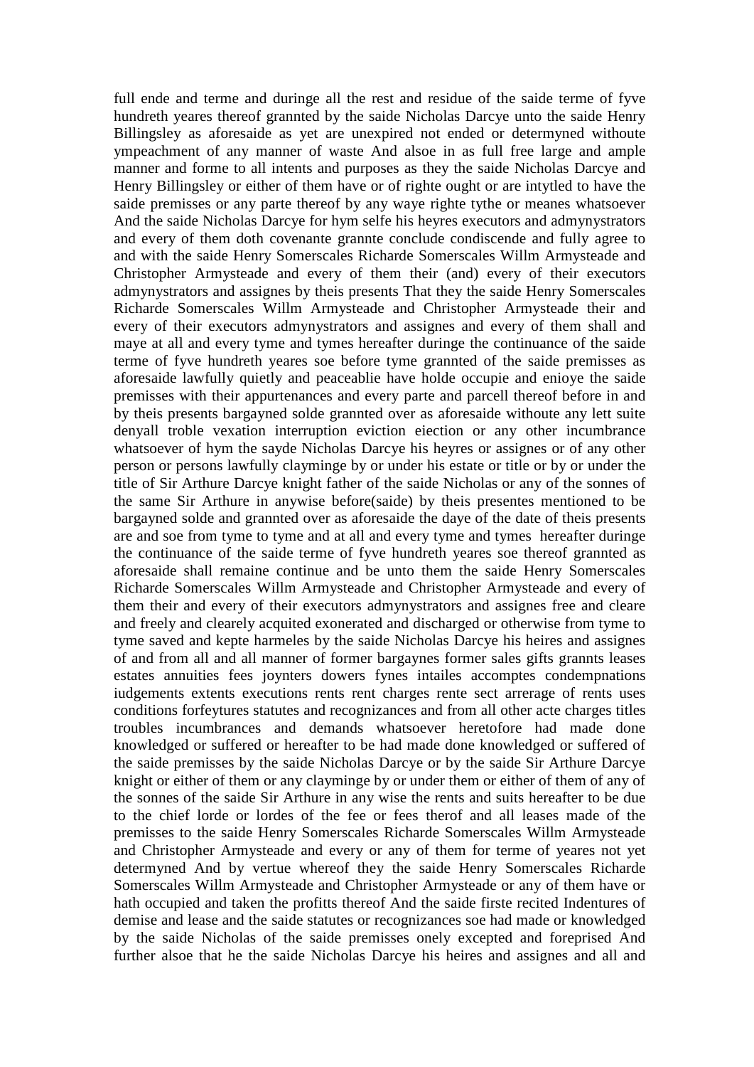full ende and terme and duringe all the rest and residue of the saide terme of fyve hundreth yeares thereof grannted by the saide Nicholas Darcye unto the saide Henry Billingsley as aforesaide as yet are unexpired not ended or determyned withoute ympeachment of any manner of waste And alsoe in as full free large and ample manner and forme to all intents and purposes as they the saide Nicholas Darcye and Henry Billingsley or either of them have or of righte ought or are intytled to have the saide premisses or any parte thereof by any waye righte tythe or meanes whatsoever And the saide Nicholas Darcye for hym selfe his heyres executors and admynystrators and every of them doth covenante grannte conclude condiscende and fully agree to and with the saide Henry Somerscales Richarde Somerscales Willm Armysteade and Christopher Armysteade and every of them their (and) every of their executors admynystrators and assignes by theis presents That they the saide Henry Somerscales Richarde Somerscales Willm Armysteade and Christopher Armysteade their and every of their executors admynystrators and assignes and every of them shall and maye at all and every tyme and tymes hereafter duringe the continuance of the saide terme of fyve hundreth yeares soe before tyme grannted of the saide premisses as aforesaide lawfully quietly and peaceablie have holde occupie and enioye the saide premisses with their appurtenances and every parte and parcell thereof before in and by theis presents bargayned solde grannted over as aforesaide withoute any lett suite denyall troble vexation interruption eviction eiection or any other incumbrance whatsoever of hym the sayde Nicholas Darcye his heyres or assignes or of any other person or persons lawfully clayminge by or under his estate or title or by or under the title of Sir Arthure Darcye knight father of the saide Nicholas or any of the sonnes of the same Sir Arthure in anywise before(saide) by theis presentes mentioned to be bargayned solde and grannted over as aforesaide the daye of the date of theis presents are and soe from tyme to tyme and at all and every tyme and tymes hereafter duringe the continuance of the saide terme of fyve hundreth yeares soe thereof grannted as aforesaide shall remaine continue and be unto them the saide Henry Somerscales Richarde Somerscales Willm Armysteade and Christopher Armysteade and every of them their and every of their executors admynystrators and assignes free and cleare and freely and clearely acquited exonerated and discharged or otherwise from tyme to tyme saved and kepte harmeles by the saide Nicholas Darcye his heires and assignes of and from all and all manner of former bargaynes former sales gifts grannts leases estates annuities fees joynters dowers fynes intailes accomptes condempnations iudgements extents executions rents rent charges rente sect arrerage of rents uses conditions forfeytures statutes and recognizances and from all other acte charges titles troubles incumbrances and demands whatsoever heretofore had made done knowledged or suffered or hereafter to be had made done knowledged or suffered of the saide premisses by the saide Nicholas Darcye or by the saide Sir Arthure Darcye knight or either of them or any clayminge by or under them or either of them of any of the sonnes of the saide Sir Arthure in any wise the rents and suits hereafter to be due to the chief lorde or lordes of the fee or fees therof and all leases made of the premisses to the saide Henry Somerscales Richarde Somerscales Willm Armysteade and Christopher Armysteade and every or any of them for terme of yeares not yet determyned And by vertue whereof they the saide Henry Somerscales Richarde Somerscales Willm Armysteade and Christopher Armysteade or any of them have or hath occupied and taken the profitts thereof And the saide firste recited Indentures of demise and lease and the saide statutes or recognizances soe had made or knowledged by the saide Nicholas of the saide premisses onely excepted and foreprised And further alsoe that he the saide Nicholas Darcye his heires and assignes and all and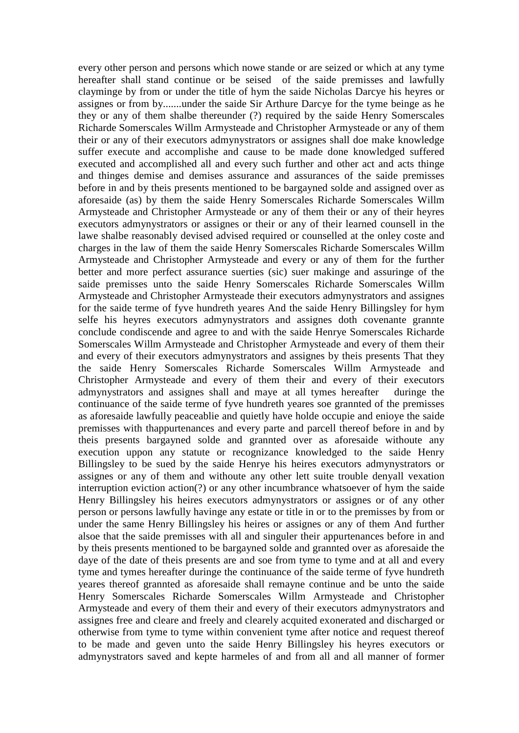every other person and persons which nowe stande or are seized or which at any tyme hereafter shall stand continue or be seised of the saide premisses and lawfully clayminge by from or under the title of hym the saide Nicholas Darcye his heyres or assignes or from by.......under the saide Sir Arthure Darcye for the tyme beinge as he they or any of them shalbe thereunder (?) required by the saide Henry Somerscales Richarde Somerscales Willm Armysteade and Christopher Armysteade or any of them their or any of their executors admynystrators or assignes shall doe make knowledge suffer execute and accomplishe and cause to be made done knowledged suffered executed and accomplished all and every such further and other act and acts thinge and thinges demise and demises assurance and assurances of the saide premisses before in and by theis presents mentioned to be bargayned solde and assigned over as aforesaide (as) by them the saide Henry Somerscales Richarde Somerscales Willm Armysteade and Christopher Armysteade or any of them their or any of their heyres executors admynystrators or assignes or their or any of their learned counsell in the lawe shalbe reasonably devised advised required or counselled at the onley coste and charges in the law of them the saide Henry Somerscales Richarde Somerscales Willm Armysteade and Christopher Armysteade and every or any of them for the further better and more perfect assurance suerties (sic) suer makinge and assuringe of the saide premisses unto the saide Henry Somerscales Richarde Somerscales Willm Armysteade and Christopher Armysteade their executors admynystrators and assignes for the saide terme of fyve hundreth yeares And the saide Henry Billingsley for hym selfe his heyres executors admynystrators and assignes doth covenante grannte conclude condiscende and agree to and with the saide Henrye Somerscales Richarde Somerscales Willm Armysteade and Christopher Armysteade and every of them their and every of their executors admynystrators and assignes by theis presents That they the saide Henry Somerscales Richarde Somerscales Willm Armysteade and Christopher Armysteade and every of them their and every of their executors admynystrators and assignes shall and maye at all tymes hereafter duringe the continuance of the saide terme of fyve hundreth yeares soe grannted of the premisses as aforesaide lawfully peaceablie and quietly have holde occupie and enioye the saide premisses with thappurtenances and every parte and parcell thereof before in and by theis presents bargayned solde and grannted over as aforesaide withoute any execution uppon any statute or recognizance knowledged to the saide Henry Billingsley to be sued by the saide Henrye his heires executors admynystrators or assignes or any of them and withoute any other lett suite trouble denyall vexation interruption eviction action(?) or any other incumbrance whatsoever of hym the saide Henry Billingsley his heires executors admynystrators or assignes or of any other person or persons lawfully havinge any estate or title in or to the premisses by from or under the same Henry Billingsley his heires or assignes or any of them And further alsoe that the saide premisses with all and singuler their appurtenances before in and by theis presents mentioned to be bargayned solde and grannted over as aforesaide the daye of the date of theis presents are and soe from tyme to tyme and at all and every tyme and tymes hereafter duringe the continuance of the saide terme of fyve hundreth yeares thereof grannted as aforesaide shall remayne continue and be unto the saide Henry Somerscales Richarde Somerscales Willm Armysteade and Christopher Armysteade and every of them their and every of their executors admynystrators and assignes free and cleare and freely and clearely acquited exonerated and discharged or otherwise from tyme to tyme within convenient tyme after notice and request thereof to be made and geven unto the saide Henry Billingsley his heyres executors or admynystrators saved and kepte harmeles of and from all and all manner of former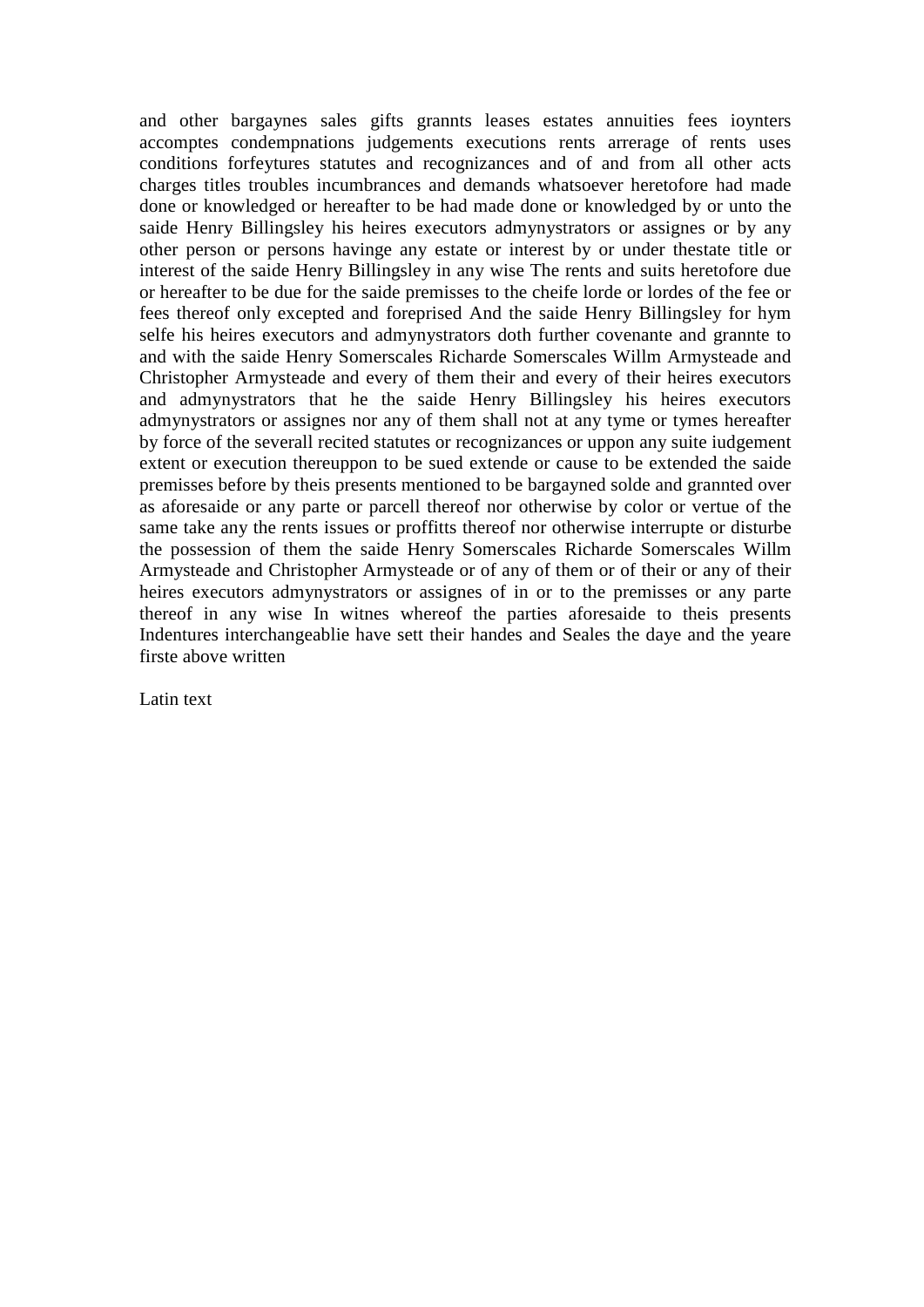and other bargaynes sales gifts grannts leases estates annuities fees ioynters accomptes condempnations judgements executions rents arrerage of rents uses conditions forfeytures statutes and recognizances and of and from all other acts charges titles troubles incumbrances and demands whatsoever heretofore had made done or knowledged or hereafter to be had made done or knowledged by or unto the saide Henry Billingsley his heires executors admynystrators or assignes or by any other person or persons havinge any estate or interest by or under thestate title or interest of the saide Henry Billingsley in any wise The rents and suits heretofore due or hereafter to be due for the saide premisses to the cheife lorde or lordes of the fee or fees thereof only excepted and foreprised And the saide Henry Billingsley for hym selfe his heires executors and admynystrators doth further covenante and grannte to and with the saide Henry Somerscales Richarde Somerscales Willm Armysteade and Christopher Armysteade and every of them their and every of their heires executors and admynystrators that he the saide Henry Billingsley his heires executors admynystrators or assignes nor any of them shall not at any tyme or tymes hereafter by force of the severall recited statutes or recognizances or uppon any suite iudgement extent or execution thereuppon to be sued extende or cause to be extended the saide premisses before by theis presents mentioned to be bargayned solde and grannted over as aforesaide or any parte or parcell thereof nor otherwise by color or vertue of the same take any the rents issues or proffitts thereof nor otherwise interrupte or disturbe the possession of them the saide Henry Somerscales Richarde Somerscales Willm Armysteade and Christopher Armysteade or of any of them or of their or any of their heires executors admynystrators or assignes of in or to the premisses or any parte thereof in any wise In witnes whereof the parties aforesaide to theis presents Indentures interchangeablie have sett their handes and Seales the daye and the yeare firste above written

Latin text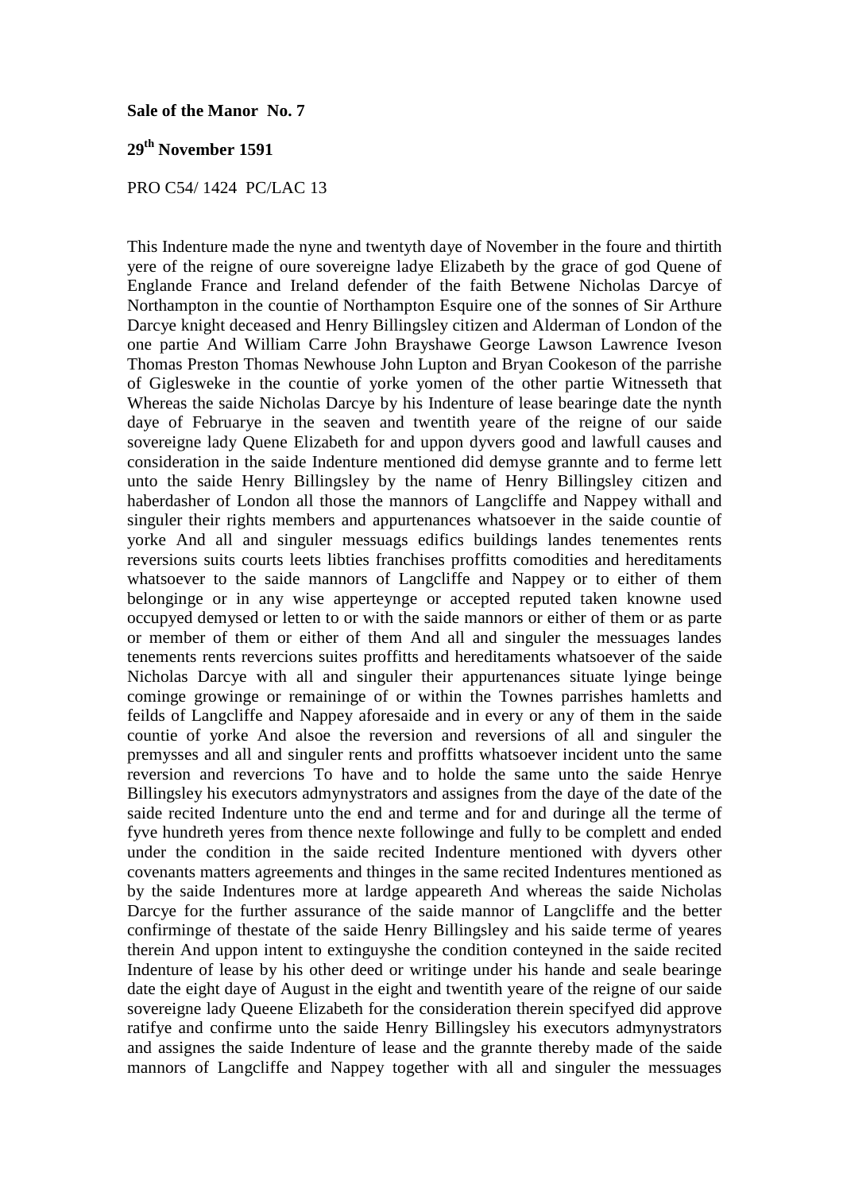**Sale of the Manor No. 7**

**29th November 1591**

PRO C54/ 1424 PC/LAC 13

This Indenture made the nyne and twentyth daye of November in the foure and thirtith yere of the reigne of oure sovereigne ladye Elizabeth by the grace of god Quene of Englande France and Ireland defender of the faith Betwene Nicholas Darcye of Northampton in the countie of Northampton Esquire one of the sonnes of Sir Arthure Darcye knight deceased and Henry Billingsley citizen and Alderman of London of the one partie And William Carre John Brayshawe George Lawson Lawrence Iveson Thomas Preston Thomas Newhouse John Lupton and Bryan Cookeson of the parrishe of Giglesweke in the countie of yorke yomen of the other partie Witnesseth that Whereas the saide Nicholas Darcye by his Indenture of lease bearinge date the nynth daye of Februarye in the seaven and twentith yeare of the reigne of our saide sovereigne lady Quene Elizabeth for and uppon dyvers good and lawfull causes and consideration in the saide Indenture mentioned did demyse grannte and to ferme lett unto the saide Henry Billingsley by the name of Henry Billingsley citizen and haberdasher of London all those the mannors of Langcliffe and Nappey withall and singuler their rights members and appurtenances whatsoever in the saide countie of yorke And all and singuler messuags edifics buildings landes tenementes rents reversions suits courts leets libties franchises proffitts comodities and hereditaments whatsoever to the saide mannors of Langcliffe and Nappey or to either of them belonginge or in any wise apperteynge or accepted reputed taken knowne used occupyed demysed or letten to or with the saide mannors or either of them or as parte or member of them or either of them And all and singuler the messuages landes tenements rents revercions suites proffitts and hereditaments whatsoever of the saide Nicholas Darcye with all and singuler their appurtenances situate lyinge beinge cominge growinge or remaininge of or within the Townes parrishes hamletts and feilds of Langcliffe and Nappey aforesaide and in every or any of them in the saide countie of yorke And alsoe the reversion and reversions of all and singuler the premysses and all and singuler rents and proffitts whatsoever incident unto the same reversion and revercions To have and to holde the same unto the saide Henrye Billingsley his executors admynystrators and assignes from the daye of the date of the saide recited Indenture unto the end and terme and for and duringe all the terme of fyve hundreth yeres from thence nexte followinge and fully to be complett and ended under the condition in the saide recited Indenture mentioned with dyvers other covenants matters agreements and thinges in the same recited Indentures mentioned as by the saide Indentures more at lardge appeareth And whereas the saide Nicholas Darcye for the further assurance of the saide mannor of Langcliffe and the better confirminge of thestate of the saide Henry Billingsley and his saide terme of yeares therein And uppon intent to extinguyshe the condition conteyned in the saide recited Indenture of lease by his other deed or writinge under his hande and seale bearinge date the eight daye of August in the eight and twentith yeare of the reigne of our saide sovereigne lady Queene Elizabeth for the consideration therein specifyed did approve ratifye and confirme unto the saide Henry Billingsley his executors admynystrators and assignes the saide Indenture of lease and the grannte thereby made of the saide mannors of Langcliffe and Nappey together with all and singuler the messuages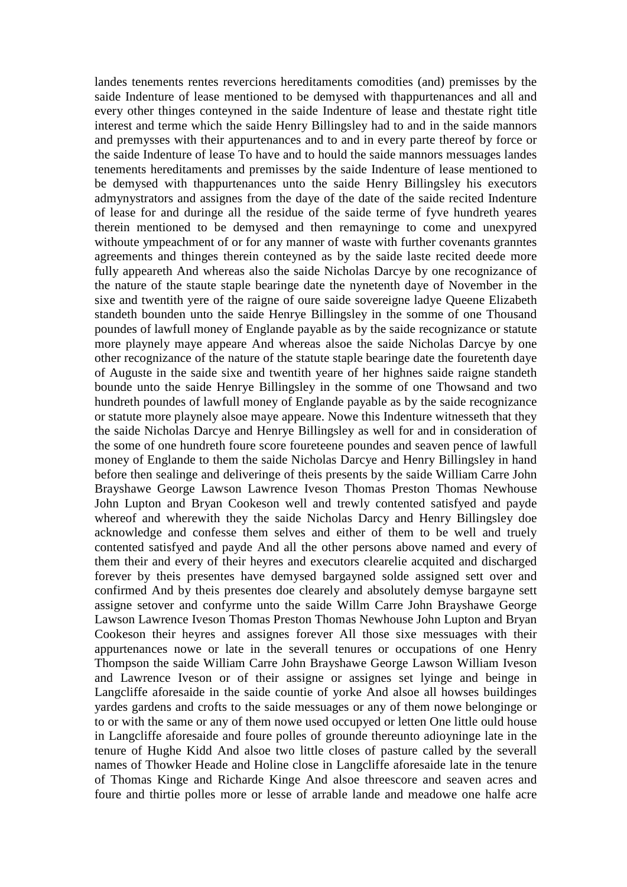landes tenements rentes revercions hereditaments comodities (and) premisses by the saide Indenture of lease mentioned to be demysed with thappurtenances and all and every other thinges conteyned in the saide Indenture of lease and thestate right title interest and terme which the saide Henry Billingsley had to and in the saide mannors and premysses with their appurtenances and to and in every parte thereof by force or the saide Indenture of lease To have and to hould the saide mannors messuages landes tenements hereditaments and premisses by the saide Indenture of lease mentioned to be demysed with thappurtenances unto the saide Henry Billingsley his executors admynystrators and assignes from the daye of the date of the saide recited Indenture of lease for and duringe all the residue of the saide terme of fyve hundreth yeares therein mentioned to be demysed and then remayninge to come and unexpyred withoute ympeachment of or for any manner of waste with further covenants granntes agreements and thinges therein conteyned as by the saide laste recited deede more fully appeareth And whereas also the saide Nicholas Darcye by one recognizance of the nature of the staute staple bearinge date the nynetenth daye of November in the sixe and twentith yere of the raigne of oure saide sovereigne ladye Queene Elizabeth standeth bounden unto the saide Henrye Billingsley in the somme of one Thousand poundes of lawfull money of Englande payable as by the saide recognizance or statute more playnely maye appeare And whereas alsoe the saide Nicholas Darcye by one other recognizance of the nature of the statute staple bearinge date the fouretenth daye of Auguste in the saide sixe and twentith yeare of her highnes saide raigne standeth bounde unto the saide Henrye Billingsley in the somme of one Thowsand and two hundreth poundes of lawfull money of Englande payable as by the saide recognizance or statute more playnely alsoe maye appeare. Nowe this Indenture witnesseth that they the saide Nicholas Darcye and Henrye Billingsley as well for and in consideration of the some of one hundreth foure score foureteene poundes and seaven pence of lawfull money of Englande to them the saide Nicholas Darcye and Henry Billingsley in hand before then sealinge and deliveringe of theis presents by the saide William Carre John Brayshawe George Lawson Lawrence Iveson Thomas Preston Thomas Newhouse John Lupton and Bryan Cookeson well and trewly contented satisfyed and payde whereof and wherewith they the saide Nicholas Darcy and Henry Billingsley doe acknowledge and confesse them selves and either of them to be well and truely contented satisfyed and payde And all the other persons above named and every of them their and every of their heyres and executors clearelie acquited and discharged forever by theis presentes have demysed bargayned solde assigned sett over and confirmed And by theis presentes doe clearely and absolutely demyse bargayne sett assigne setover and confyrme unto the saide Willm Carre John Brayshawe George Lawson Lawrence Iveson Thomas Preston Thomas Newhouse John Lupton and Bryan Cookeson their heyres and assignes forever All those sixe messuages with their appurtenances nowe or late in the severall tenures or occupations of one Henry Thompson the saide William Carre John Brayshawe George Lawson William Iveson and Lawrence Iveson or of their assigne or assignes set lyinge and beinge in Langcliffe aforesaide in the saide countie of yorke And alsoe all howses buildinges yardes gardens and crofts to the saide messuages or any of them nowe belonginge or to or with the same or any of them nowe used occupyed or letten One little ould house in Langcliffe aforesaide and foure polles of grounde thereunto adioyninge late in the tenure of Hughe Kidd And alsoe two little closes of pasture called by the severall names of Thowker Heade and Holine close in Langcliffe aforesaide late in the tenure of Thomas Kinge and Richarde Kinge And alsoe threescore and seaven acres and foure and thirtie polles more or lesse of arrable lande and meadowe one halfe acre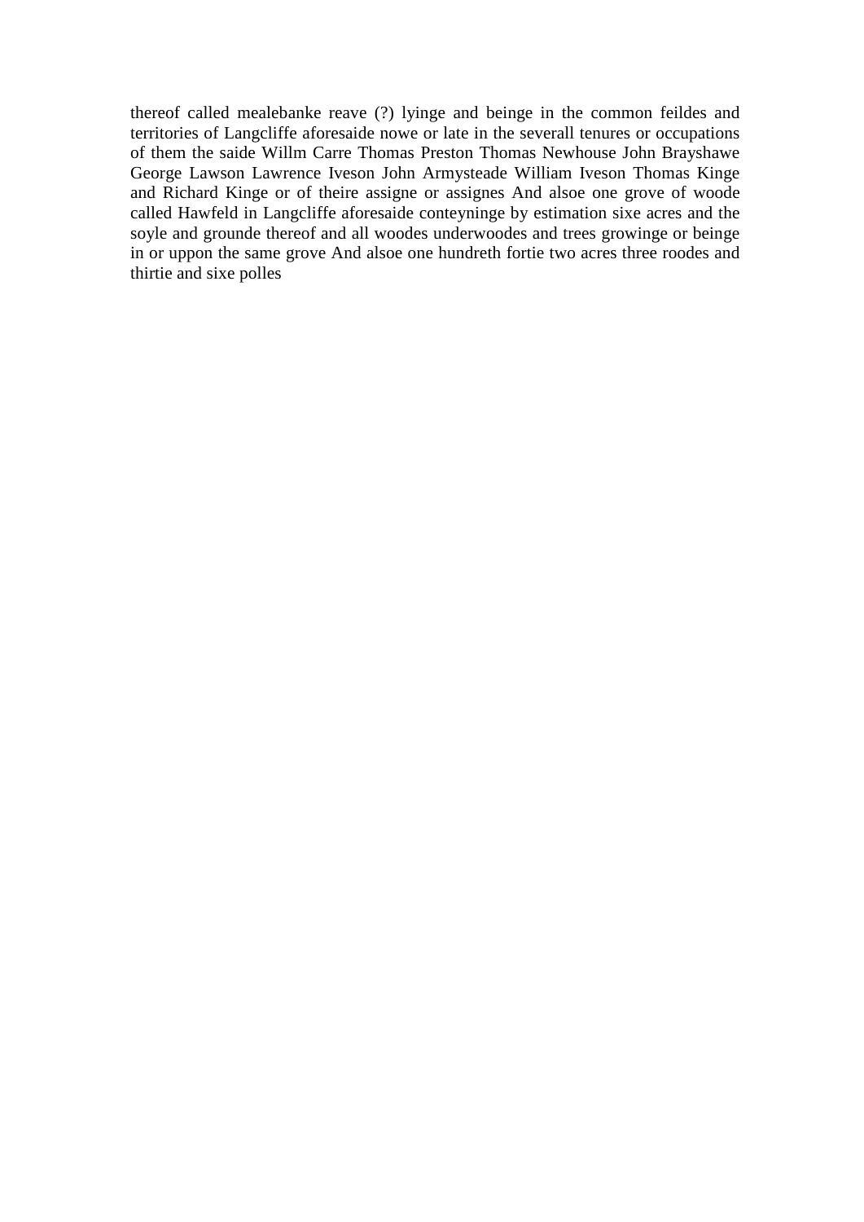thereof called mealebanke reave (?) lyinge and beinge in the common feildes and territories of Langcliffe aforesaide nowe or late in the severall tenures or occupations of them the saide Willm Carre Thomas Preston Thomas Newhouse John Brayshawe George Lawson Lawrence Iveson John Armysteade William Iveson Thomas Kinge and Richard Kinge or of theire assigne or assignes And alsoe one grove of woode called Hawfeld in Langcliffe aforesaide conteyninge by estimation sixe acres and the soyle and grounde thereof and all woodes underwoodes and trees growinge or beinge in or uppon the same grove And alsoe one hundreth fortie two acres three roodes and thirtie and sixe polles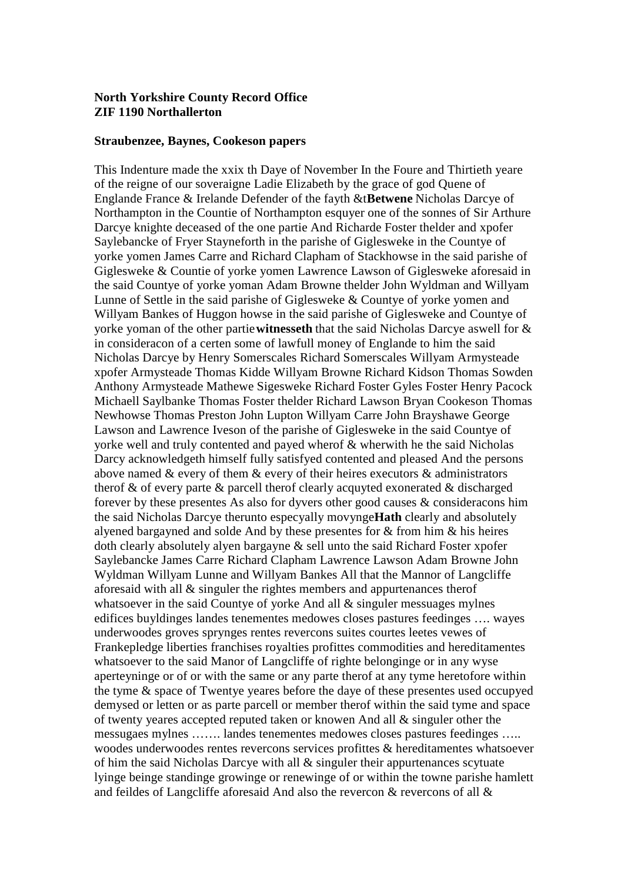**North Yorkshire County Record Office**
**ZIF 1190 Northallerton**

**Straubenzee, Baynes, Cookeson papers**

This Indenture made the xxix th Daye of November In the Foure and Thirtieth yeare of the reigne of our soveraigne Ladie Elizabeth by the grace of god Quene of Englande France & Irelande Defender of the fayth &t**Betwene** Nicholas Darcye of Northampton in the Countie of Northampton esquyer one of the sonnes of Sir Arthure Darcye knighte deceased of the one partie And Richarde Foster thelder and xpofer Saylebancke of Fryer Stayneforth in the parishe of Giglesweke in the Countye of yorke yomen James Carre and Richard Clapham of Stackhowse in the said parishe of Giglesweke & Countie of yorke yomen Lawrence Lawson of Giglesweke aforesaid in the said Countye of yorke yoman Adam Browne thelder John Wyldman and Willyam Lunne of Settle in the said parishe of Giglesweke & Countye of yorke yomen and Willyam Bankes of Huggon howse in the said parishe of Giglesweke and Countye of yorke yoman of the other partie **witnesseth** that the said Nicholas Darcye aswell for & in consideracon of a certen some of lawfull money of Englande to him the said Nicholas Darcye by Henry Somerscales Richard Somerscales Willyam Armysteade xpofer Armysteade Thomas Kidde Willyam Browne Richard Kidson Thomas Sowden Anthony Armysteade Mathewe Sigesweke Richard Foster Gyles Foster Henry Pacock Michaell Saylbanke Thomas Foster thelder Richard Lawson Bryan Cookeson Thomas Newhowse Thomas Preston John Lupton Willyam Carre John Brayshawe George Lawson and Lawrence Iveson of the parishe of Giglesweke in the said Countye of yorke well and truly contented and payed wherof & wherwith he the said Nicholas Darcy acknowledgeth himself fully satisfyed contented and pleased And the persons above named & every of them & every of their heires executors & administrators therof & of every parte & parcell therof clearly acquyted exonerated & discharged forever by these presentes As also for dyvers other good causes & consideracons him the said Nicholas Darcye therunto especyally movynge **Hath** clearly and absolutely alyened bargayned and solde And by these presentes for & from him & his heires doth clearly absolutely alyen bargayne & sell unto the said Richard Foster xpofer Saylebancke James Carre Richard Clapham Lawrence Lawson Adam Browne John Wyldman Willyam Lunne and Willyam Bankes All that the Mannor of Langcliffe aforesaid with all & singuler the rightes members and appurtenances therof whatsoever in the said Countye of yorke And all & singuler messuages mylnes edifices buyldinges landes tenementes medowes closes pastures feedinges …. wayes underwoodes groves sprynges rentes revercons suites courtes leetes vewes of Frankepledge liberties franchises royalties profittes commodities and hereditamentes whatsoever to the said Manor of Langcliffe of righte belonginge or in any wyse aperteyninge or of or with the same or any parte therof at any tyme heretofore within the tyme & space of Twentye yeares before the daye of these presentes used occupyed demysed or letten or as parte parcell or member therof within the said tyme and space of twenty yeares accepted reputed taken or knowen And all & singuler other the messugaes mylnes ……. landes tenementes medowes closes pastures feedinges ….. woodes underwoodes rentes revercons services profittes & hereditamentes whatsoever of him the said Nicholas Darcye with all & singuler their appurtenances scytuate lyinge beinge standinge growinge or renewinge of or within the towne parishe hamlett and feildes of Langcliffe aforesaid And also the revercon & revercons of all &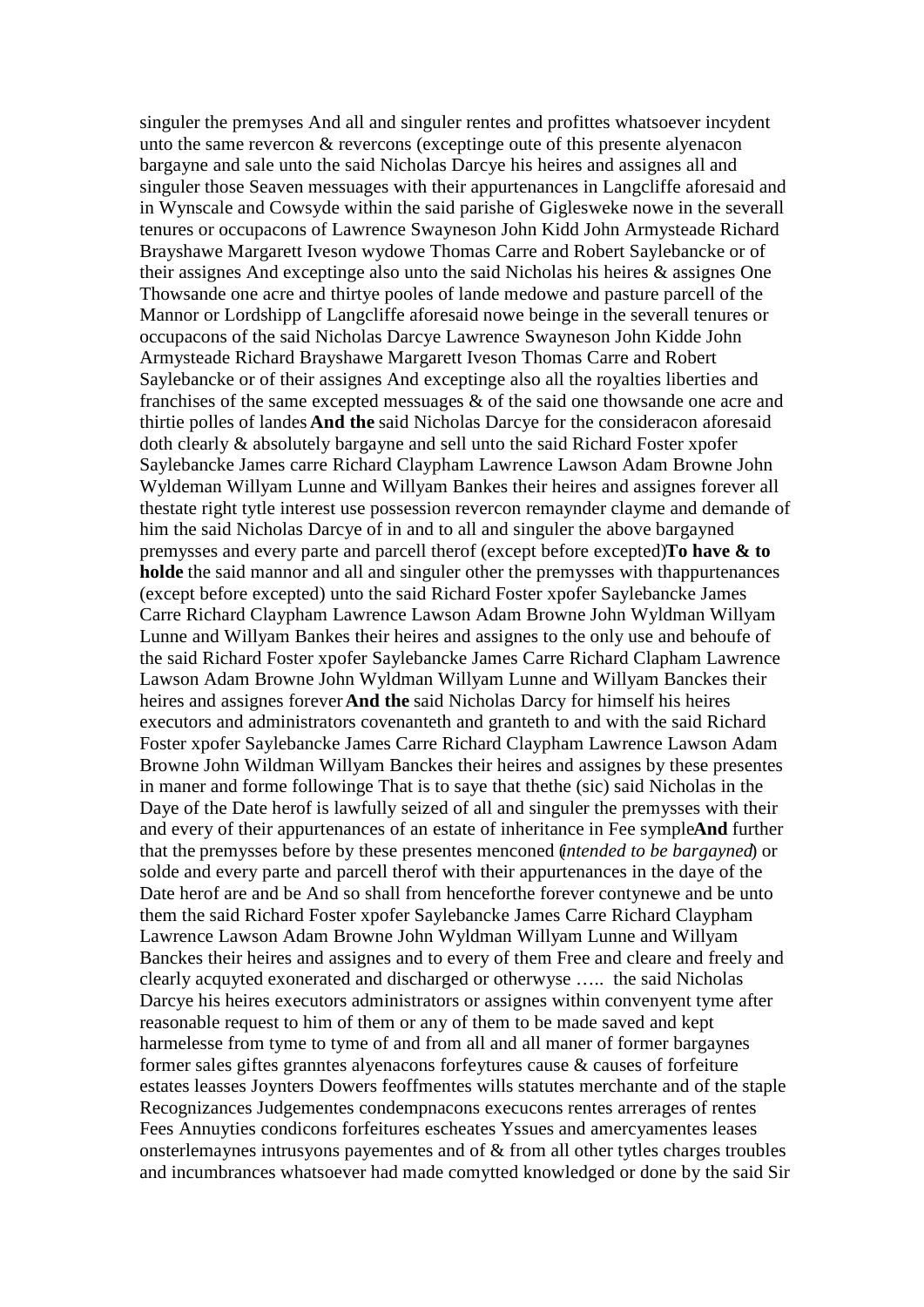singuler the premyses And all and singuler rentes and profittes whatsoever incydent unto the same revercon & revercons (exceptinge oute of this presente alyenacon bargayne and sale unto the said Nicholas Darcye his heires and assignes all and singuler those Seaven messuages with their appurtenances in Langcliffe aforesaid and in Wynscale and Cowsyde within the said parishe of Giglesweke nowe in the severall tenures or occupacons of Lawrence Swayneson John Kidd John Armysteade Richard Brayshawe Margarett Iveson wydowe Thomas Carre and Robert Saylebancke or of their assignes And exceptinge also unto the said Nicholas his heires & assignes One Thowsande one acre and thirtye pooles of lande medowe and pasture parcell of the Mannor or Lordshipp of Langcliffe aforesaid nowe beinge in the severall tenures or occupacons of the said Nicholas Darcye Lawrence Swayneson John Kidde John Armysteade Richard Brayshawe Margarett Iveson Thomas Carre and Robert Saylebancke or of their assignes And exceptinge also all the royalties liberties and franchises of the same excepted messuages & of the said one thowsande one acre and thirtie polles of landes **And the** said Nicholas Darcye for the consideracon aforesaid doth clearly & absolutely bargayne and sell unto the said Richard Foster xpofer Saylebancke James carre Richard Claypham Lawrence Lawson Adam Browne John Wyldeman Willyam Lunne and Willyam Bankes their heires and assignes forever all thestate right tytle interest use possession revercon remaynder clayme and demande of him the said Nicholas Darcye of in and to all and singuler the above bargayned premysses and every parte and parcell therof (except before excepted) **To have & to holde** the said mannor and all and singuler other the premysses with thappurtenances (except before excepted) unto the said Richard Foster xpofer Saylebancke James Carre Richard Claypham Lawrence Lawson Adam Browne John Wyldman Willyam Lunne and Willyam Bankes their heires and assignes to the only use and behoufe of the said Richard Foster xpofer Saylebancke James Carre Richard Clapham Lawrence Lawson Adam Browne John Wyldman Willyam Lunne and Willyam Banckes their heires and assignes forever **And the** said Nicholas Darcy for himself his heires executors and administrators covenanteth and granteth to and with the said Richard Foster xpofer Saylebancke James Carre Richard Claypham Lawrence Lawson Adam Browne John Wildman Willyam Banckes their heires and assignes by these presentes in maner and forme followinge That is to saye that thethe (sic) said Nicholas in the Daye of the Date herof is lawfully seized of all and singuler the premysses with their and every of their appurtenances of an estate of inheritance in Fee symple **And** further that the premysses before by these presentes menconed (*intended to be bargayned*) or solde and every parte and parcell therof with their appurtenances in the daye of the Date herof are and be And so shall from henceforthe forever contynewe and be unto them the said Richard Foster xpofer Saylebancke James Carre Richard Claypham Lawrence Lawson Adam Browne John Wyldman Willyam Lunne and Willyam Banckes their heires and assignes and to every of them Free and cleare and freely and clearly acquyted exonerated and discharged or otherwyse ….. the said Nicholas Darcye his heires executors administrators or assignes within convenyent tyme after reasonable request to him of them or any of them to be made saved and kept harmelesse from tyme to tyme of and from all and all maner of former bargaynes former sales giftes granntes alyenacons forfeytures cause & causes of forfeiture estates leasses Joynters Dowers feoffmentes wills statutes merchante and of the staple Recognizances Judgementes condempnacons execucons rentes arrerages of rentes Fees Annuyties condicons forfeitures escheates Yssues and amercyamentes leases onsterlemaynes intrusyons payementes and of & from all other tytles charges troubles and incumbrances whatsoever had made comytted knowledged or done by the said Sir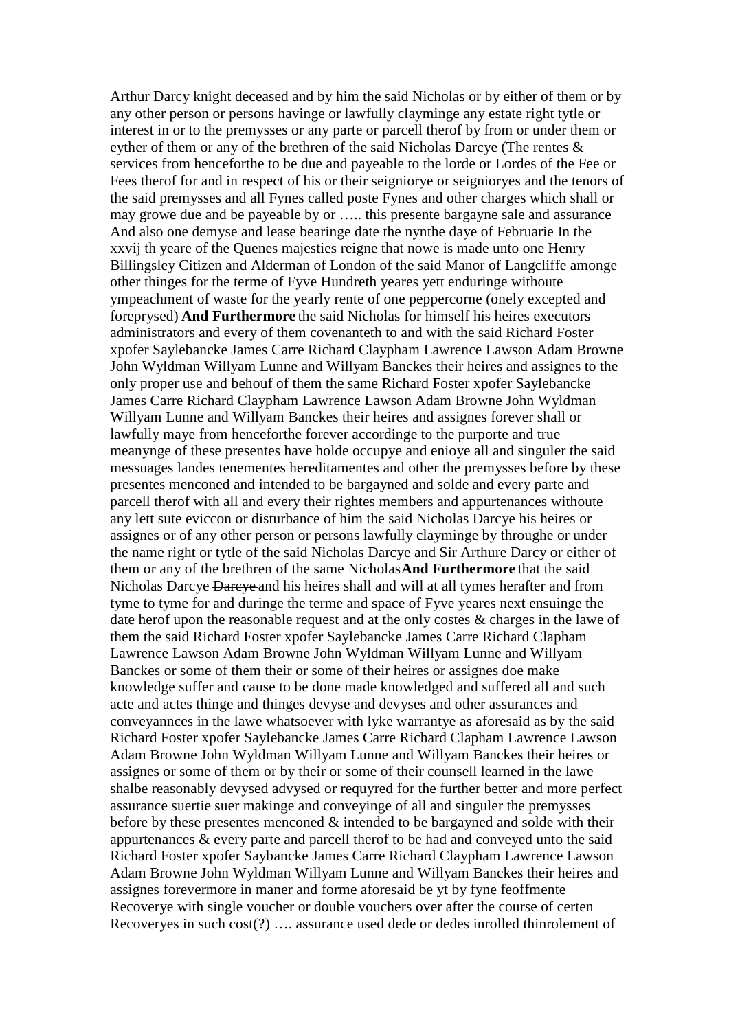Arthur Darcy knight deceased and by him the said Nicholas or by either of them or by any other person or persons havinge or lawfully clayminge any estate right tytle or interest in or to the premysses or any parte or parcell therof by from or under them or eyther of them or any of the brethren of the said Nicholas Darcye (The rentes & services from henceforthe to be due and payeable to the lorde or Lordes of the Fee or Fees therof for and in respect of his or their seigniorye or seignioryes and the tenors of the said premysses and all Fynes called poste Fynes and other charges which shall or may growe due and be payeable by or ….. this presente bargayne sale and assurance And also one demyse and lease bearinge date the nynthe daye of Februarie In the xxvij th yeare of the Quenes majesties reigne that nowe is made unto one Henry Billingsley Citizen and Alderman of London of the said Manor of Langcliffe amonge other thinges for the terme of Fyve Hundreth yeares yett enduringe withoute ympeachment of waste for the yearly rente of one peppercorne (onely excepted and foreprysed) **And Furthermore** the said Nicholas for himself his heires executors administrators and every of them covenanteth to and with the said Richard Foster xpofer Saylebancke James Carre Richard Claypham Lawrence Lawson Adam Browne John Wyldman Willyam Lunne and Willyam Banckes their heires and assignes to the only proper use and behouf of them the same Richard Foster xpofer Saylebancke James Carre Richard Claypham Lawrence Lawson Adam Browne John Wyldman Willyam Lunne and Willyam Banckes their heires and assignes forever shall or lawfully maye from henceforthe forever accordinge to the purporte and true meanynge of these presentes have holde occupye and enioye all and singuler the said messuages landes tenementes hereditamentes and other the premysses before by these presentes menconed and intended to be bargayned and solde and every parte and parcell therof with all and every their rightes members and appurtenances withoute any lett sute eviccon or disturbance of him the said Nicholas Darcye his heires or assignes or of any other person or persons lawfully clayminge by throughe or under the name right or tytle of the said Nicholas Darcye and Sir Arthure Darcy or either of them or any of the brethren of the same Nicholas **And Furthermore** that the said Nicholas Darcye ~~Darcye~~ and his heires shall and will at all tymes herafter and from tyme to tyme for and duringe the terme and space of Fyve yeares next ensuinge the date herof upon the reasonable request and at the only costes & charges in the lawe of them the said Richard Foster xpofer Saylebancke James Carre Richard Clapham Lawrence Lawson Adam Browne John Wyldman Willyam Lunne and Willyam Banckes or some of them their or some of their heires or assignes doe make knowledge suffer and cause to be done made knowledged and suffered all and such acte and actes thinge and thinges devyse and devyses and other assurances and conveyannces in the lawe whatsoever with lyke warrantye as aforesaid as by the said Richard Foster xpofer Saylebancke James Carre Richard Clapham Lawrence Lawson Adam Browne John Wyldman Willyam Lunne and Willyam Banckes their heires or assignes or some of them or by their or some of their counsell learned in the lawe shalbe reasonably devysed advysed or requyred for the further better and more perfect assurance suertie suer makinge and conveyinge of all and singuler the premysses before by these presentes menconed & intended to be bargayned and solde with their appurtenances & every parte and parcell therof to be had and conveyed unto the said Richard Foster xpofer Saybancke James Carre Richard Claypham Lawrence Lawson Adam Browne John Wyldman Willyam Lunne and Willyam Banckes their heires and assignes forevermore in maner and forme aforesaid be yt by fyne feoffmente Recoverye with single voucher or double vouchers over after the course of certen Recoveryes in such cost(?) …. assurance used dede or dedes inrolled thinrolement of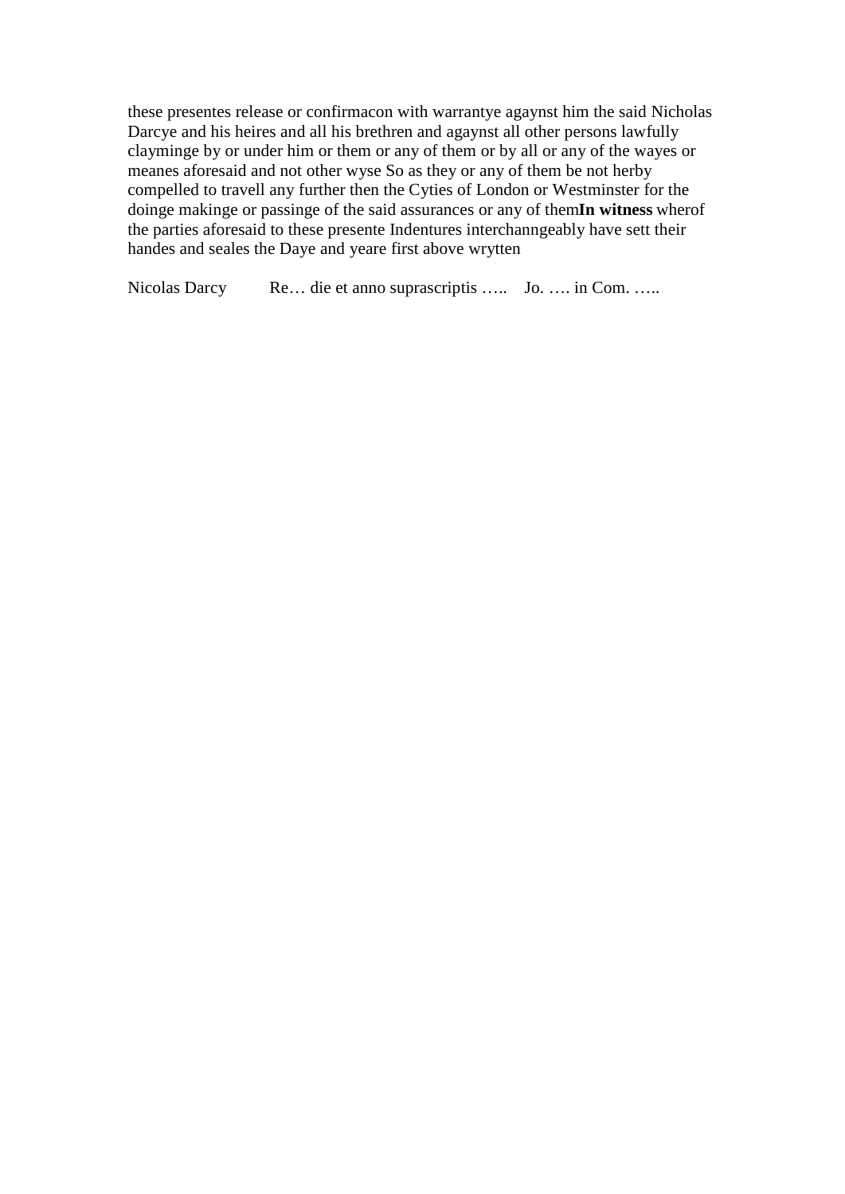these presentes release or confirmacon with warrantye agaynst him the said Nicholas Darcye and his heires and all his brethren and agaynst all other persons lawfully clayminge by or under him or them or any of them or by all or any of the wayes or meanes aforesaid and not other wyse So as they or any of them be not herby compelled to travell any further then the Cyties of London or Westminster for the doinge makinge or passinge of the said assurances or any of them**In witness** wherof the parties aforesaid to these presente Indentures interchanngeably have sett their handes and seales the Daye and yeare first above wrytten

Nicolas Darcy     Re… die et anno suprascriptis …..   Jo. …. in Com. …..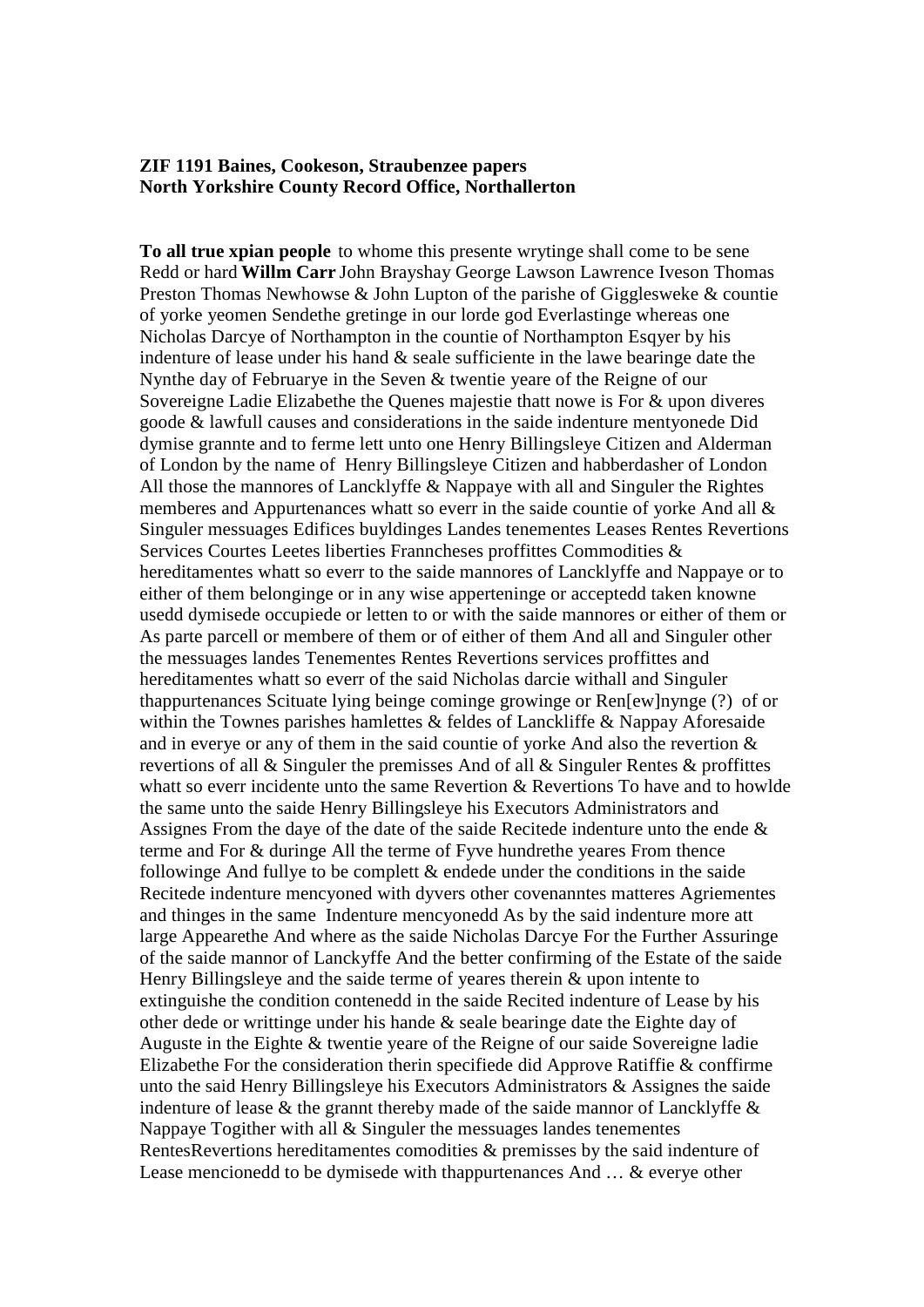**ZIF 1191 Baines, Cookeson, Straubenzee papers**
**North Yorkshire County Record Office, Northallerton**

**To all true xpian people** to whome this presente wrytinge shall come to be sene Redd or hard **Willm Carr** John Brayshay George Lawson Lawrence Iveson Thomas Preston Thomas Newhowse & John Lupton of the parishe of Gigglesweke & countie of yorke yeomen Sendethe gretinge in our lorde god Everlastinge whereas one Nicholas Darcye of Northampton in the countie of Northampton Esqyer by his indenture of lease under his hand & seale sufficiente in the lawe bearinge date the Nynthe day of Februarye in the Seven & twentie yeare of the Reigne of our Sovereigne Ladie Elizabethe the Quenes majestie thatt nowe is For & upon diveres goode & lawfull causes and considerations in the saide indenture mentyonede Did dymise grannte and to ferme lett unto one Henry Billingsleye Citizen and Alderman of London by the name of Henry Billingsleye Citizen and habberdasher of London All those the mannores of Lancklyffe & Nappaye with all and Singuler the Rightes memberes and Appurtenances whatt so everr in the saide countie of yorke And all & Singuler messuages Edifices buyldinges Landes tenementes Leases Rentes Revertions Services Courtes Leetes liberties Franncheses proffittes Commodities & hereditamentes whatt so everr to the saide mannores of Lancklyffe and Nappaye or to either of them belonginge or in any wise apperteninge or acceptedd taken knowne usedd dymisede occupiede or letten to or with the saide mannores or either of them or As parte parcell or membere of them or of either of them And all and Singuler other the messuages landes Tenementes Rentes Revertions services proffittes and hereditamentes whatt so everr of the said Nicholas darcie withall and Singuler thappurtenances Scituate lying beinge cominge growinge or Ren[ew]nynge (?) of or within the Townes parishes hamlettes & feldes of Lanckliffe & Nappay Aforesaide and in everye or any of them in the said countie of yorke And also the revertion & revertions of all & Singuler the premisses And of all & Singuler Rentes & proffittes whatt so everr incidente unto the same Revertion & Revertions To have and to howlde the same unto the saide Henry Billingsleye his Executors Administrators and Assignes From the daye of the date of the saide Recitede indenture unto the ende & terme and For & duringe All the terme of Fyve hundrethe yeares From thence followinge And fullye to be complett & endede under the conditions in the saide Recitede indenture mencyoned with dyvers other covenanntes matteres Agriementes and thinges in the same Indenture mencyonedd As by the said indenture more att large Appearethe And where as the saide Nicholas Darcye For the Further Assuringe of the saide mannor of Lanckyffe And the better confirming of the Estate of the saide Henry Billingsleye and the saide terme of yeares therein & upon intente to extinguishe the condition contenedd in the saide Recited indenture of Lease by his other dede or writtinge under his hande & seale bearinge date the Eighte day of Auguste in the Eighte & twentie yeare of the Reigne of our saide Sovereigne ladie Elizabethe For the consideration therin specifiede did Approve Ratiffie & conffirme unto the said Henry Billingsleye his Executors Administrators & Assignes the saide indenture of lease & the grannt thereby made of the saide mannor of Lancklyffe & Nappaye Togither with all & Singuler the messuages landes tenementes RentesRevertions hereditamentes comodities & premisses by the said indenture of Lease mencionedd to be dymisede with thappurtenances And … & everye other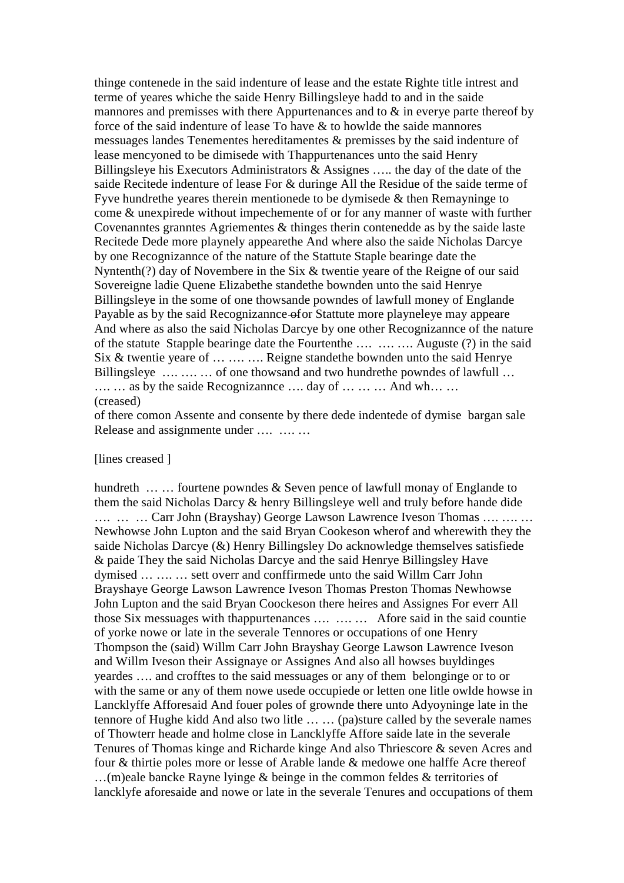thinge contenede in the said indenture of lease and the estate Righte title intrest and terme of yeares whiche the saide Henry Billingsleye hadd to and in the saide mannores and premisses with there Appurtenances and to & in everye parte thereof by force of the said indenture of lease To have & to howlde the saide mannores messuages landes Tenementes hereditamentes & premisses by the said indenture of lease mencyoned to be dimisede with Thappurtenances unto the said Henry Billingsleye his Executors Administrators & Assignes ….. the day of the date of the saide Recitede indenture of lease For & duringe All the Residue of the saide terme of Fyve hundrethe yeares therein mentionede to be dymisede & then Remayninge to come & unexpirede without impechemente of or for any manner of waste with further Covenanntes granntes Agriementes & thinges therin contenedde as by the saide laste Recitede Dede more playnely appearethe And where also the saide Nicholas Darcye by one Recognizannce of the nature of the Stattute Staple bearinge date the Nyntenth(?) day of Novembere in the Six & twentie yeare of the Reigne of our said Sovereigne ladie Quene Elizabethe standethe bownden unto the said Henrye Billingsleye in the some of one thowsande powndes of lawfull money of Englande Payable as by the said Recognizannce ~~of~~or Stattute more playneleye may appeare And where as also the said Nicholas Darcye by one other Recognizannce of the nature of the statute Stapple bearinge date the Fourtenthe …. …. …. Auguste (?) in the said Six & twentie yeare of … …. …. Reigne standethe bownden unto the said Henrye Billingsleye …. …. … of one thowsand and two hundrethe powndes of lawfull … …. … as by the saide Recognizannce …. day of … … … And wh… …
(creased)
of there comon Assente and consente by there dede indentede of dymise bargan sale Release and assignmente under …. …. …

[lines creased ]

hundreth … … fourtene powndes & Seven pence of lawfull monay of Englande to them the said Nicholas Darcy & henry Billingsleye well and truly before hande dide …. … … Carr John (Brayshay) George Lawson Lawrence Iveson Thomas …. …. … Newhowse John Lupton and the said Bryan Cookeson wherof and wherewith they the saide Nicholas Darcye (&) Henry Billingsley Do acknowledge themselves satisfiede & paide They the said Nicholas Darcye and the said Henrye Billingsley Have dymised … …. … sett overr and conffirmede unto the said Willm Carr John Brayshaye George Lawson Lawrence Iveson Thomas Preston Thomas Newhowse John Lupton and the said Bryan Coockeson there heires and Assignes For everr All those Six messuages with thappurtenances …. …. … Afore said in the said countie of yorke nowe or late in the severale Tennores or occupations of one Henry Thompson the (said) Willm Carr John Brayshay George Lawson Lawrence Iveson and Willm Iveson their Assignaye or Assignes And also all howses buyldinges yeardes …. and crofftes to the said messuages or any of them belonginge or to or with the same or any of them nowe usede occupiede or letten one litle owlde howse in Lancklyffe Afforesaid And fouer poles of grownde there unto Adyoyninge late in the tennore of Hughe kidd And also two litle … … (pa)sture called by the severale names of Thowterr heade and holme close in Lancklyffe Affore saide late in the severale Tenures of Thomas kinge and Richarde kinge And also Thriescore & seven Acres and four & thirtie poles more or lesse of Arable lande & medowe one halffe Acre thereof …(m)eale bancke Rayne lyinge & beinge in the common feldes & territories of lancklyfe aforesaide and nowe or late in the severale Tenures and occupations of them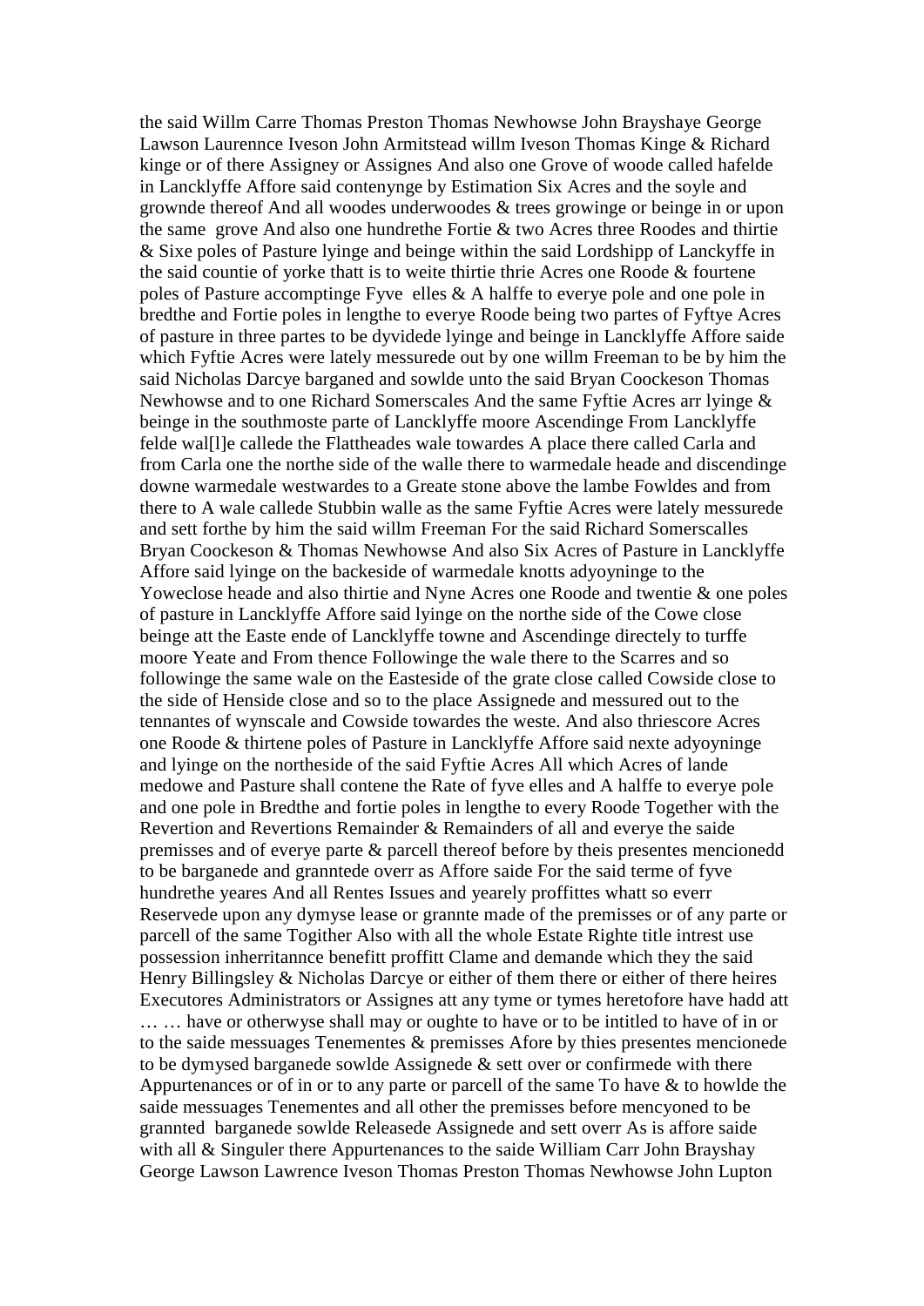the said Willm Carre Thomas Preston Thomas Newhowse John Brayshaye George Lawson Laurennce Iveson John Armitstead willm Iveson Thomas Kinge & Richard kinge or of there Assigney or Assignes And also one Grove of woode called hafelde in Lancklyffe Affore said contenynge by Estimation Six Acres and the soyle and grownde thereof And all woodes underwoodes & trees growinge or beinge in or upon the same grove And also one hundrethe Fortie & two Acres three Roodes and thirtie & Sixe poles of Pasture lyinge and beinge within the said Lordshipp of Lanckyffe in the said countie of yorke thatt is to weite thirtie thrie Acres one Roode & fourtene poles of Pasture accomptinge Fyve elles & A halffe to everye pole and one pole in bredthe and Fortie poles in lengthe to everye Roode being two partes of Fyftye Acres of pasture in three partes to be dyvidede lyinge and beinge in Lancklyffe Affore saide which Fyftie Acres were lately messurede out by one willm Freeman to be by him the said Nicholas Darcye barganed and sowlde unto the said Bryan Coockeson Thomas Newhowse and to one Richard Somerscales And the same Fyftie Acres arr lyinge & beinge in the southmoste parte of Lancklyffe moore Ascendinge From Lancklyffe felde wal[l]e callede the Flattheades wale towardes A place there called Carla and from Carla one the northe side of the walle there to warmedale heade and discendinge downe warmedale westwardes to a Greate stone above the lambe Fowldes and from there to A wale callede Stubbin walle as the same Fyftie Acres were lately messurede and sett forthe by him the said willm Freeman For the said Richard Somerscalles Bryan Coockeson & Thomas Newhowse And also Six Acres of Pasture in Lancklyffe Affore said lyinge on the backeside of warmedale knotts adyoyninge to the Yoweclose heade and also thirtie and Nyne Acres one Roode and twentie & one poles of pasture in Lancklyffe Affore said lyinge on the northe side of the Cowe close beinge att the Easte ende of Lancklyffe towne and Ascendinge directely to turffe moore Yeate and From thence Followinge the wale there to the Scarres and so followinge the same wale on the Easteside of the grate close called Cowside close to the side of Henside close and so to the place Assignede and messured out to the tennantes of wynscale and Cowside towardes the weste. And also thriescore Acres one Roode & thirtene poles of Pasture in Lancklyffe Affore said nexte adyoyninge and lyinge on the northeside of the said Fyftie Acres All which Acres of lande medowe and Pasture shall contene the Rate of fyve elles and A halffe to everye pole and one pole in Bredthe and fortie poles in lengthe to every Roode Together with the Revertion and Revertions Remainder & Remainders of all and everye the saide premisses and of everye parte & parcell thereof before by theis presentes mencionedd to be barganede and granntede overr as Affore saide For the said terme of fyve hundrethe yeares And all Rentes Issues and yearely proffittes whatt so everr Reservede upon any dymyse lease or grannte made of the premisses or of any parte or parcell of the same Togither Also with all the whole Estate Righte title intrest use possession inherritannce benefitt proffitt Clame and demande which they the said Henry Billingsley & Nicholas Darcye or either of them there or either of there heires Executores Administrators or Assignes att any tyme or tymes heretofore have hadd att … … have or otherwyse shall may or oughte to have or to be intitled to have of in or to the saide messuages Tenementes & premisses Afore by thies presentes mencionede to be dymysed barganede sowlde Assignede & sett over or confirmede with there Appurtenances or of in or to any parte or parcell of the same To have & to howlde the saide messuages Tenementes and all other the premisses before mencyoned to be grannted barganede sowlde Releasede Assignede and sett overr As is affore saide with all & Singuler there Appurtenances to the saide William Carr John Brayshay George Lawson Lawrence Iveson Thomas Preston Thomas Newhowse John Lupton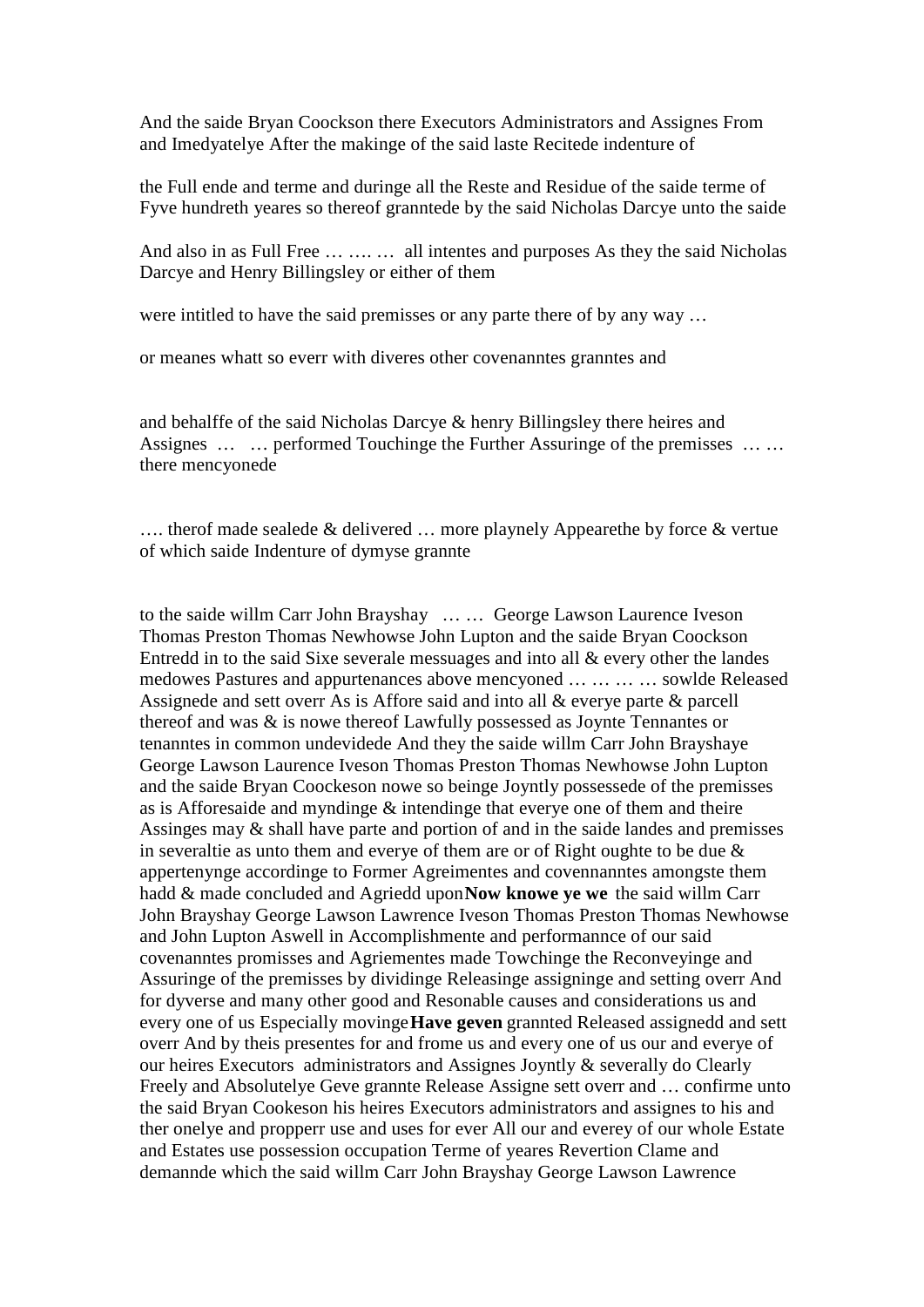And the saide Bryan Coockson there Executors Administrators and Assignes From and Imedyatelye After the makinge of the said laste Recitede indenture of

the Full ende and terme and duringe all the Reste and Residue of the saide terme of Fyve hundreth yeares so thereof granntede by the said Nicholas Darcye unto the saide

And also in as Full Free … …. … all intentes and purposes As they the said Nicholas Darcye and Henry Billingsley or either of them

were intitled to have the said premisses or any parte there of by any way …

or meanes whatt so everr with diveres other covenanntes granntes and

and behalffe of the said Nicholas Darcye & henry Billingsley there heires and Assignes … … performed Touchinge the Further Assuringe of the premisses … … there mencyonede

…. therof made sealede & delivered … more playnely Appearethe by force & vertue of which saide Indenture of dymyse grannte

to the saide willm Carr John Brayshay … … George Lawson Laurence Iveson Thomas Preston Thomas Newhowse John Lupton and the saide Bryan Coockson Entredd in to the said Sixe severale messuages and into all & every other the landes medowes Pastures and appurtenances above mencyoned … … … … sowlde Released Assignede and sett overr As is Affore said and into all & everye parte & parcell thereof and was & is nowe thereof Lawfully possessed as Joynte Tennantes or tenanntes in common undevidede And they the saide willm Carr John Brayshaye George Lawson Laurence Iveson Thomas Preston Thomas Newhowse John Lupton and the saide Bryan Coockeson nowe so beinge Joyntly possessede of the premisses as is Afforesaide and myndinge & intendinge that everye one of them and theire Assinges may & shall have parte and portion of and in the saide landes and premisses in severaltie as unto them and everye of them are or of Right oughte to be due & appertenynge accordinge to Former Agreimentes and covennanntes amongste them hadd & made concluded and Agriedd upon**Now knowe ye we** the said willm Carr John Brayshay George Lawson Lawrence Iveson Thomas Preston Thomas Newhowse and John Lupton Aswell in Accomplishmente and performannce of our said covenanntes promisses and Agriementes made Towchinge the Reconveyinge and Assuringe of the premisses by dividinge Releasinge assigninge and setting overr And for dyverse and many other good and Resonable causes and considerations us and every one of us Especially movinge**Have geven** grannted Released assignedd and sett overr And by theis presentes for and frome us and every one of us our and everye of our heires Executors administrators and Assignes Joyntly & severally do Clearly Freely and Absolutelye Geve grannte Release Assigne sett overr and … confirme unto the said Bryan Cookeson his heires Executors administrators and assignes to his and ther onelye and propperr use and uses for ever All our and everey of our whole Estate and Estates use possession occupation Terme of yeares Revertion Clame and demannde which the said willm Carr John Brayshay George Lawson Lawrence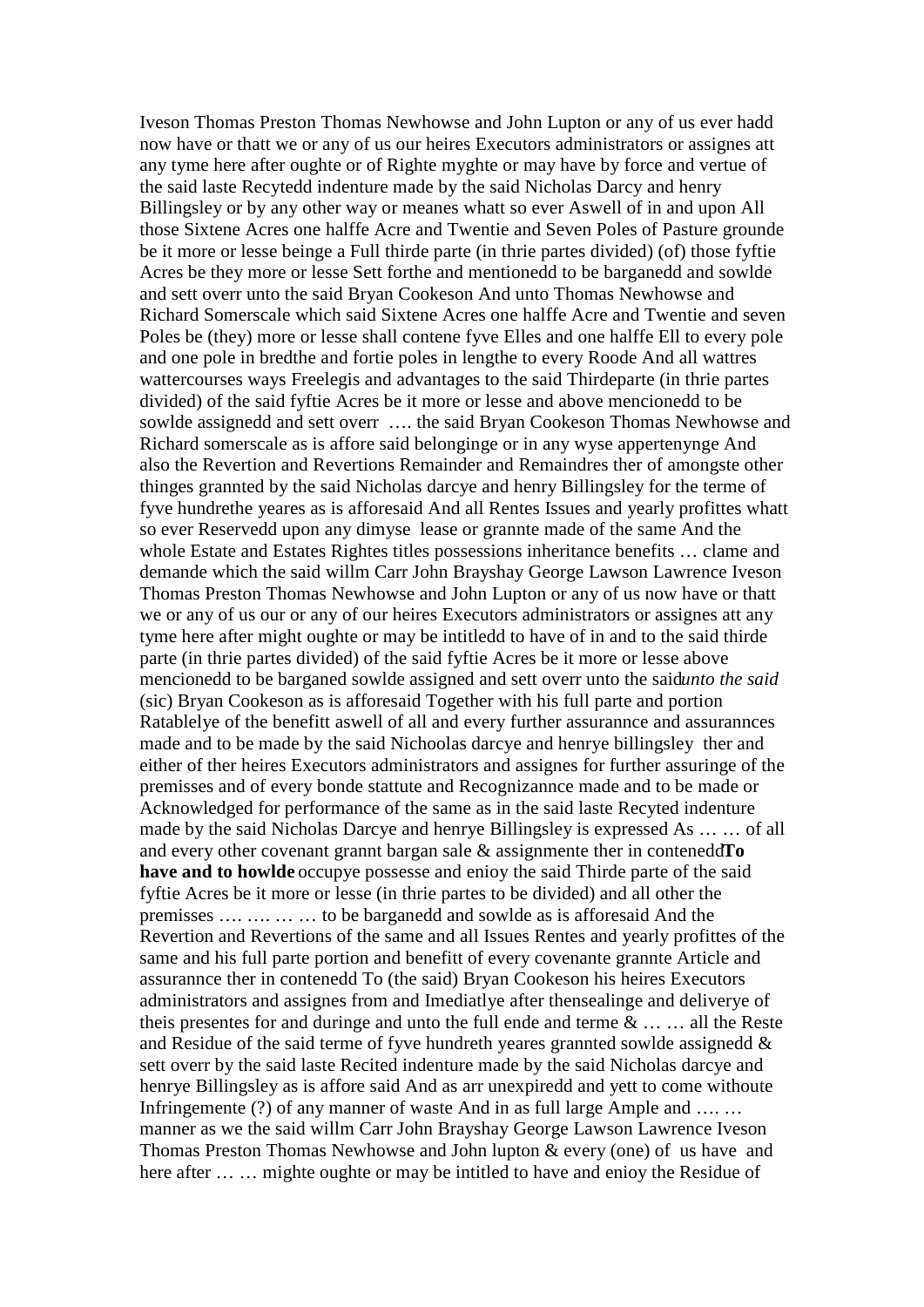Iveson Thomas Preston Thomas Newhowse and John Lupton or any of us ever hadd now have or thatt we or any of us our heires Executors administrators or assignes att any tyme here after oughte or of Righte myghte or may have by force and vertue of the said laste Recytedd indenture made by the said Nicholas Darcy and henry Billingsley or by any other way or meanes whatt so ever Aswell of in and upon All those Sixtene Acres one halffe Acre and Twentie and Seven Poles of Pasture grounde be it more or lesse beinge a Full thirde parte (in thrie partes divided) (of) those fyftie Acres be they more or lesse Sett forthe and mentionedd to be barganedd and sowlde and sett overr unto the said Bryan Cookeson And unto Thomas Newhowse and Richard Somerscale which said Sixtene Acres one halffe Acre and Twentie and seven Poles be (they) more or lesse shall contene fyve Elles and one halffe Ell to every pole and one pole in bredthe and fortie poles in lengthe to every Roode And all wattres wattercourses ways Freelegis and advantages to the said Thirdeparte (in thrie partes divided) of the said fyftie Acres be it more or lesse and above mencionedd to be sowlde assignedd and sett overr …. the said Bryan Cookeson Thomas Newhowse and Richard somerscale as is affore said belonginge or in any wyse appertenynge And also the Revertion and Revertions Remainder and Remaindres ther of amongste other thinges grannted by the said Nicholas darcye and henry Billingsley for the terme of fyve hundrethe yeares as is afforesaid And all Rentes Issues and yearly profittes whatt so ever Reservedd upon any dimyse lease or grannte made of the same And the whole Estate and Estates Rightes titles possessions inheritance benefits … clame and demande which the said willm Carr John Brayshay George Lawson Lawrence Iveson Thomas Preston Thomas Newhowse and John Lupton or any of us now have or thatt we or any of us our or any of our heires Executors administrators or assignes att any tyme here after might oughte or may be intitledd to have of in and to the said thirde parte (in thrie partes divided) of the said fyftie Acres be it more or lesse above mencionedd to be barganed sowlde assigned and sett overr unto the said *unto the said* (sic) Bryan Cookeson as is afforesaid Together with his full parte and portion Ratablelye of the benefitt aswell of all and every further assurannce and assurannces made and to be made by the said Nichoolas darcye and henrye billingsley ther and either of ther heires Executors administrators and assignes for further assuringe of the premisses and of every bonde stattute and Recognizannce made and to be made or Acknowledged for performance of the same as in the said laste Recyted indenture made by the said Nicholas Darcye and henrye Billingsley is expressed As … … of all and every other covenant grannt bargan sale & assignmente ther in contenedd **To have and to howlde** occupye possesse and enioy the said Thirde parte of the said fyftie Acres be it more or lesse (in thrie partes to be divided) and all other the premisses …. …. … … to be barganedd and sowlde as is afforesaid And the Revertion and Revertions of the same and all Issues Rentes and yearly profittes of the same and his full parte portion and benefitt of every covenante grannte Article and assurannce ther in contenedd To (the said) Bryan Cookeson his heires Executors administrators and assignes from and Imediatlye after thensealinge and deliverye of theis presentes for and duringe and unto the full ende and terme & … … all the Reste and Residue of the said terme of fyve hundreth yeares grannted sowlde assignedd & sett overr by the said laste Recited indenture made by the said Nicholas darcye and henrye Billingsley as is affore said And as arr unexpiredd and yett to come withoute Infringemente (?) of any manner of waste And in as full large Ample and …. … manner as we the said willm Carr John Brayshay George Lawson Lawrence Iveson Thomas Preston Thomas Newhowse and John lupton & every (one) of us have and here after … … mighte oughte or may be intitled to have and enioy the Residue of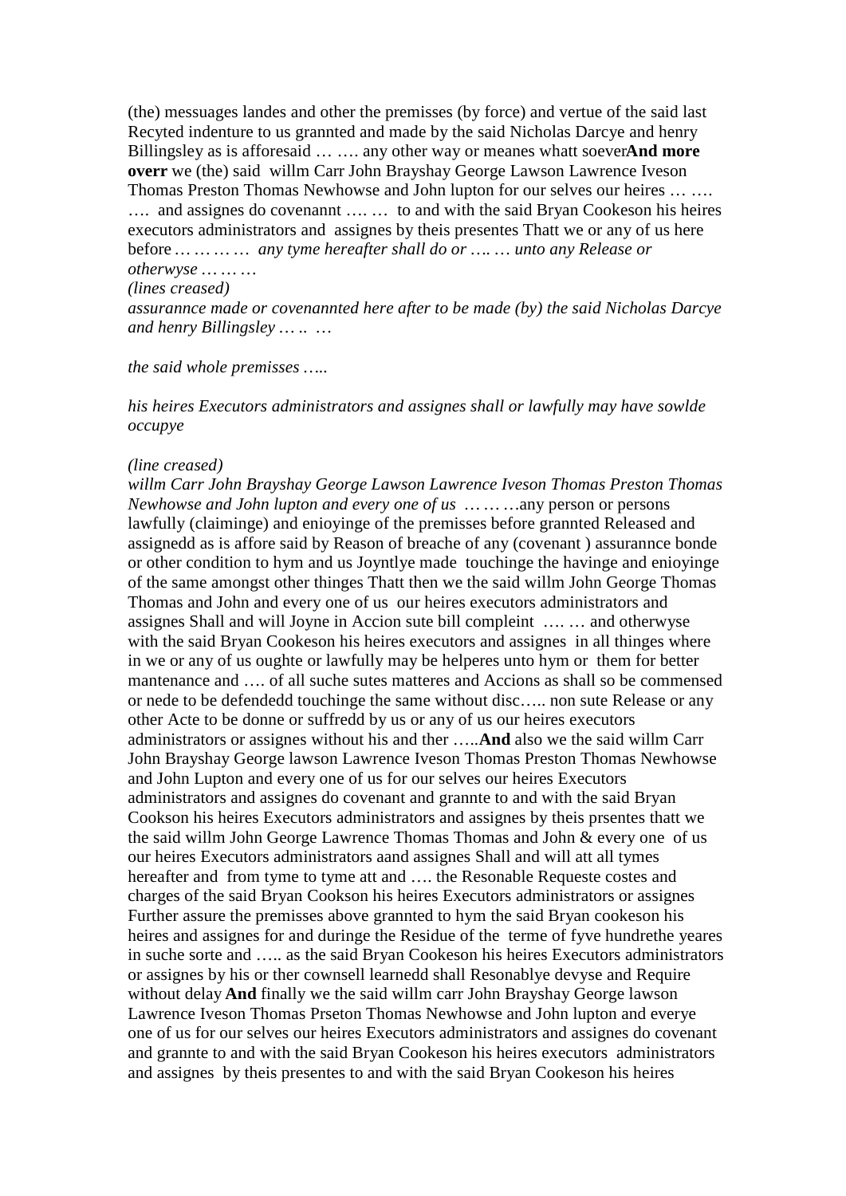(the) messuages landes and other the premisses (by force) and vertue of the said last Recyted indenture to us grannted and made by the said Nicholas Darcye and henry Billingsley as is afforesaid … …. any other way or meanes whatt soever**And more overr** we (the) said willm Carr John Brayshay George Lawson Lawrence Iveson Thomas Preston Thomas Newhowse and John lupton for our selves our heires … …. …. and assignes do covenannt …. … to and with the said Bryan Cookeson his heires executors administrators and assignes by theis presentes Thatt we or any of us here before *… … … … any tyme hereafter shall do or …. … unto any Release or otherwyse … … …*

*(lines creased)*

*assurannce made or covenannted here after to be made (by) the said Nicholas Darcye and henry Billingsley … .. …*

*the said whole premisses …..*

*his heires Executors administrators and assignes shall or lawfully may have sowlde occupye*

*(line creased)*

*willm Carr John Brayshay George Lawson Lawrence Iveson Thomas Preston Thomas Newhowse and John lupton and every one of us … … …*any person or persons lawfully (claiminge) and enioyinge of the premisses before grannted Released and assignedd as is affore said by Reason of breache of any (covenant ) assurannce bonde or other condition to hym and us Joyntlye made touchinge the havinge and enioyinge of the same amongst other thinges Thatt then we the said willm John George Thomas Thomas and John and every one of us our heires executors administrators and assignes Shall and will Joyne in Accion sute bill compleint …. … and otherwyse with the said Bryan Cookeson his heires executors and assignes in all thinges where in we or any of us oughte or lawfully may be helperes unto hym or them for better mantenance and …. of all suche sutes matteres and Accions as shall so be commensed or nede to be defendedd touchinge the same without disc….. non sute Release or any other Acte to be donne or suffredd by us or any of us our heires executors administrators or assignes without his and ther …..**And** also we the said willm Carr John Brayshay George lawson Lawrence Iveson Thomas Preston Thomas Newhowse and John Lupton and every one of us for our selves our heires Executors administrators and assignes do covenant and grannte to and with the said Bryan Cookson his heires Executors administrators and assignes by theis prsentes thatt we the said willm John George Lawrence Thomas Thomas and John & every one of us our heires Executors administrators aand assignes Shall and will att all tymes hereafter and from tyme to tyme att and …. the Resonable Requeste costes and charges of the said Bryan Cookson his heires Executors administrators or assignes Further assure the premisses above grannted to hym the said Bryan cookeson his heires and assignes for and duringe the Residue of the terme of fyve hundrethe yeares in suche sorte and ….. as the said Bryan Cookeson his heires Executors administrators or assignes by his or ther cownsell learnedd shall Resonablye devyse and Require without delay **And** finally we the said willm carr John Brayshay George lawson Lawrence Iveson Thomas Prseton Thomas Newhowse and John lupton and everye one of us for our selves our heires Executors administrators and assignes do covenant and grannte to and with the said Bryan Cookeson his heires executors administrators and assignes by theis presentes to and with the said Bryan Cookeson his heires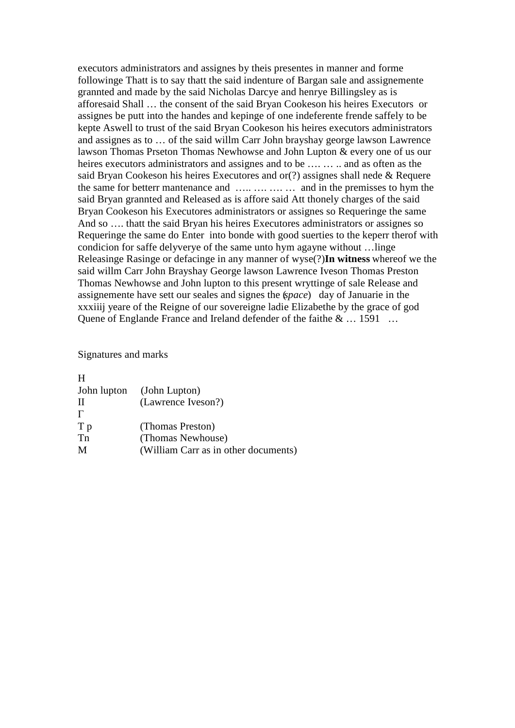executors administrators and assignes by theis presentes in manner and forme followinge Thatt is to say thatt the said indenture of Bargan sale and assignemente grannted and made by the said Nicholas Darcye and henrye Billingsley as is afforesaid Shall … the consent of the said Bryan Cookeson his heires Executors or assignes be putt into the handes and kepinge of one indeferente frende saffely to be kepte Aswell to trust of the said Bryan Cookeson his heires executors administrators and assignes as to … of the said willm Carr John brayshay george lawson Lawrence lawson Thomas Prseton Thomas Newhowse and John Lupton & every one of us our heires executors administrators and assignes and to be …. … .. and as often as the said Bryan Cookeson his heires Executores and or(?) assignes shall nede & Requere the same for betterr mantenance and ….. …. …. … and in the premisses to hym the said Bryan grannted and Released as is affore said Att thonely charges of the said Bryan Cookeson his Executores administrators or assignes so Requeringe the same And so …. thatt the said Bryan his heires Executores administrators or assignes so Requeringe the same do Enter into bonde with good suerties to the keperr therof with condicion for saffe delyverye of the same unto hym agayne without …linge Releasinge Rasinge or defacinge in any manner of wyse(?)**In witness** whereof we the said willm Carr John Brayshay George lawson Lawrence Iveson Thomas Preston Thomas Newhowse and John lupton to this present wryttinge of sale Release and assignemente have sett our seales and signes the (*space*) day of Januarie in the xxxiiij yeare of the Reigne of our sovereigne ladie Elizabethe by the grace of god Quene of Englande France and Ireland defender of the faithe & … 1591 …

Signatures and marks

H
John lupton (John Lupton)
II (Lawrence Iveson?)
Γ
T p (Thomas Preston)
Tn (Thomas Newhouse)
M (William Carr as in other documents)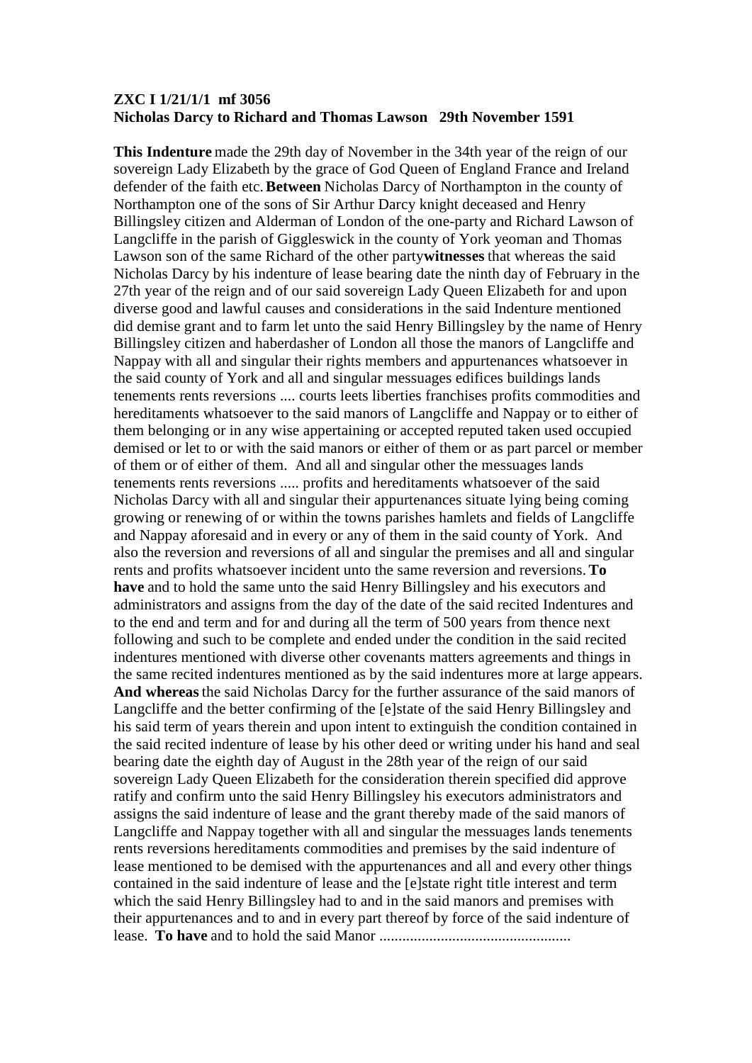**ZXC I 1/21/1/1 mf 3056**
**Nicholas Darcy to Richard and Thomas Lawson 29th November 1591**

**This Indenture** made the 29th day of November in the 34th year of the reign of our sovereign Lady Elizabeth by the grace of God Queen of England France and Ireland defender of the faith etc. **Between** Nicholas Darcy of Northampton in the county of Northampton one of the sons of Sir Arthur Darcy knight deceased and Henry Billingsley citizen and Alderman of London of the one-party and Richard Lawson of Langcliffe in the parish of Giggleswick in the county of York yeoman and Thomas Lawson son of the same Richard of the other party**witnesses** that whereas the said Nicholas Darcy by his indenture of lease bearing date the ninth day of February in the 27th year of the reign and of our said sovereign Lady Queen Elizabeth for and upon diverse good and lawful causes and considerations in the said Indenture mentioned did demise grant and to farm let unto the said Henry Billingsley by the name of Henry Billingsley citizen and haberdasher of London all those the manors of Langcliffe and Nappay with all and singular their rights members and appurtenances whatsoever in the said county of York and all and singular messuages edifices buildings lands tenements rents reversions .... courts leets liberties franchises profits commodities and hereditaments whatsoever to the said manors of Langcliffe and Nappay or to either of them belonging or in any wise appertaining or accepted reputed taken used occupied demised or let to or with the said manors or either of them or as part parcel or member of them or of either of them. And all and singular other the messuages lands tenements rents reversions ..... profits and hereditaments whatsoever of the said Nicholas Darcy with all and singular their appurtenances situate lying being coming growing or renewing of or within the towns parishes hamlets and fields of Langcliffe and Nappay aforesaid and in every or any of them in the said county of York. And also the reversion and reversions of all and singular the premises and all and singular rents and profits whatsoever incident unto the same reversion and reversions. **To have** and to hold the same unto the said Henry Billingsley and his executors and administrators and assigns from the day of the date of the said recited Indentures and to the end and term and for and during all the term of 500 years from thence next following and such to be complete and ended under the condition in the said recited indentures mentioned with diverse other covenants matters agreements and things in the same recited indentures mentioned as by the said indentures more at large appears. **And whereas** the said Nicholas Darcy for the further assurance of the said manors of Langcliffe and the better confirming of the [e]state of the said Henry Billingsley and his said term of years therein and upon intent to extinguish the condition contained in the said recited indenture of lease by his other deed or writing under his hand and seal bearing date the eighth day of August in the 28th year of the reign of our said sovereign Lady Queen Elizabeth for the consideration therein specified did approve ratify and confirm unto the said Henry Billingsley his executors administrators and assigns the said indenture of lease and the grant thereby made of the said manors of Langcliffe and Nappay together with all and singular the messuages lands tenements rents reversions hereditaments commodities and premises by the said indenture of lease mentioned to be demised with the appurtenances and all and every other things contained in the said indenture of lease and the [e]state right title interest and term which the said Henry Billingsley had to and in the said manors and premises with their appurtenances and to and in every part thereof by force of the said indenture of lease. **To have** and to hold the said Manor ..................................................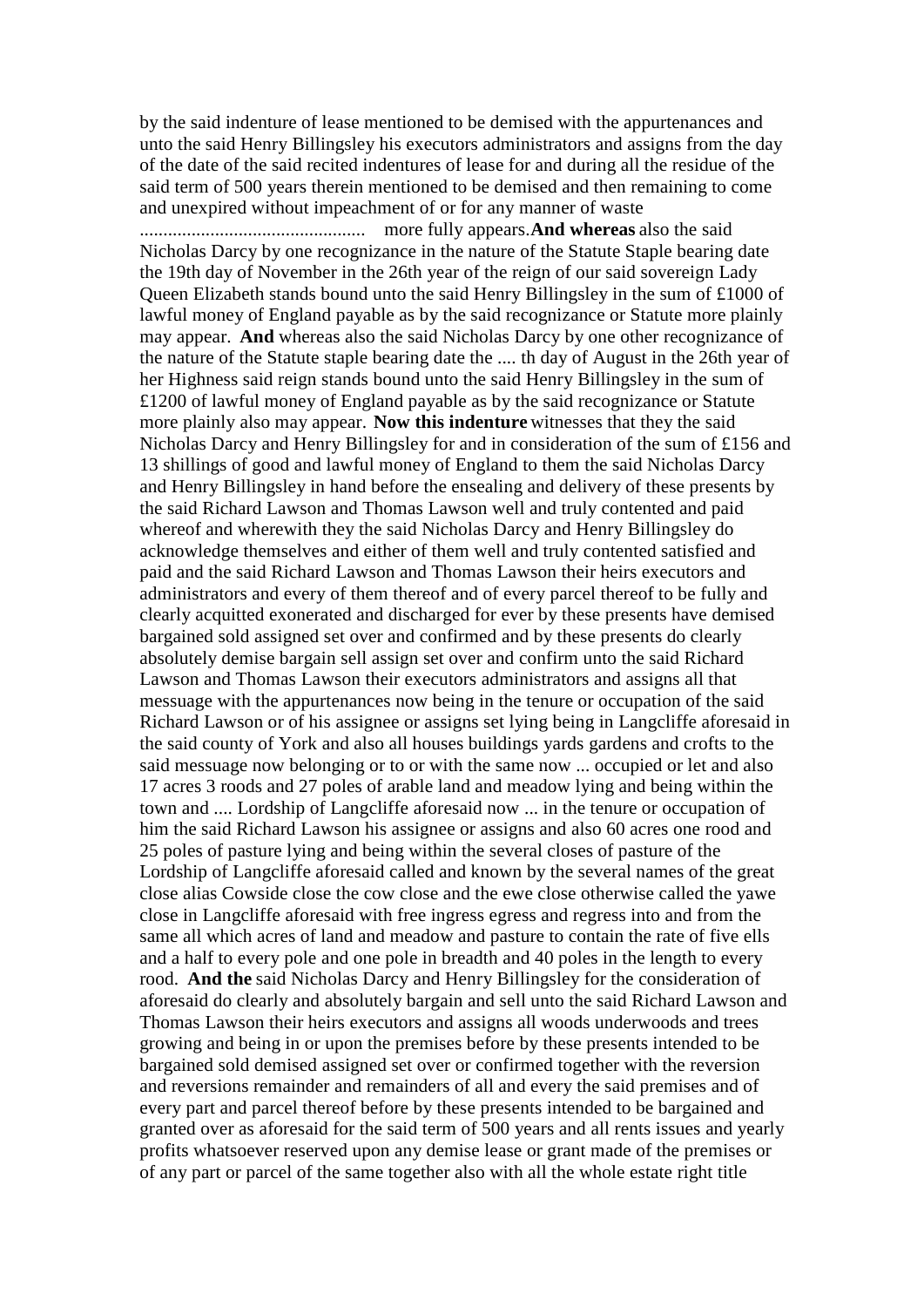by the said indenture of lease mentioned to be demised with the appurtenances and unto the said Henry Billingsley his executors administrators and assigns from the day of the date of the said recited indentures of lease for and during all the residue of the said term of 500 years therein mentioned to be demised and then remaining to come and unexpired without impeachment of or for any manner of waste ............................................... more fully appears. **And whereas** also the said Nicholas Darcy by one recognizance in the nature of the Statute Staple bearing date the 19th day of November in the 26th year of the reign of our said sovereign Lady Queen Elizabeth stands bound unto the said Henry Billingsley in the sum of £1000 of lawful money of England payable as by the said recognizance or Statute more plainly may appear. **And** whereas also the said Nicholas Darcy by one other recognizance of the nature of the Statute staple bearing date the .... th day of August in the 26th year of her Highness said reign stands bound unto the said Henry Billingsley in the sum of £1200 of lawful money of England payable as by the said recognizance or Statute more plainly also may appear. **Now this indenture** witnesses that they the said Nicholas Darcy and Henry Billingsley for and in consideration of the sum of £156 and 13 shillings of good and lawful money of England to them the said Nicholas Darcy and Henry Billingsley in hand before the ensealing and delivery of these presents by the said Richard Lawson and Thomas Lawson well and truly contented and paid whereof and wherewith they the said Nicholas Darcy and Henry Billingsley do acknowledge themselves and either of them well and truly contented satisfied and paid and the said Richard Lawson and Thomas Lawson their heirs executors and administrators and every of them thereof and of every parcel thereof to be fully and clearly acquitted exonerated and discharged for ever by these presents have demised bargained sold assigned set over and confirmed and by these presents do clearly absolutely demise bargain sell assign set over and confirm unto the said Richard Lawson and Thomas Lawson their executors administrators and assigns all that messuage with the appurtenances now being in the tenure or occupation of the said Richard Lawson or of his assignee or assigns set lying being in Langcliffe aforesaid in the said county of York and also all houses buildings yards gardens and crofts to the said messuage now belonging or to or with the same now ... occupied or let and also 17 acres 3 roods and 27 poles of arable land and meadow lying and being within the town and .... Lordship of Langcliffe aforesaid now ... in the tenure or occupation of him the said Richard Lawson his assignee or assigns and also 60 acres one rood and 25 poles of pasture lying and being within the several closes of pasture of the Lordship of Langcliffe aforesaid called and known by the several names of the great close alias Cowside close the cow close and the ewe close otherwise called the yawe close in Langcliffe aforesaid with free ingress egress and regress into and from the same all which acres of land and meadow and pasture to contain the rate of five ells and a half to every pole and one pole in breadth and 40 poles in the length to every rood. **And the** said Nicholas Darcy and Henry Billingsley for the consideration of aforesaid do clearly and absolutely bargain and sell unto the said Richard Lawson and Thomas Lawson their heirs executors and assigns all woods underwoods and trees growing and being in or upon the premises before by these presents intended to be bargained sold demised assigned set over or confirmed together with the reversion and reversions remainder and remainders of all and every the said premises and of every part and parcel thereof before by these presents intended to be bargained and granted over as aforesaid for the said term of 500 years and all rents issues and yearly profits whatsoever reserved upon any demise lease or grant made of the premises or of any part or parcel of the same together also with all the whole estate right title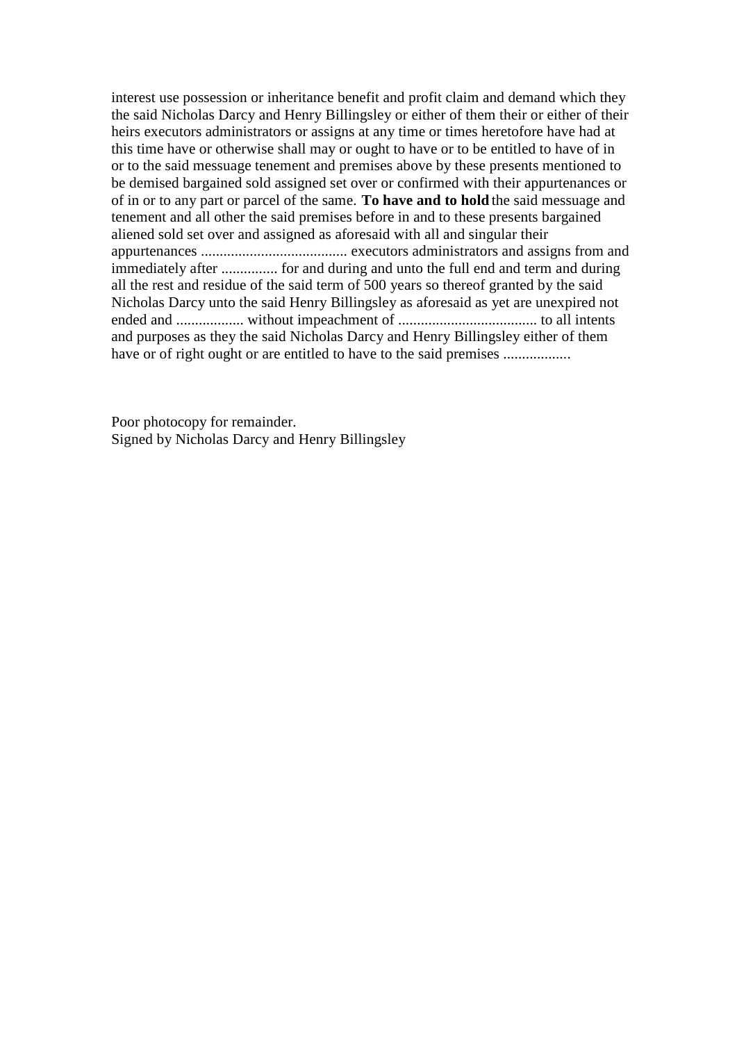interest use possession or inheritance benefit and profit claim and demand which they the said Nicholas Darcy and Henry Billingsley or either of them their or either of their heirs executors administrators or assigns at any time or times heretofore have had at this time have or otherwise shall may or ought to have or to be entitled to have of in or to the said messuage tenement and premises above by these presents mentioned to be demised bargained sold assigned set over or confirmed with their appurtenances or of in or to any part or parcel of the same. **To have and to hold** the said messuage and tenement and all other the said premises before in and to these presents bargained aliened sold set over and assigned as aforesaid with all and singular their appurtenances ....................................... executors administrators and assigns from and immediately after ............... for and during and unto the full end and term and during all the rest and residue of the said term of 500 years so thereof granted by the said Nicholas Darcy unto the said Henry Billingsley as aforesaid as yet are unexpired not ended and .................. without impeachment of ..................................... to all intents and purposes as they the said Nicholas Darcy and Henry Billingsley either of them have or of right ought or are entitled to have to the said premises ..................

Poor photocopy for remainder.
Signed by Nicholas Darcy and Henry Billingsley